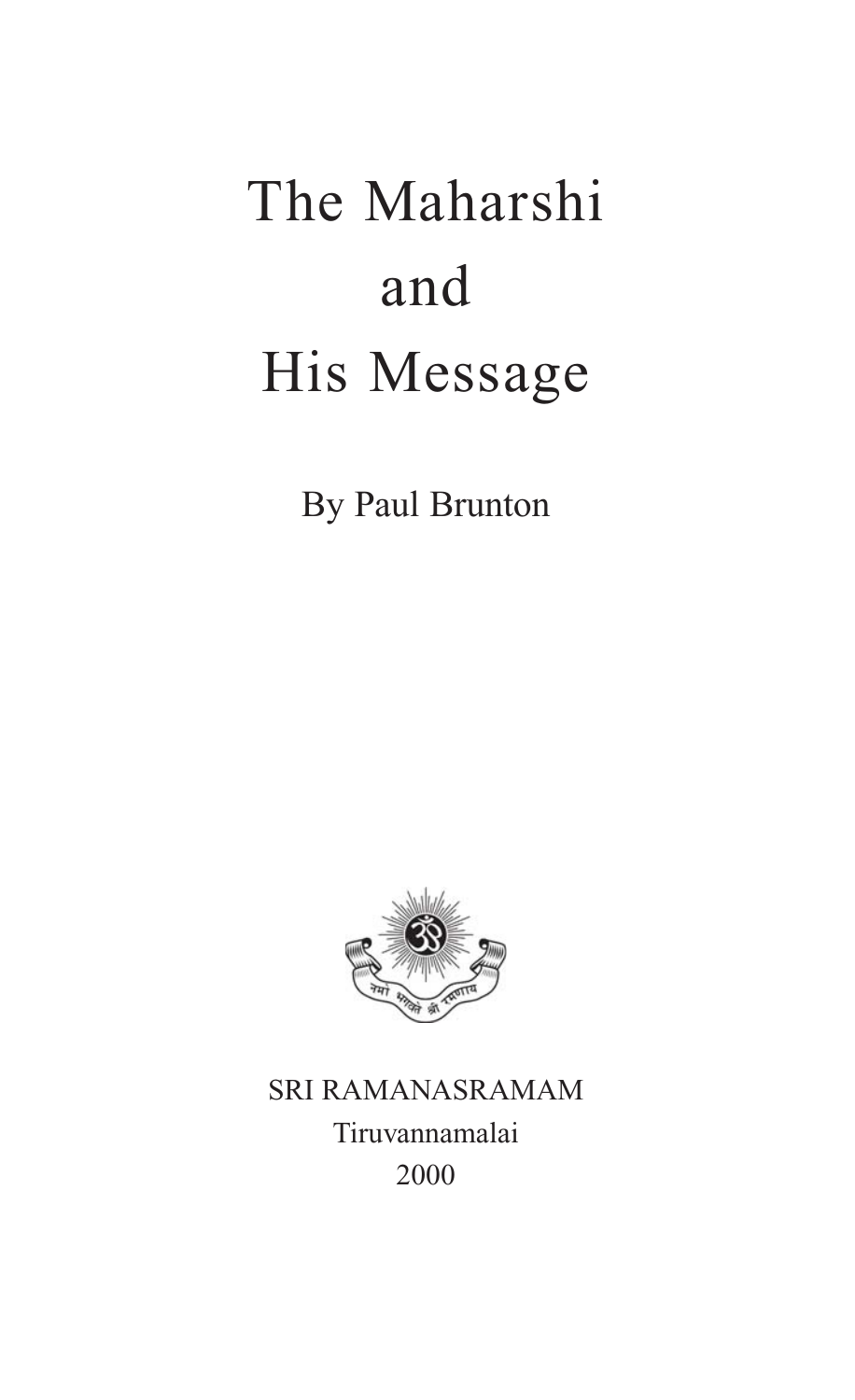# The Maharshi and His Message

By Paul Brunton

SRI RAMANASRAMAM
Tiruvannamalai
2000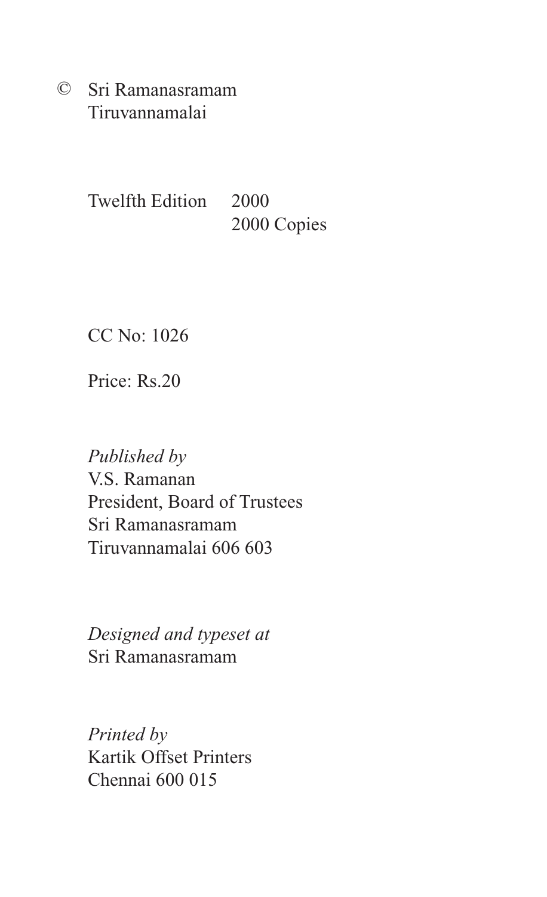© Sri Ramanasramam
Tiruvannamalai

Twelfth Edition 2000
2000 Copies

CC No: 1026

Price: Rs.20

*Published by*
V.S. Ramanan
President, Board of Trustees
Sri Ramanasramam
Tiruvannamalai 606 603

*Designed and typeset at*
Sri Ramanasramam

*Printed by*
Kartik Offset Printers
Chennai 600 015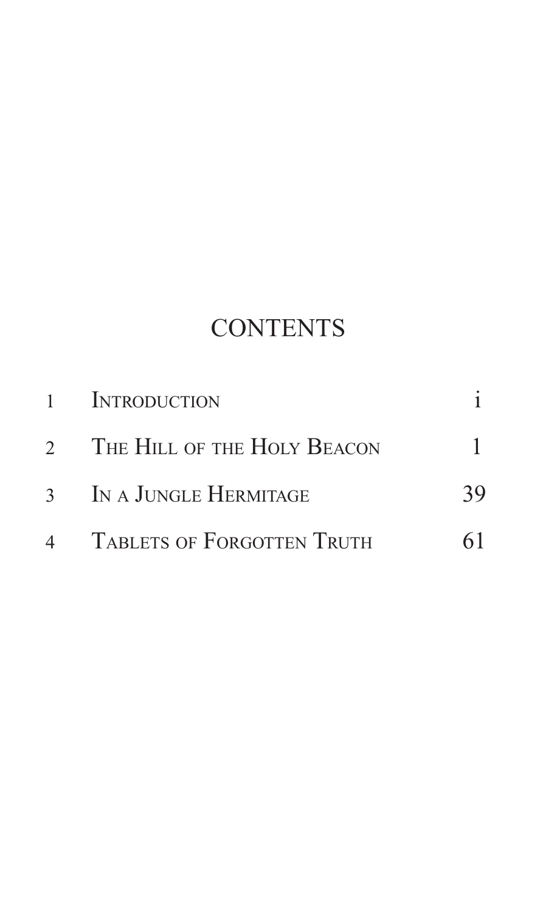# CONTENTS

| | | |
|---|---|---|
| 1 | Introduction | i |
| 2 | The Hill of the Holy Beacon | 1 |
| 3 | In a Jungle Hermitage | 39 |
| 4 | Tablets of Forgotten Truth | 61 |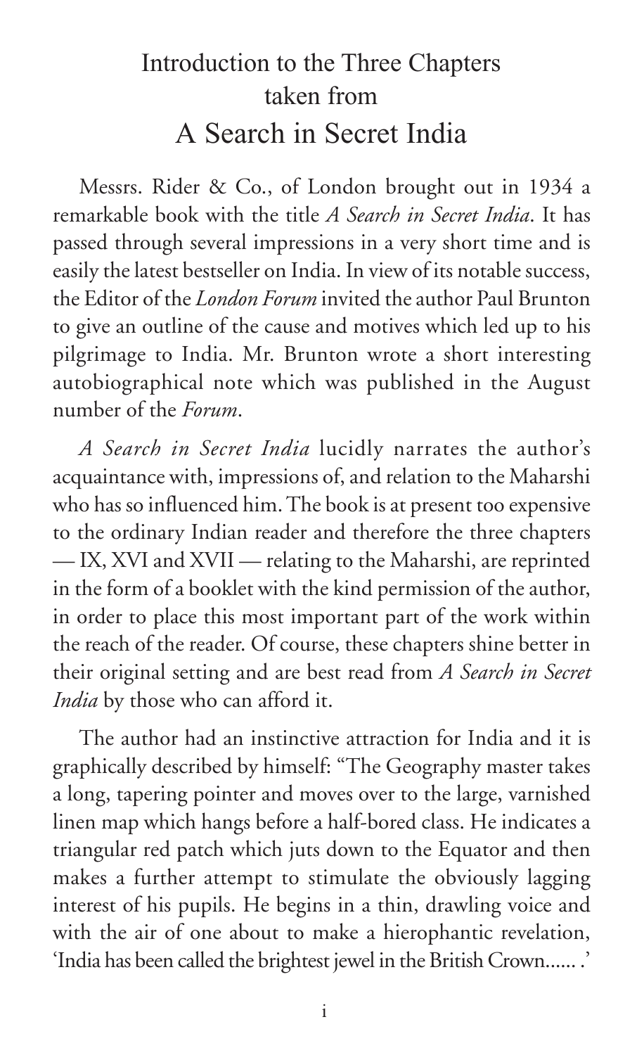# Introduction to the Three Chapters taken from A Search in Secret India

Messrs. Rider & Co., of London brought out in 1934 a remarkable book with the title *A Search in Secret India*. It has passed through several impressions in a very short time and is easily the latest bestseller on India. In view of its notable success, the Editor of the *London Forum* invited the author Paul Brunton to give an outline of the cause and motives which led up to his pilgrimage to India. Mr. Brunton wrote a short interesting autobiographical note which was published in the August number of the *Forum*.

*A Search in Secret India* lucidly narrates the author's acquaintance with, impressions of, and relation to the Maharshi who has so influenced him. The book is at present too expensive to the ordinary Indian reader and therefore the three chapters — IX, XVI and XVII — relating to the Maharshi, are reprinted in the form of a booklet with the kind permission of the author, in order to place this most important part of the work within the reach of the reader. Of course, these chapters shine better in their original setting and are best read from *A Search in Secret India* by those who can afford it.

The author had an instinctive attraction for India and it is graphically described by himself: "The Geography master takes a long, tapering pointer and moves over to the large, varnished linen map which hangs before a half-bored class. He indicates a triangular red patch which juts down to the Equator and then makes a further attempt to stimulate the obviously lagging interest of his pupils. He begins in a thin, drawling voice and with the air of one about to make a hierophantic revelation, 'India has been called the brightest jewel in the British Crown...... .'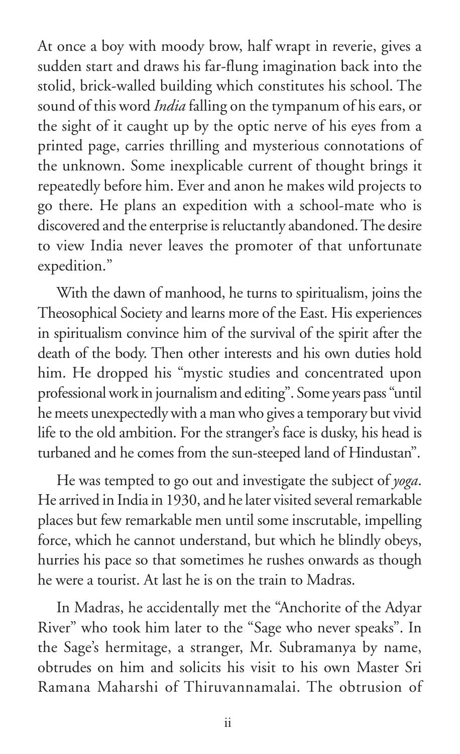At once a boy with moody brow, half wrapt in reverie, gives a sudden start and draws his far-flung imagination back into the stolid, brick-walled building which constitutes his school. The sound of this word *India* falling on the tympanum of his ears, or the sight of it caught up by the optic nerve of his eyes from a printed page, carries thrilling and mysterious connotations of the unknown. Some inexplicable current of thought brings it repeatedly before him. Ever and anon he makes wild projects to go there. He plans an expedition with a school-mate who is discovered and the enterprise is reluctantly abandoned. The desire to view India never leaves the promoter of that unfortunate expedition."

With the dawn of manhood, he turns to spiritualism, joins the Theosophical Society and learns more of the East. His experiences in spiritualism convince him of the survival of the spirit after the death of the body. Then other interests and his own duties hold him. He dropped his "mystic studies and concentrated upon professional work in journalism and editing". Some years pass "until he meets unexpectedly with a man who gives a temporary but vivid life to the old ambition. For the stranger's face is dusky, his head is turbaned and he comes from the sun-steeped land of Hindustan".

He was tempted to go out and investigate the subject of *yoga*. He arrived in India in 1930, and he later visited several remarkable places but few remarkable men until some inscrutable, impelling force, which he cannot understand, but which he blindly obeys, hurries his pace so that sometimes he rushes onwards as though he were a tourist. At last he is on the train to Madras.

In Madras, he accidentally met the "Anchorite of the Adyar River" who took him later to the "Sage who never speaks". In the Sage's hermitage, a stranger, Mr. Subramanya by name, obtrudes on him and solicits his visit to his own Master Sri Ramana Maharshi of Thiruvannamalai. The obtrusion of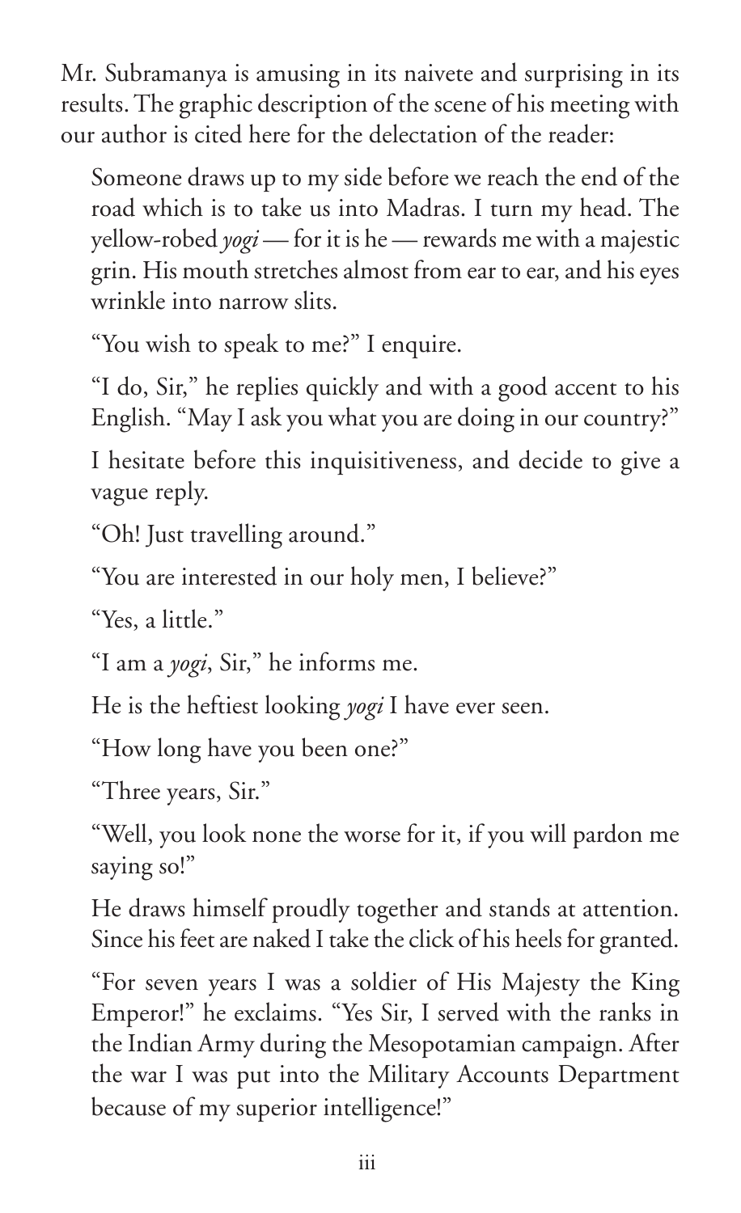Mr. Subramanya is amusing in its naivete and surprising in its results. The graphic description of the scene of his meeting with our author is cited here for the delectation of the reader:

> Someone draws up to my side before we reach the end of the road which is to take us into Madras. I turn my head. The yellow-robed *yogi* — for it is he — rewards me with a majestic grin. His mouth stretches almost from ear to ear, and his eyes wrinkle into narrow slits.
>
> "You wish to speak to me?" I enquire.
>
> "I do, Sir," he replies quickly and with a good accent to his English. "May I ask you what you are doing in our country?"
>
> I hesitate before this inquisitiveness, and decide to give a vague reply.
>
> "Oh! Just travelling around."
>
> "You are interested in our holy men, I believe?"
>
> "Yes, a little."
>
> "I am a *yogi*, Sir," he informs me.
>
> He is the heftiest looking *yogi* I have ever seen.
>
> "How long have you been one?"
>
> "Three years, Sir."
>
> "Well, you look none the worse for it, if you will pardon me saying so!"
>
> He draws himself proudly together and stands at attention. Since his feet are naked I take the click of his heels for granted.
>
> "For seven years I was a soldier of His Majesty the King Emperor!" he exclaims. "Yes Sir, I served with the ranks in the Indian Army during the Mesopotamian campaign. After the war I was put into the Military Accounts Department because of my superior intelligence!"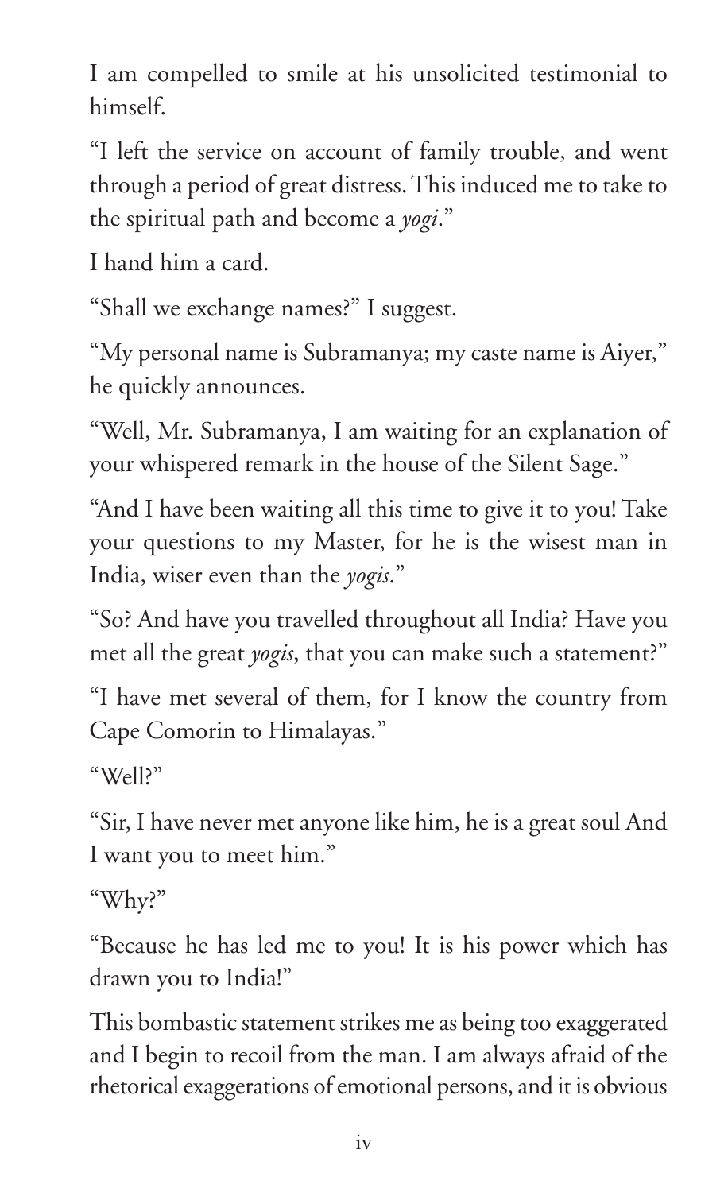I am compelled to smile at his unsolicited testimonial to himself.

"I left the service on account of family trouble, and went through a period of great distress. This induced me to take to the spiritual path and become a *yogi*."

I hand him a card.

"Shall we exchange names?" I suggest.

"My personal name is Subramanya; my caste name is Aiyer," he quickly announces.

"Well, Mr. Subramanya, I am waiting for an explanation of your whispered remark in the house of the Silent Sage."

"And I have been waiting all this time to give it to you! Take your questions to my Master, for he is the wisest man in India, wiser even than the *yogis*."

"So? And have you travelled throughout all India? Have you met all the great *yogis*, that you can make such a statement?"

"I have met several of them, for I know the country from Cape Comorin to Himalayas."

"Well?"

"Sir, I have never met anyone like him, he is a great soul And I want you to meet him."

"Why?"

"Because he has led me to you! It is his power which has drawn you to India!"

This bombastic statement strikes me as being too exaggerated and I begin to recoil from the man. I am always afraid of the rhetorical exaggerations of emotional persons, and it is obvious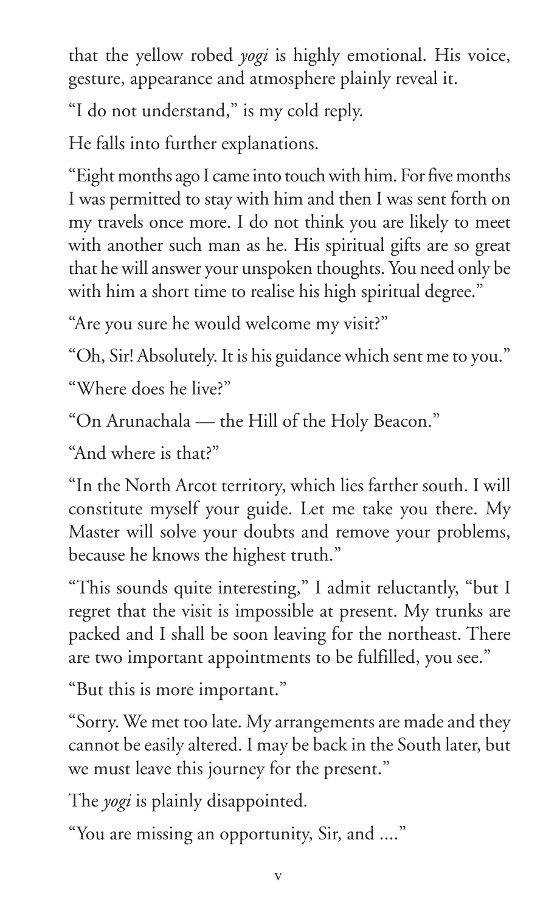that the yellow robed *yogi* is highly emotional. His voice, gesture, appearance and atmosphere plainly reveal it.

"I do not understand," is my cold reply.

He falls into further explanations.

"Eight months ago I came into touch with him. For five months I was permitted to stay with him and then I was sent forth on my travels once more. I do not think you are likely to meet with another such man as he. His spiritual gifts are so great that he will answer your unspoken thoughts. You need only be with him a short time to realise his high spiritual degree."

"Are you sure he would welcome my visit?"

"Oh, Sir! Absolutely. It is his guidance which sent me to you."

"Where does he live?"

"On Arunachala — the Hill of the Holy Beacon."

"And where is that?"

"In the North Arcot territory, which lies farther south. I will constitute myself your guide. Let me take you there. My Master will solve your doubts and remove your problems, because he knows the highest truth."

"This sounds quite interesting," I admit reluctantly, "but I regret that the visit is impossible at present. My trunks are packed and I shall be soon leaving for the northeast. There are two important appointments to be fulfilled, you see."

"But this is more important."

"Sorry. We met too late. My arrangements are made and they cannot be easily altered. I may be back in the South later, but we must leave this journey for the present."

The *yogi* is plainly disappointed.

"You are missing an opportunity, Sir, and ...."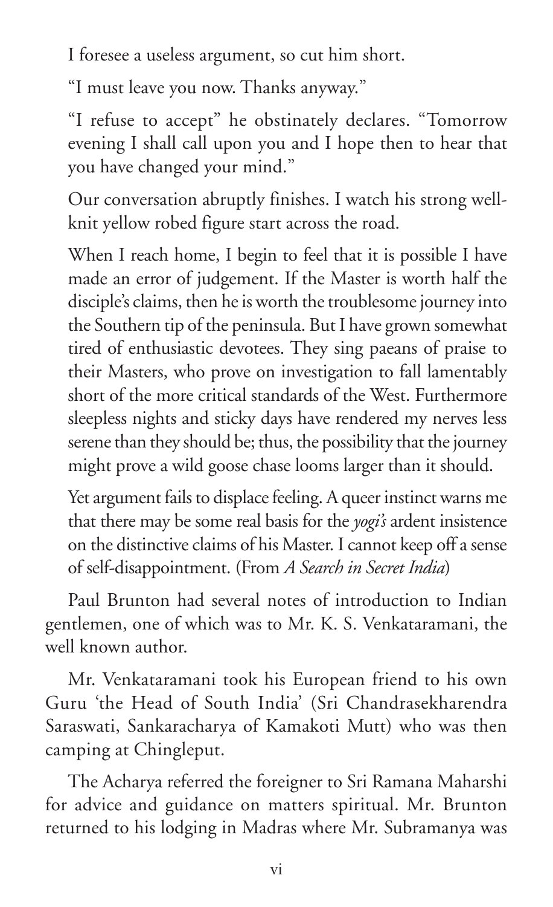I foresee a useless argument, so cut him short.

"I must leave you now. Thanks anyway."

"I refuse to accept" he obstinately declares. "Tomorrow evening I shall call upon you and I hope then to hear that you have changed your mind."

Our conversation abruptly finishes. I watch his strong well-knit yellow robed figure start across the road.

When I reach home, I begin to feel that it is possible I have made an error of judgement. If the Master is worth half the disciple's claims, then he is worth the troublesome journey into the Southern tip of the peninsula. But I have grown somewhat tired of enthusiastic devotees. They sing paeans of praise to their Masters, who prove on investigation to fall lamentably short of the more critical standards of the West. Furthermore sleepless nights and sticky days have rendered my nerves less serene than they should be; thus, the possibility that the journey might prove a wild goose chase looms larger than it should.

Yet argument fails to displace feeling. A queer instinct warns me that there may be some real basis for the *yogi's* ardent insistence on the distinctive claims of his Master. I cannot keep off a sense of self-disappointment. (From *A Search in Secret India*)

Paul Brunton had several notes of introduction to Indian gentlemen, one of which was to Mr. K. S. Venkataramani, the well known author.

Mr. Venkataramani took his European friend to his own Guru 'the Head of South India' (Sri Chandrasekharendra Saraswati, Sankaracharya of Kamakoti Mutt) who was then camping at Chingleput.

The Acharya referred the foreigner to Sri Ramana Maharshi for advice and guidance on matters spiritual. Mr. Brunton returned to his lodging in Madras where Mr. Subramanya was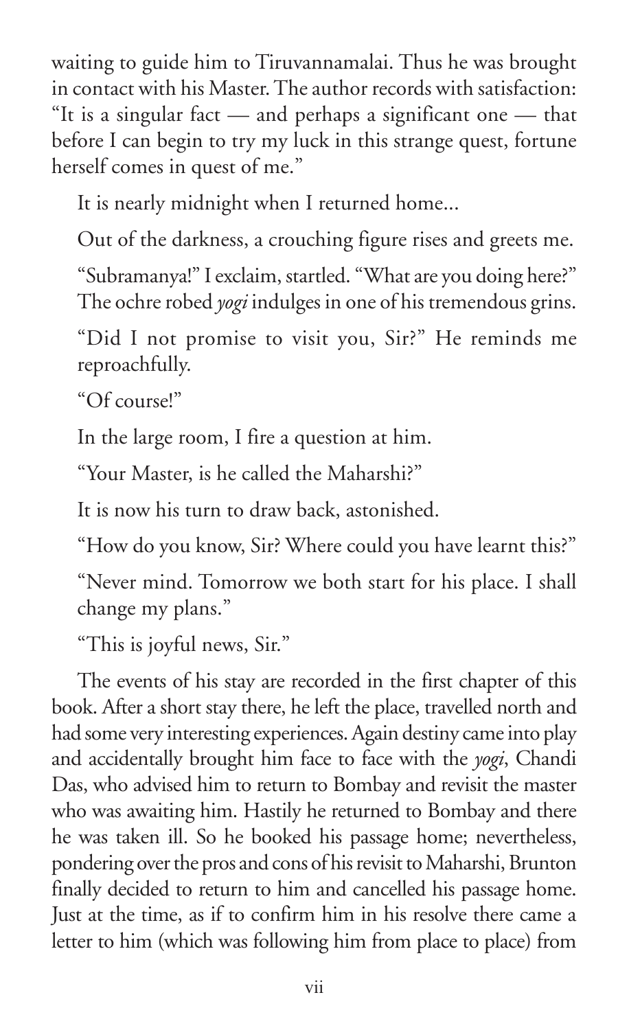waiting to guide him to Tiruvannamalai. Thus he was brought in contact with his Master. The author records with satisfaction: "It is a singular fact — and perhaps a significant one — that before I can begin to try my luck in this strange quest, fortune herself comes in quest of me."

It is nearly midnight when I returned home...

Out of the darkness, a crouching figure rises and greets me.

"Subramanya!" I exclaim, startled. "What are you doing here?" The ochre robed *yogi* indulges in one of his tremendous grins.

"Did I not promise to visit you, Sir?" He reminds me reproachfully.

"Of course!"

In the large room, I fire a question at him.

"Your Master, is he called the Maharshi?"

It is now his turn to draw back, astonished.

"How do you know, Sir? Where could you have learnt this?"

"Never mind. Tomorrow we both start for his place. I shall change my plans."

"This is joyful news, Sir."

The events of his stay are recorded in the first chapter of this book. After a short stay there, he left the place, travelled north and had some very interesting experiences. Again destiny came into play and accidentally brought him face to face with the *yogi*, Chandi Das, who advised him to return to Bombay and revisit the master who was awaiting him. Hastily he returned to Bombay and there he was taken ill. So he booked his passage home; nevertheless, pondering over the pros and cons of his revisit to Maharshi, Brunton finally decided to return to him and cancelled his passage home. Just at the time, as if to confirm him in his resolve there came a letter to him (which was following him from place to place) from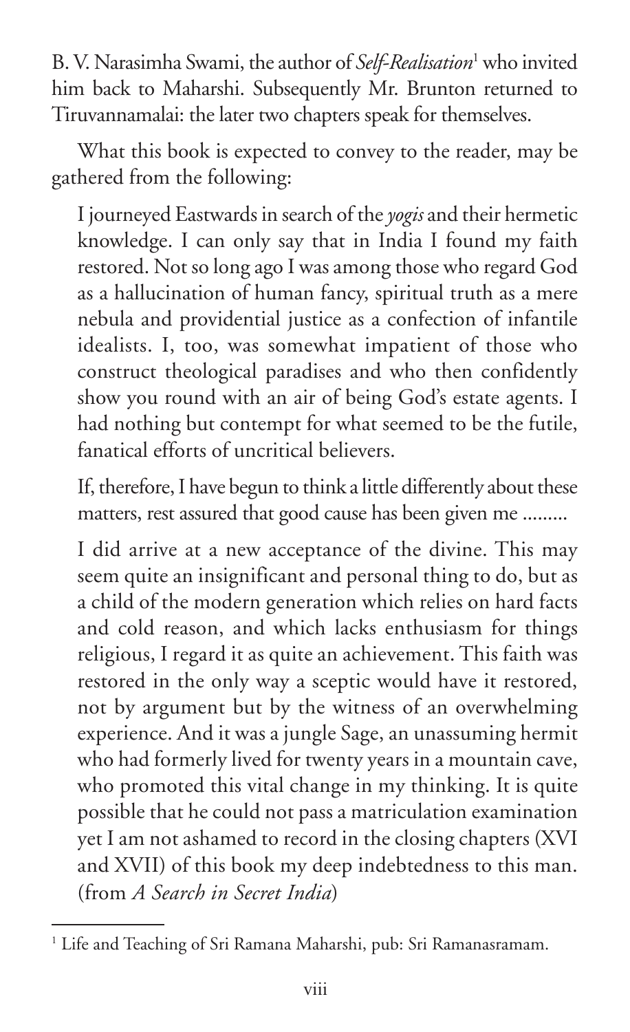B. V. Narasimha Swami, the author of *Self-Realisation*[1] who invited him back to Maharshi. Subsequently Mr. Brunton returned to Tiruvannamalai: the later two chapters speak for themselves.

What this book is expected to convey to the reader, may be gathered from the following:

> I journeyed Eastwards in search of the *yogis* and their hermetic knowledge. I can only say that in India I found my faith restored. Not so long ago I was among those who regard God as a hallucination of human fancy, spiritual truth as a mere nebula and providential justice as a confection of infantile idealists. I, too, was somewhat impatient of those who construct theological paradises and who then confidently show you round with an air of being God's estate agents. I had nothing but contempt for what seemed to be the futile, fanatical efforts of uncritical believers.
>
> If, therefore, I have begun to think a little differently about these matters, rest assured that good cause has been given me .........
>
> I did arrive at a new acceptance of the divine. This may seem quite an insignificant and personal thing to do, but as a child of the modern generation which relies on hard facts and cold reason, and which lacks enthusiasm for things religious, I regard it as quite an achievement. This faith was restored in the only way a sceptic would have it restored, not by argument but by the witness of an overwhelming experience. And it was a jungle Sage, an unassuming hermit who had formerly lived for twenty years in a mountain cave, who promoted this vital change in my thinking. It is quite possible that he could not pass a matriculation examination yet I am not ashamed to record in the closing chapters (XVI and XVII) of this book my deep indebtedness to this man. (from *A Search in Secret India*)

[1] Life and Teaching of Sri Ramana Maharshi, pub: Sri Ramanasramam.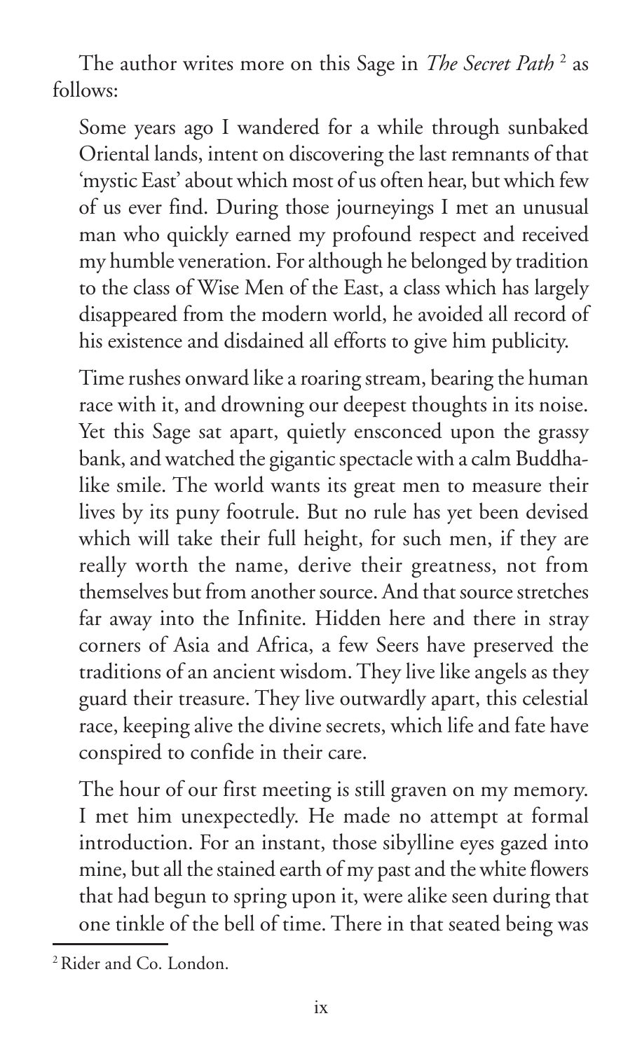The author writes more on this Sage in *The Secret Path* [2] as follows:

> Some years ago I wandered for a while through sunbaked Oriental lands, intent on discovering the last remnants of that 'mystic East' about which most of us often hear, but which few of us ever find. During those journeyings I met an unusual man who quickly earned my profound respect and received my humble veneration. For although he belonged by tradition to the class of Wise Men of the East, a class which has largely disappeared from the modern world, he avoided all record of his existence and disdained all efforts to give him publicity.
>
> Time rushes onward like a roaring stream, bearing the human race with it, and drowning our deepest thoughts in its noise. Yet this Sage sat apart, quietly ensconced upon the grassy bank, and watched the gigantic spectacle with a calm Buddha-like smile. The world wants its great men to measure their lives by its puny footrule. But no rule has yet been devised which will take their full height, for such men, if they are really worth the name, derive their greatness, not from themselves but from another source. And that source stretches far away into the Infinite. Hidden here and there in stray corners of Asia and Africa, a few Seers have preserved the traditions of an ancient wisdom. They live like angels as they guard their treasure. They live outwardly apart, this celestial race, keeping alive the divine secrets, which life and fate have conspired to confide in their care.
>
> The hour of our first meeting is still graven on my memory. I met him unexpectedly. He made no attempt at formal introduction. For an instant, those sibylline eyes gazed into mine, but all the stained earth of my past and the white flowers that had begun to spring upon it, were alike seen during that one tinkle of the bell of time. There in that seated being was

[2] Rider and Co. London.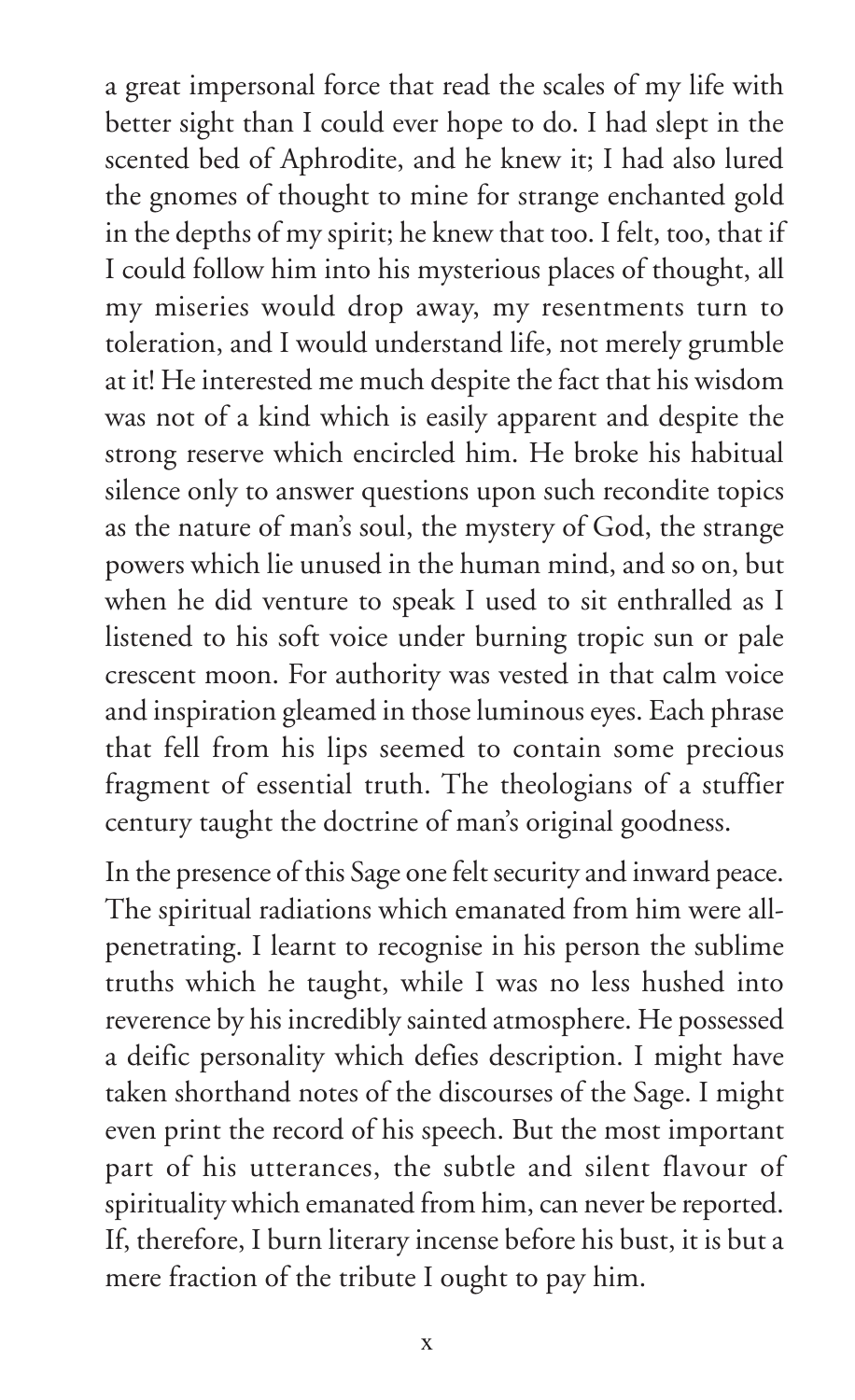a great impersonal force that read the scales of my life with better sight than I could ever hope to do. I had slept in the scented bed of Aphrodite, and he knew it; I had also lured the gnomes of thought to mine for strange enchanted gold in the depths of my spirit; he knew that too. I felt, too, that if I could follow him into his mysterious places of thought, all my miseries would drop away, my resentments turn to toleration, and I would understand life, not merely grumble at it! He interested me much despite the fact that his wisdom was not of a kind which is easily apparent and despite the strong reserve which encircled him. He broke his habitual silence only to answer questions upon such recondite topics as the nature of man's soul, the mystery of God, the strange powers which lie unused in the human mind, and so on, but when he did venture to speak I used to sit enthralled as I listened to his soft voice under burning tropic sun or pale crescent moon. For authority was vested in that calm voice and inspiration gleamed in those luminous eyes. Each phrase that fell from his lips seemed to contain some precious fragment of essential truth. The theologians of a stuffier century taught the doctrine of man's original goodness.

In the presence of this Sage one felt security and inward peace. The spiritual radiations which emanated from him were all-penetrating. I learnt to recognise in his person the sublime truths which he taught, while I was no less hushed into reverence by his incredibly sainted atmosphere. He possessed a deific personality which defies description. I might have taken shorthand notes of the discourses of the Sage. I might even print the record of his speech. But the most important part of his utterances, the subtle and silent flavour of spirituality which emanated from him, can never be reported. If, therefore, I burn literary incense before his bust, it is but a mere fraction of the tribute I ought to pay him.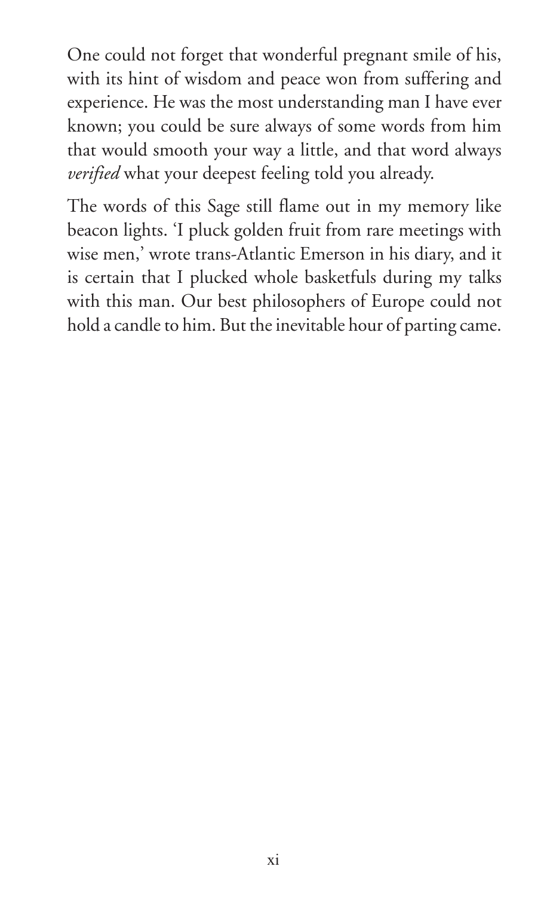One could not forget that wonderful pregnant smile of his, with its hint of wisdom and peace won from suffering and experience. He was the most understanding man I have ever known; you could be sure always of some words from him that would smooth your way a little, and that word always *verified* what your deepest feeling told you already.

The words of this Sage still flame out in my memory like beacon lights. 'I pluck golden fruit from rare meetings with wise men,' wrote trans-Atlantic Emerson in his diary, and it is certain that I plucked whole basketfuls during my talks with this man. Our best philosophers of Europe could not hold a candle to him. But the inevitable hour of parting came.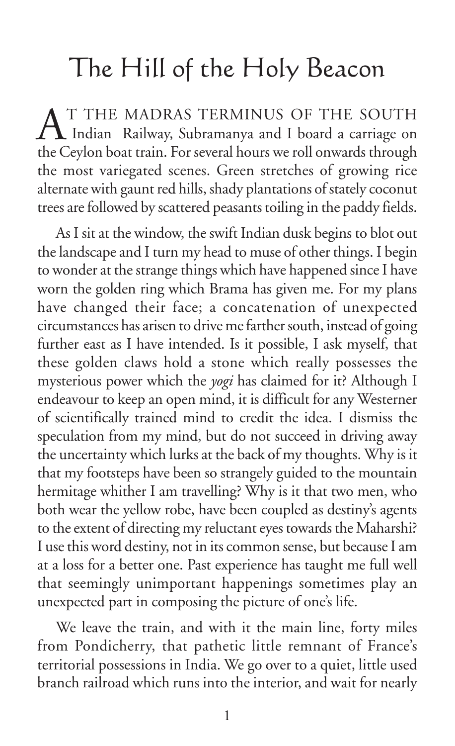# The Hill of the Holy Beacon

AT THE MADRAS TERMINUS OF THE SOUTH Indian Railway, Subramanya and I board a carriage on the Ceylon boat train. For several hours we roll onwards through the most variegated scenes. Green stretches of growing rice alternate with gaunt red hills, shady plantations of stately coconut trees are followed by scattered peasants toiling in the paddy fields.

As I sit at the window, the swift Indian dusk begins to blot out the landscape and I turn my head to muse of other things. I begin to wonder at the strange things which have happened since I have worn the golden ring which Brama has given me. For my plans have changed their face; a concatenation of unexpected circumstances has arisen to drive me farther south, instead of going further east as I have intended. Is it possible, I ask myself, that these golden claws hold a stone which really possesses the mysterious power which the *yogi* has claimed for it? Although I endeavour to keep an open mind, it is difficult for any Westerner of scientifically trained mind to credit the idea. I dismiss the speculation from my mind, but do not succeed in driving away the uncertainty which lurks at the back of my thoughts. Why is it that my footsteps have been so strangely guided to the mountain hermitage whither I am travelling? Why is it that two men, who both wear the yellow robe, have been coupled as destiny's agents to the extent of directing my reluctant eyes towards the Maharshi? I use this word destiny, not in its common sense, but because I am at a loss for a better one. Past experience has taught me full well that seemingly unimportant happenings sometimes play an unexpected part in composing the picture of one's life.

We leave the train, and with it the main line, forty miles from Pondicherry, that pathetic little remnant of France's territorial possessions in India. We go over to a quiet, little used branch railroad which runs into the interior, and wait for nearly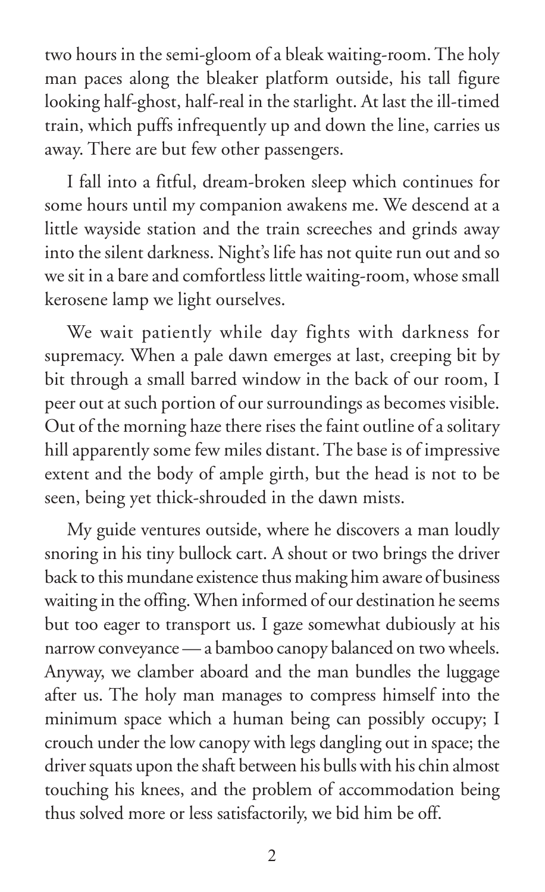two hours in the semi-gloom of a bleak waiting-room. The holy man paces along the bleaker platform outside, his tall figure looking half-ghost, half-real in the starlight. At last the ill-timed train, which puffs infrequently up and down the line, carries us away. There are but few other passengers.

I fall into a fitful, dream-broken sleep which continues for some hours until my companion awakens me. We descend at a little wayside station and the train screeches and grinds away into the silent darkness. Night's life has not quite run out and so we sit in a bare and comfortless little waiting-room, whose small kerosene lamp we light ourselves.

We wait patiently while day fights with darkness for supremacy. When a pale dawn emerges at last, creeping bit by bit through a small barred window in the back of our room, I peer out at such portion of our surroundings as becomes visible. Out of the morning haze there rises the faint outline of a solitary hill apparently some few miles distant. The base is of impressive extent and the body of ample girth, but the head is not to be seen, being yet thick-shrouded in the dawn mists.

My guide ventures outside, where he discovers a man loudly snoring in his tiny bullock cart. A shout or two brings the driver back to this mundane existence thus making him aware of business waiting in the offing. When informed of our destination he seems but too eager to transport us. I gaze somewhat dubiously at his narrow conveyance — a bamboo canopy balanced on two wheels. Anyway, we clamber aboard and the man bundles the luggage after us. The holy man manages to compress himself into the minimum space which a human being can possibly occupy; I crouch under the low canopy with legs dangling out in space; the driver squats upon the shaft between his bulls with his chin almost touching his knees, and the problem of accommodation being thus solved more or less satisfactorily, we bid him be off.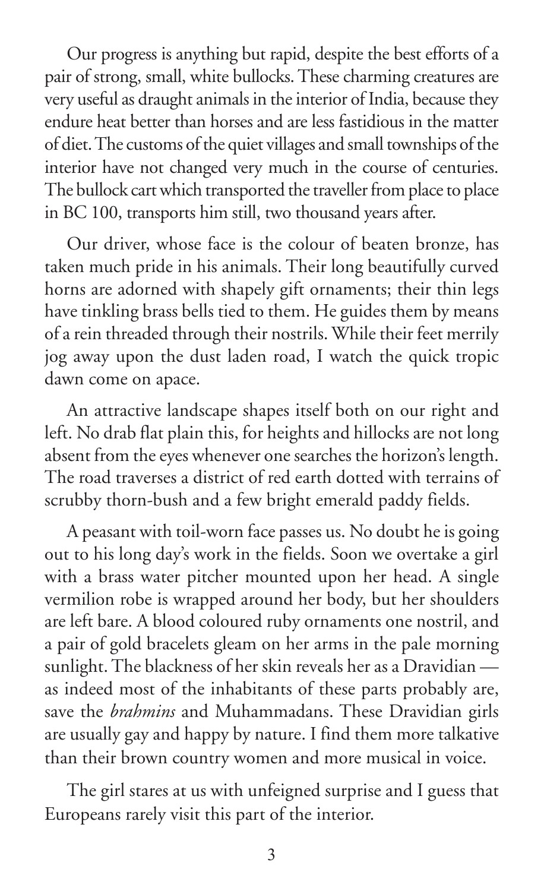Our progress is anything but rapid, despite the best efforts of a pair of strong, small, white bullocks. These charming creatures are very useful as draught animals in the interior of India, because they endure heat better than horses and are less fastidious in the matter of diet. The customs of the quiet villages and small townships of the interior have not changed very much in the course of centuries. The bullock cart which transported the traveller from place to place in BC 100, transports him still, two thousand years after.

Our driver, whose face is the colour of beaten bronze, has taken much pride in his animals. Their long beautifully curved horns are adorned with shapely gift ornaments; their thin legs have tinkling brass bells tied to them. He guides them by means of a rein threaded through their nostrils. While their feet merrily jog away upon the dust laden road, I watch the quick tropic dawn come on apace.

An attractive landscape shapes itself both on our right and left. No drab flat plain this, for heights and hillocks are not long absent from the eyes whenever one searches the horizon's length. The road traverses a district of red earth dotted with terrains of scrubby thorn-bush and a few bright emerald paddy fields.

A peasant with toil-worn face passes us. No doubt he is going out to his long day's work in the fields. Soon we overtake a girl with a brass water pitcher mounted upon her head. A single vermilion robe is wrapped around her body, but her shoulders are left bare. A blood coloured ruby ornaments one nostril, and a pair of gold bracelets gleam on her arms in the pale morning sunlight. The blackness of her skin reveals her as a Dravidian — as indeed most of the inhabitants of these parts probably are, save the *brahmins* and Muhammadans. These Dravidian girls are usually gay and happy by nature. I find them more talkative than their brown country women and more musical in voice.

The girl stares at us with unfeigned surprise and I guess that Europeans rarely visit this part of the interior.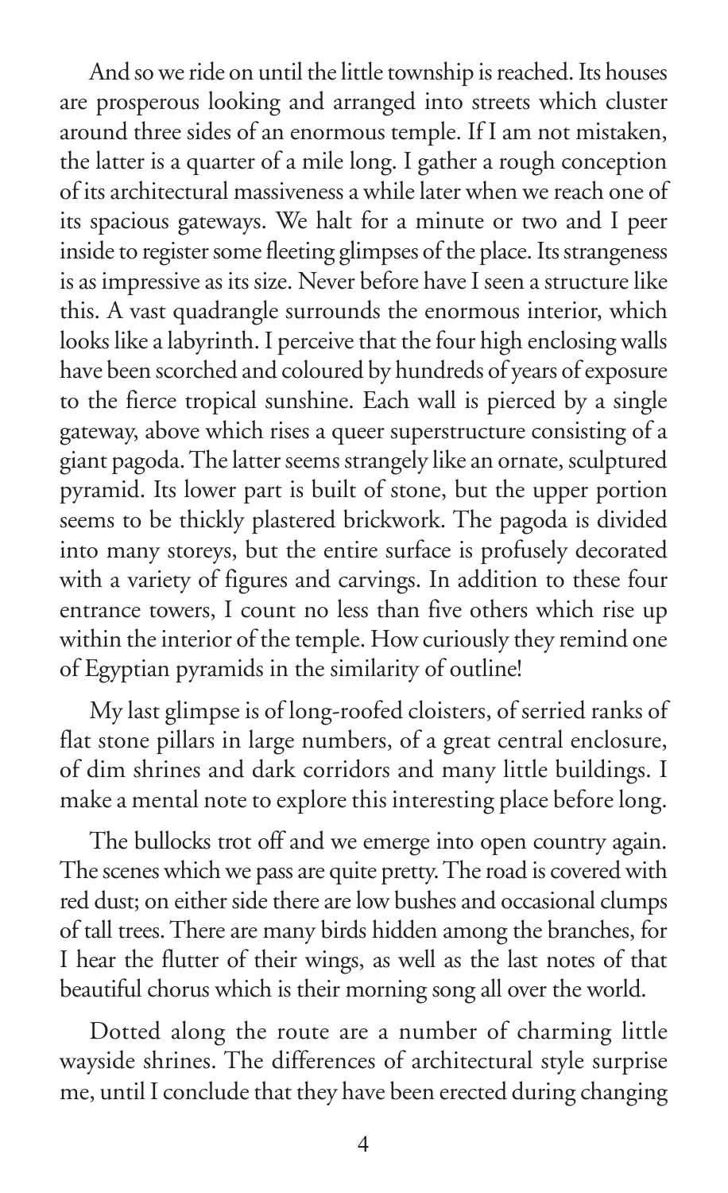And so we ride on until the little township is reached. Its houses are prosperous looking and arranged into streets which cluster around three sides of an enormous temple. If I am not mistaken, the latter is a quarter of a mile long. I gather a rough conception of its architectural massiveness a while later when we reach one of its spacious gateways. We halt for a minute or two and I peer inside to register some fleeting glimpses of the place. Its strangeness is as impressive as its size. Never before have I seen a structure like this. A vast quadrangle surrounds the enormous interior, which looks like a labyrinth. I perceive that the four high enclosing walls have been scorched and coloured by hundreds of years of exposure to the fierce tropical sunshine. Each wall is pierced by a single gateway, above which rises a queer superstructure consisting of a giant pagoda. The latter seems strangely like an ornate, sculptured pyramid. Its lower part is built of stone, but the upper portion seems to be thickly plastered brickwork. The pagoda is divided into many storeys, but the entire surface is profusely decorated with a variety of figures and carvings. In addition to these four entrance towers, I count no less than five others which rise up within the interior of the temple. How curiously they remind one of Egyptian pyramids in the similarity of outline!

My last glimpse is of long-roofed cloisters, of serried ranks of flat stone pillars in large numbers, of a great central enclosure, of dim shrines and dark corridors and many little buildings. I make a mental note to explore this interesting place before long.

The bullocks trot off and we emerge into open country again. The scenes which we pass are quite pretty. The road is covered with red dust; on either side there are low bushes and occasional clumps of tall trees. There are many birds hidden among the branches, for I hear the flutter of their wings, as well as the last notes of that beautiful chorus which is their morning song all over the world.

Dotted along the route are a number of charming little wayside shrines. The differences of architectural style surprise me, until I conclude that they have been erected during changing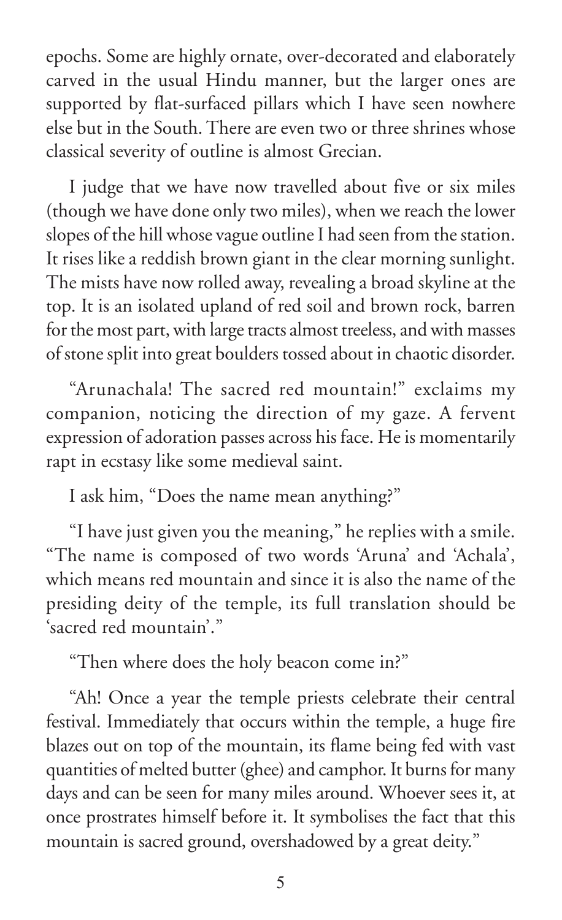epochs. Some are highly ornate, over-decorated and elaborately carved in the usual Hindu manner, but the larger ones are supported by flat-surfaced pillars which I have seen nowhere else but in the South. There are even two or three shrines whose classical severity of outline is almost Grecian.

I judge that we have now travelled about five or six miles (though we have done only two miles), when we reach the lower slopes of the hill whose vague outline I had seen from the station. It rises like a reddish brown giant in the clear morning sunlight. The mists have now rolled away, revealing a broad skyline at the top. It is an isolated upland of red soil and brown rock, barren for the most part, with large tracts almost treeless, and with masses of stone split into great boulders tossed about in chaotic disorder.

"Arunachala! The sacred red mountain!" exclaims my companion, noticing the direction of my gaze. A fervent expression of adoration passes across his face. He is momentarily rapt in ecstasy like some medieval saint.

I ask him, "Does the name mean anything?"

"I have just given you the meaning," he replies with a smile. "The name is composed of two words 'Aruna' and 'Achala', which means red mountain and since it is also the name of the presiding deity of the temple, its full translation should be 'sacred red mountain'."

"Then where does the holy beacon come in?"

"Ah! Once a year the temple priests celebrate their central festival. Immediately that occurs within the temple, a huge fire blazes out on top of the mountain, its flame being fed with vast quantities of melted butter (ghee) and camphor. It burns for many days and can be seen for many miles around. Whoever sees it, at once prostrates himself before it. It symbolises the fact that this mountain is sacred ground, overshadowed by a great deity."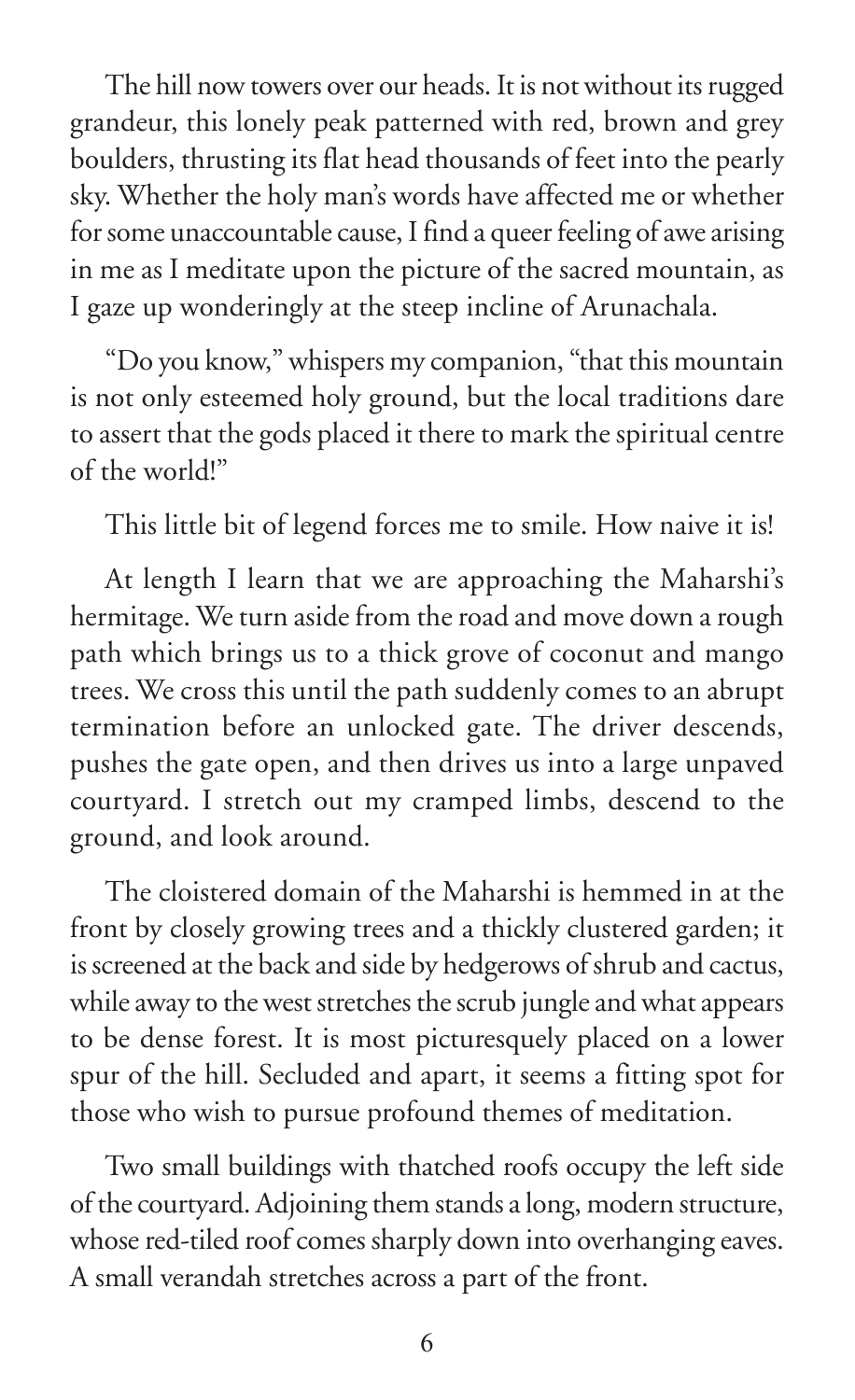The hill now towers over our heads. It is not without its rugged grandeur, this lonely peak patterned with red, brown and grey boulders, thrusting its flat head thousands of feet into the pearly sky. Whether the holy man's words have affected me or whether for some unaccountable cause, I find a queer feeling of awe arising in me as I meditate upon the picture of the sacred mountain, as I gaze up wonderingly at the steep incline of Arunachala.

"Do you know," whispers my companion, "that this mountain is not only esteemed holy ground, but the local traditions dare to assert that the gods placed it there to mark the spiritual centre of the world!"

This little bit of legend forces me to smile. How naive it is!

At length I learn that we are approaching the Maharshi's hermitage. We turn aside from the road and move down a rough path which brings us to a thick grove of coconut and mango trees. We cross this until the path suddenly comes to an abrupt termination before an unlocked gate. The driver descends, pushes the gate open, and then drives us into a large unpaved courtyard. I stretch out my cramped limbs, descend to the ground, and look around.

The cloistered domain of the Maharshi is hemmed in at the front by closely growing trees and a thickly clustered garden; it is screened at the back and side by hedgerows of shrub and cactus, while away to the west stretches the scrub jungle and what appears to be dense forest. It is most picturesquely placed on a lower spur of the hill. Secluded and apart, it seems a fitting spot for those who wish to pursue profound themes of meditation.

Two small buildings with thatched roofs occupy the left side of the courtyard. Adjoining them stands a long, modern structure, whose red-tiled roof comes sharply down into overhanging eaves. A small verandah stretches across a part of the front.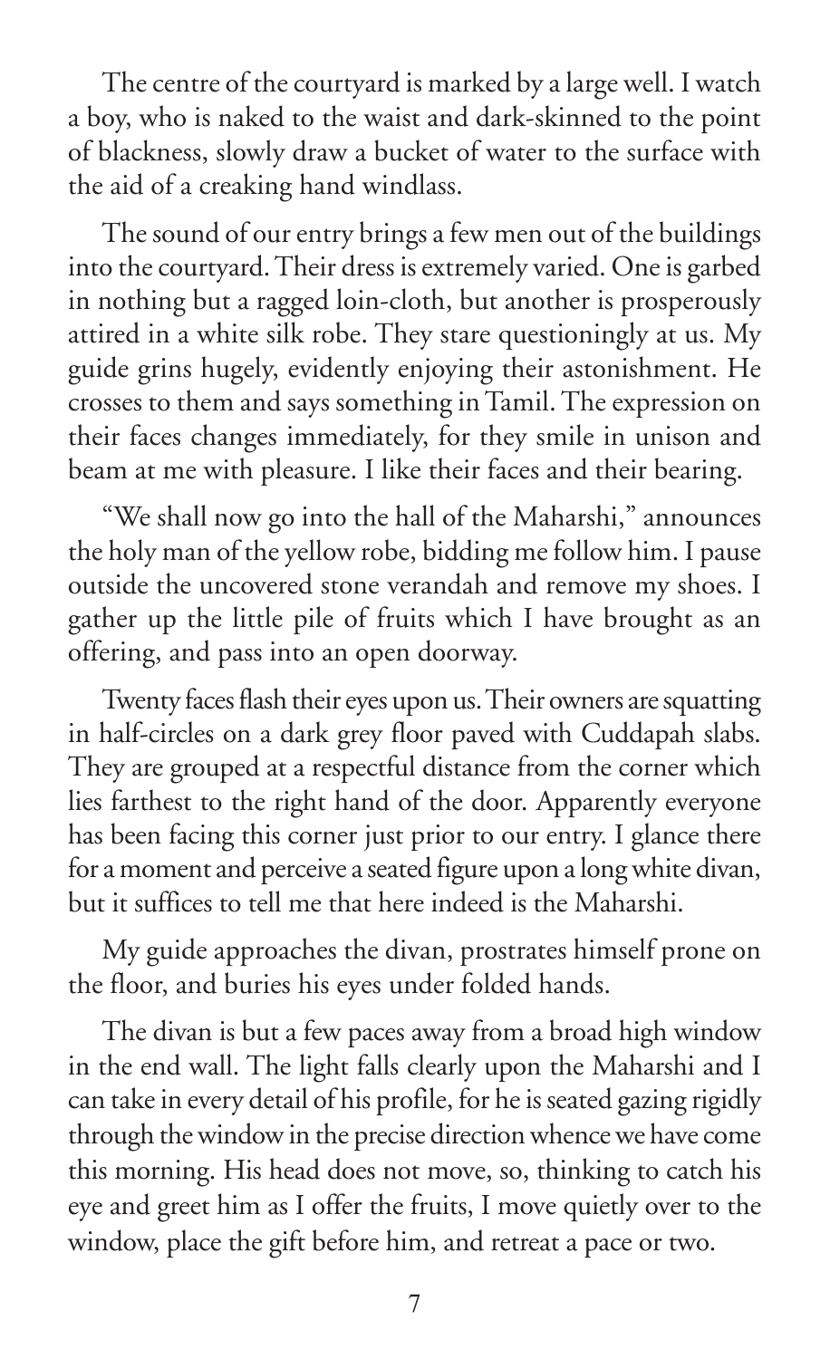The centre of the courtyard is marked by a large well. I watch a boy, who is naked to the waist and dark-skinned to the point of blackness, slowly draw a bucket of water to the surface with the aid of a creaking hand windlass.

The sound of our entry brings a few men out of the buildings into the courtyard. Their dress is extremely varied. One is garbed in nothing but a ragged loin-cloth, but another is prosperously attired in a white silk robe. They stare questioningly at us. My guide grins hugely, evidently enjoying their astonishment. He crosses to them and says something in Tamil. The expression on their faces changes immediately, for they smile in unison and beam at me with pleasure. I like their faces and their bearing.

"We shall now go into the hall of the Maharshi," announces the holy man of the yellow robe, bidding me follow him. I pause outside the uncovered stone verandah and remove my shoes. I gather up the little pile of fruits which I have brought as an offering, and pass into an open doorway.

Twenty faces flash their eyes upon us. Their owners are squatting in half-circles on a dark grey floor paved with Cuddapah slabs. They are grouped at a respectful distance from the corner which lies farthest to the right hand of the door. Apparently everyone has been facing this corner just prior to our entry. I glance there for a moment and perceive a seated figure upon a long white divan, but it suffices to tell me that here indeed is the Maharshi.

My guide approaches the divan, prostrates himself prone on the floor, and buries his eyes under folded hands.

The divan is but a few paces away from a broad high window in the end wall. The light falls clearly upon the Maharshi and I can take in every detail of his profile, for he is seated gazing rigidly through the window in the precise direction whence we have come this morning. His head does not move, so, thinking to catch his eye and greet him as I offer the fruits, I move quietly over to the window, place the gift before him, and retreat a pace or two.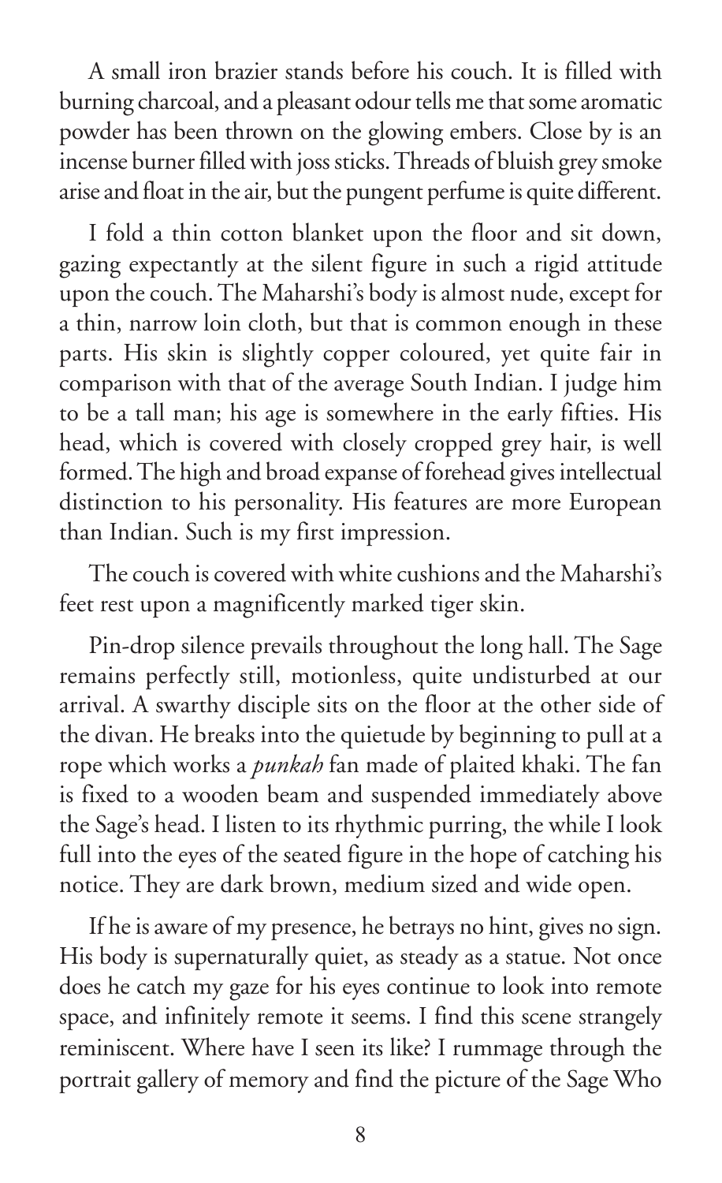A small iron brazier stands before his couch. It is filled with burning charcoal, and a pleasant odour tells me that some aromatic powder has been thrown on the glowing embers. Close by is an incense burner filled with joss sticks. Threads of bluish grey smoke arise and float in the air, but the pungent perfume is quite different.

I fold a thin cotton blanket upon the floor and sit down, gazing expectantly at the silent figure in such a rigid attitude upon the couch. The Maharshi's body is almost nude, except for a thin, narrow loin cloth, but that is common enough in these parts. His skin is slightly copper coloured, yet quite fair in comparison with that of the average South Indian. I judge him to be a tall man; his age is somewhere in the early fifties. His head, which is covered with closely cropped grey hair, is well formed. The high and broad expanse of forehead gives intellectual distinction to his personality. His features are more European than Indian. Such is my first impression.

The couch is covered with white cushions and the Maharshi's feet rest upon a magnificently marked tiger skin.

Pin-drop silence prevails throughout the long hall. The Sage remains perfectly still, motionless, quite undisturbed at our arrival. A swarthy disciple sits on the floor at the other side of the divan. He breaks into the quietude by beginning to pull at a rope which works a *punkah* fan made of plaited khaki. The fan is fixed to a wooden beam and suspended immediately above the Sage's head. I listen to its rhythmic purring, the while I look full into the eyes of the seated figure in the hope of catching his notice. They are dark brown, medium sized and wide open.

If he is aware of my presence, he betrays no hint, gives no sign. His body is supernaturally quiet, as steady as a statue. Not once does he catch my gaze for his eyes continue to look into remote space, and infinitely remote it seems. I find this scene strangely reminiscent. Where have I seen its like? I rummage through the portrait gallery of memory and find the picture of the Sage Who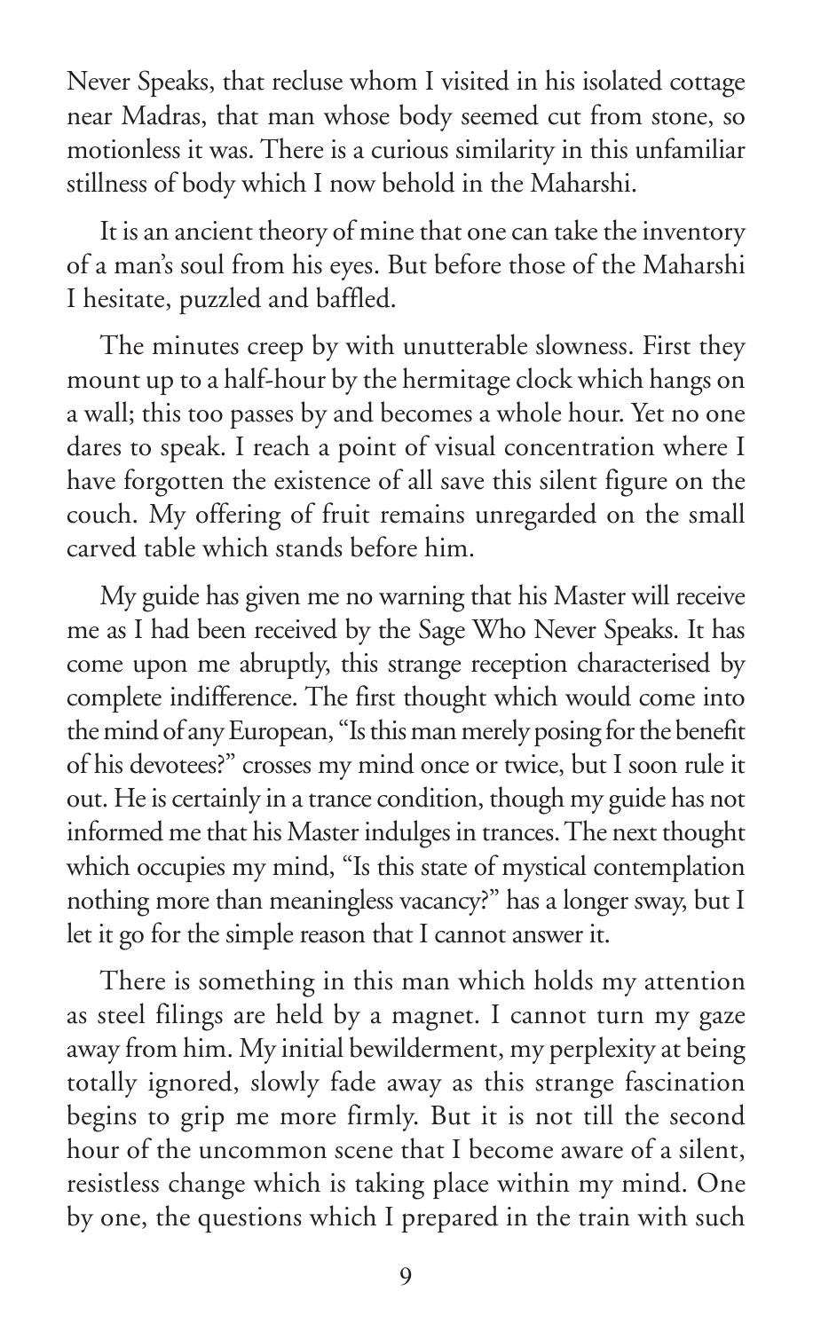Never Speaks, that recluse whom I visited in his isolated cottage near Madras, that man whose body seemed cut from stone, so motionless it was. There is a curious similarity in this unfamiliar stillness of body which I now behold in the Maharshi.

It is an ancient theory of mine that one can take the inventory of a man's soul from his eyes. But before those of the Maharshi I hesitate, puzzled and baffled.

The minutes creep by with unutterable slowness. First they mount up to a half-hour by the hermitage clock which hangs on a wall; this too passes by and becomes a whole hour. Yet no one dares to speak. I reach a point of visual concentration where I have forgotten the existence of all save this silent figure on the couch. My offering of fruit remains unregarded on the small carved table which stands before him.

My guide has given me no warning that his Master will receive me as I had been received by the Sage Who Never Speaks. It has come upon me abruptly, this strange reception characterised by complete indifference. The first thought which would come into the mind of any European, "Is this man merely posing for the benefit of his devotees?" crosses my mind once or twice, but I soon rule it out. He is certainly in a trance condition, though my guide has not informed me that his Master indulges in trances. The next thought which occupies my mind, "Is this state of mystical contemplation nothing more than meaningless vacancy?" has a longer sway, but I let it go for the simple reason that I cannot answer it.

There is something in this man which holds my attention as steel filings are held by a magnet. I cannot turn my gaze away from him. My initial bewilderment, my perplexity at being totally ignored, slowly fade away as this strange fascination begins to grip me more firmly. But it is not till the second hour of the uncommon scene that I become aware of a silent, resistless change which is taking place within my mind. One by one, the questions which I prepared in the train with such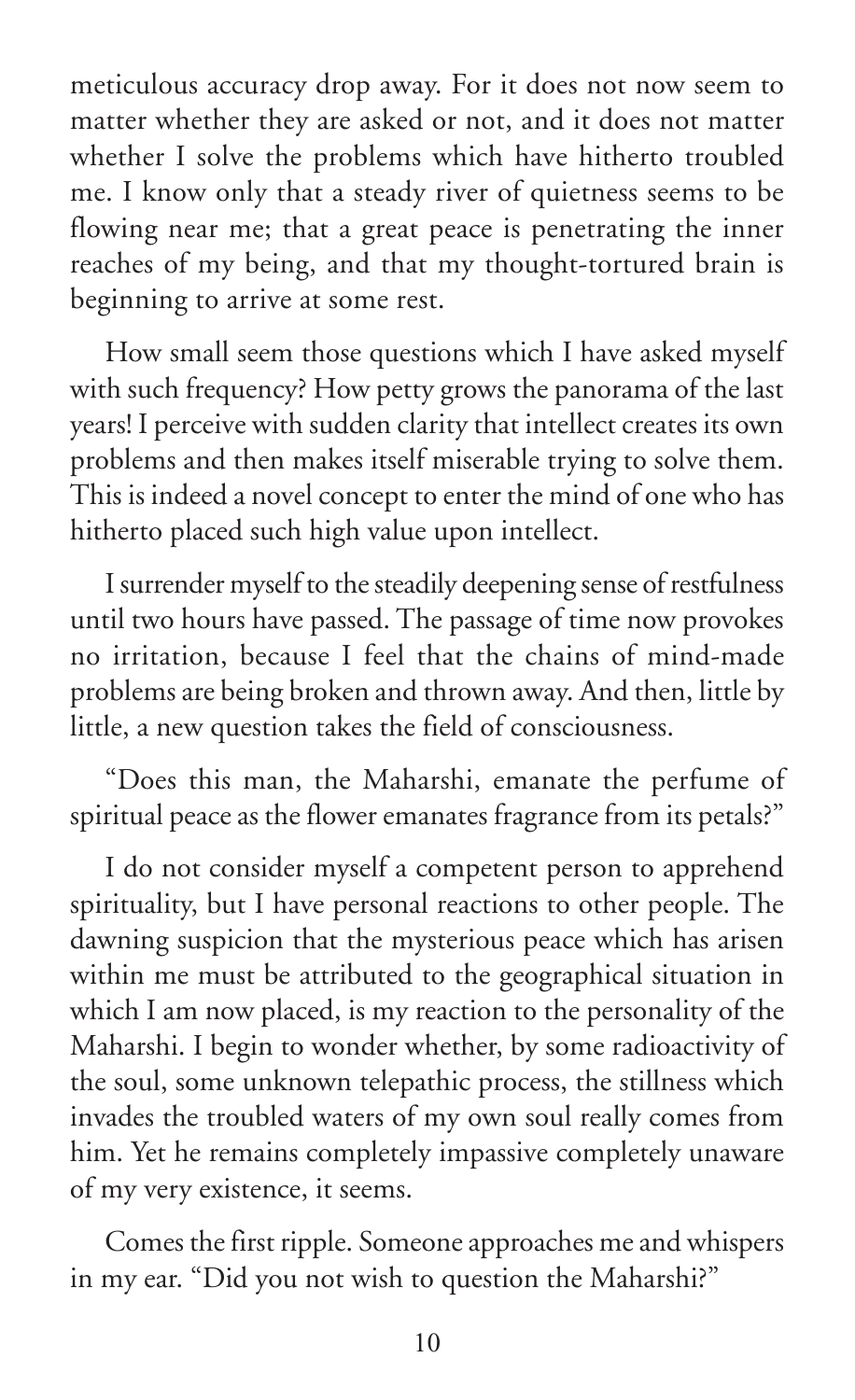meticulous accuracy drop away. For it does not now seem to matter whether they are asked or not, and it does not matter whether I solve the problems which have hitherto troubled me. I know only that a steady river of quietness seems to be flowing near me; that a great peace is penetrating the inner reaches of my being, and that my thought-tortured brain is beginning to arrive at some rest.

How small seem those questions which I have asked myself with such frequency? How petty grows the panorama of the last years! I perceive with sudden clarity that intellect creates its own problems and then makes itself miserable trying to solve them. This is indeed a novel concept to enter the mind of one who has hitherto placed such high value upon intellect.

I surrender myself to the steadily deepening sense of restfulness until two hours have passed. The passage of time now provokes no irritation, because I feel that the chains of mind-made problems are being broken and thrown away. And then, little by little, a new question takes the field of consciousness.

"Does this man, the Maharshi, emanate the perfume of spiritual peace as the flower emanates fragrance from its petals?"

I do not consider myself a competent person to apprehend spirituality, but I have personal reactions to other people. The dawning suspicion that the mysterious peace which has arisen within me must be attributed to the geographical situation in which I am now placed, is my reaction to the personality of the Maharshi. I begin to wonder whether, by some radioactivity of the soul, some unknown telepathic process, the stillness which invades the troubled waters of my own soul really comes from him. Yet he remains completely impassive completely unaware of my very existence, it seems.

Comes the first ripple. Someone approaches me and whispers in my ear. "Did you not wish to question the Maharshi?"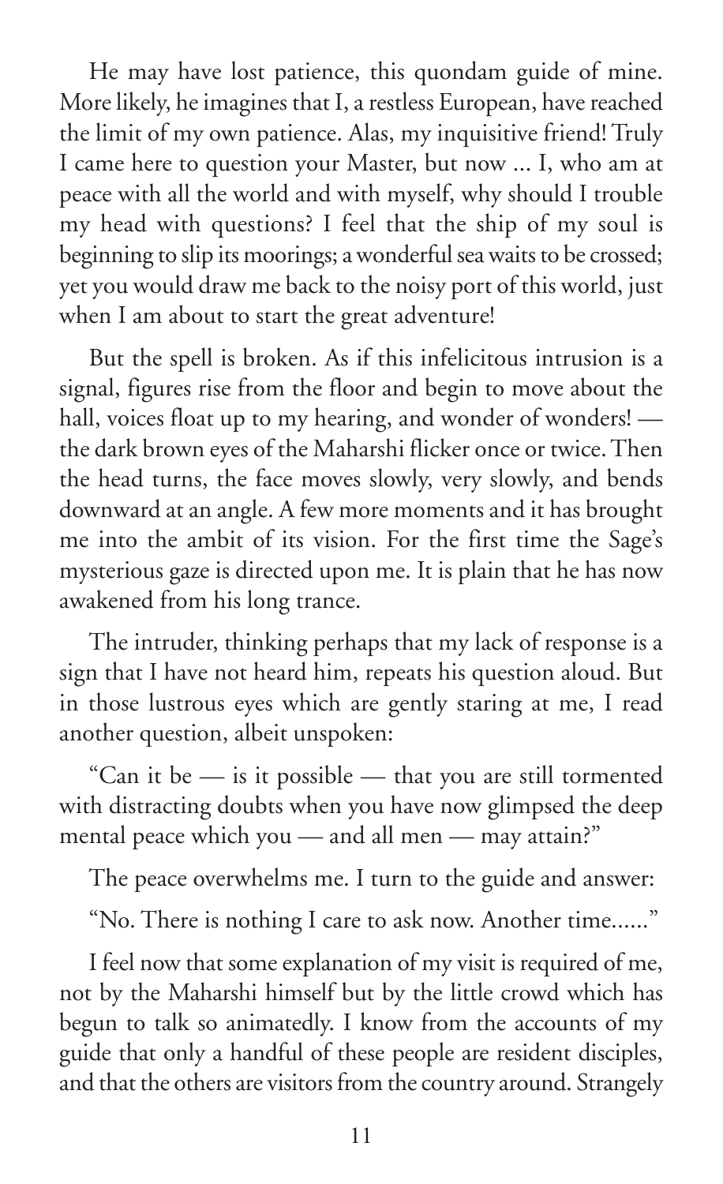He may have lost patience, this quondam guide of mine. More likely, he imagines that I, a restless European, have reached the limit of my own patience. Alas, my inquisitive friend! Truly I came here to question your Master, but now ... I, who am at peace with all the world and with myself, why should I trouble my head with questions? I feel that the ship of my soul is beginning to slip its moorings; a wonderful sea waits to be crossed; yet you would draw me back to the noisy port of this world, just when I am about to start the great adventure!

But the spell is broken. As if this infelicitous intrusion is a signal, figures rise from the floor and begin to move about the hall, voices float up to my hearing, and wonder of wonders! — the dark brown eyes of the Maharshi flicker once or twice. Then the head turns, the face moves slowly, very slowly, and bends downward at an angle. A few more moments and it has brought me into the ambit of its vision. For the first time the Sage's mysterious gaze is directed upon me. It is plain that he has now awakened from his long trance.

The intruder, thinking perhaps that my lack of response is a sign that I have not heard him, repeats his question aloud. But in those lustrous eyes which are gently staring at me, I read another question, albeit unspoken:

"Can it be — is it possible — that you are still tormented with distracting doubts when you have now glimpsed the deep mental peace which you — and all men — may attain?"

The peace overwhelms me. I turn to the guide and answer:

"No. There is nothing I care to ask now. Another time......"

I feel now that some explanation of my visit is required of me, not by the Maharshi himself but by the little crowd which has begun to talk so animatedly. I know from the accounts of my guide that only a handful of these people are resident disciples, and that the others are visitors from the country around. Strangely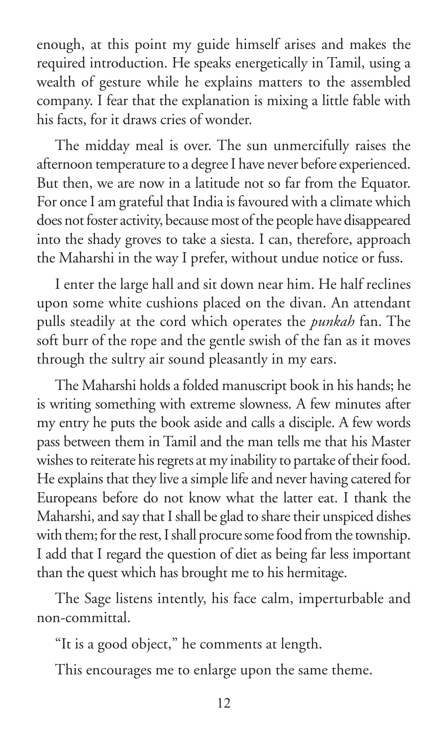enough, at this point my guide himself arises and makes the required introduction. He speaks energetically in Tamil, using a wealth of gesture while he explains matters to the assembled company. I fear that the explanation is mixing a little fable with his facts, for it draws cries of wonder.

The midday meal is over. The sun unmercifully raises the afternoon temperature to a degree I have never before experienced. But then, we are now in a latitude not so far from the Equator. For once I am grateful that India is favoured with a climate which does not foster activity, because most of the people have disappeared into the shady groves to take a siesta. I can, therefore, approach the Maharshi in the way I prefer, without undue notice or fuss.

I enter the large hall and sit down near him. He half reclines upon some white cushions placed on the divan. An attendant pulls steadily at the cord which operates the *punkah* fan. The soft burr of the rope and the gentle swish of the fan as it moves through the sultry air sound pleasantly in my ears.

The Maharshi holds a folded manuscript book in his hands; he is writing something with extreme slowness. A few minutes after my entry he puts the book aside and calls a disciple. A few words pass between them in Tamil and the man tells me that his Master wishes to reiterate his regrets at my inability to partake of their food. He explains that they live a simple life and never having catered for Europeans before do not know what the latter eat. I thank the Maharshi, and say that I shall be glad to share their unspiced dishes with them; for the rest, I shall procure some food from the township. I add that I regard the question of diet as being far less important than the quest which has brought me to his hermitage.

The Sage listens intently, his face calm, imperturbable and non-committal.

"It is a good object," he comments at length.

This encourages me to enlarge upon the same theme.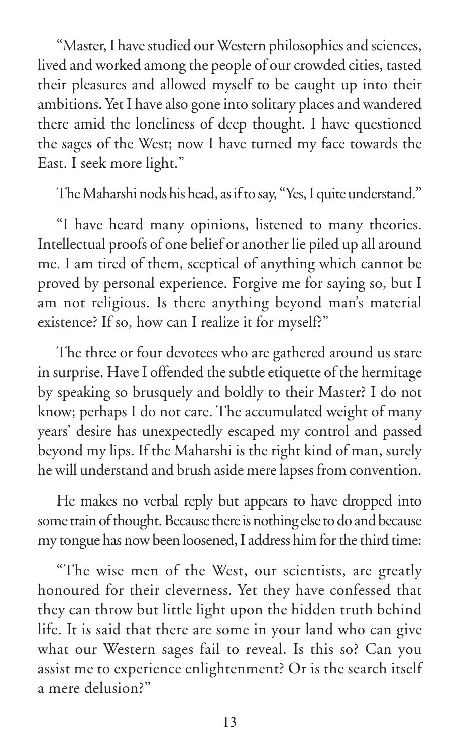"Master, I have studied our Western philosophies and sciences, lived and worked among the people of our crowded cities, tasted their pleasures and allowed myself to be caught up into their ambitions. Yet I have also gone into solitary places and wandered there amid the loneliness of deep thought. I have questioned the sages of the West; now I have turned my face towards the East. I seek more light."

The Maharshi nods his head, as if to say, "Yes, I quite understand."

"I have heard many opinions, listened to many theories. Intellectual proofs of one belief or another lie piled up all around me. I am tired of them, sceptical of anything which cannot be proved by personal experience. Forgive me for saying so, but I am not religious. Is there anything beyond man's material existence? If so, how can I realize it for myself?"

The three or four devotees who are gathered around us stare in surprise. Have I offended the subtle etiquette of the hermitage by speaking so brusquely and boldly to their Master? I do not know; perhaps I do not care. The accumulated weight of many years' desire has unexpectedly escaped my control and passed beyond my lips. If the Maharshi is the right kind of man, surely he will understand and brush aside mere lapses from convention.

He makes no verbal reply but appears to have dropped into some train of thought. Because there is nothing else to do and because my tongue has now been loosened, I address him for the third time:

"The wise men of the West, our scientists, are greatly honoured for their cleverness. Yet they have confessed that they can throw but little light upon the hidden truth behind life. It is said that there are some in your land who can give what our Western sages fail to reveal. Is this so? Can you assist me to experience enlightenment? Or is the search itself a mere delusion?"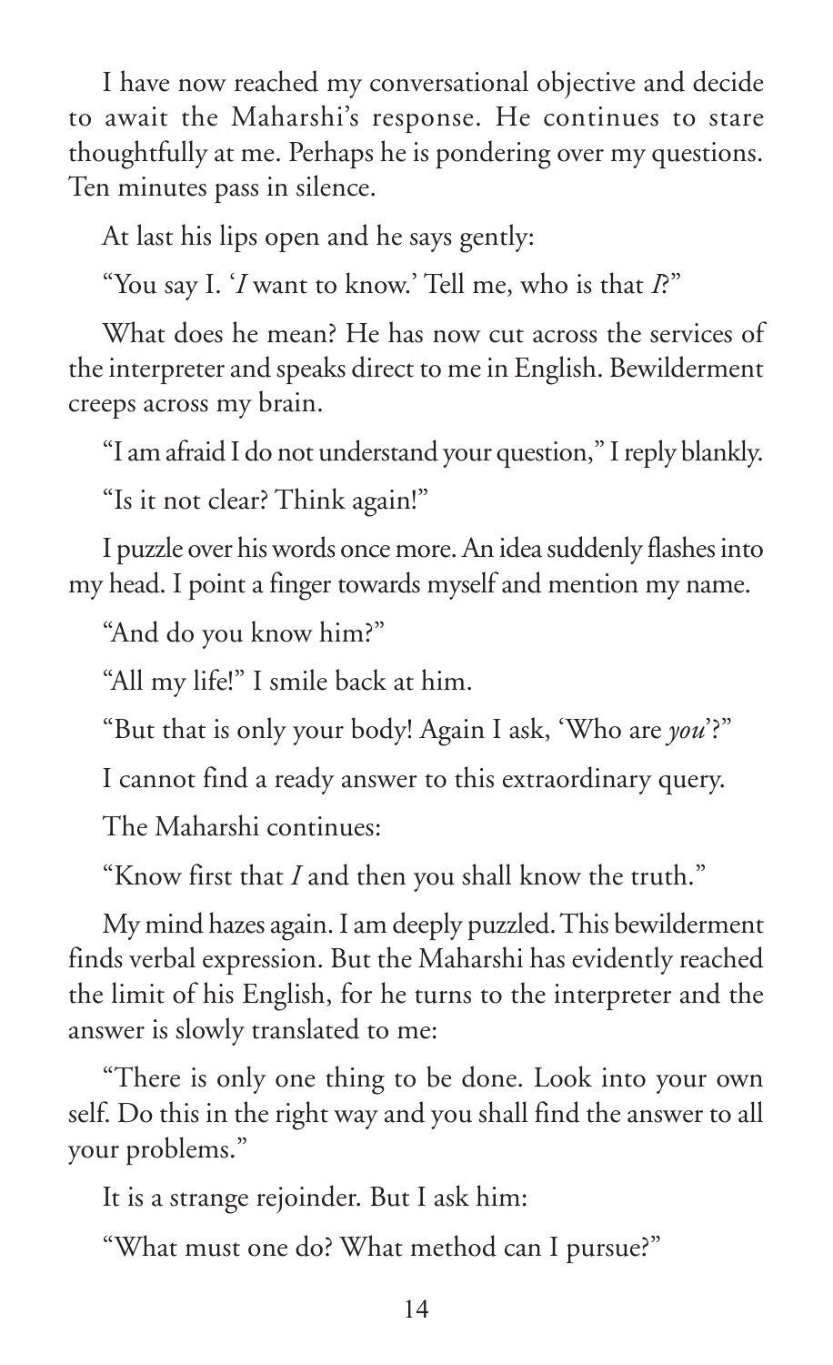I have now reached my conversational objective and decide to await the Maharshi's response. He continues to stare thoughtfully at me. Perhaps he is pondering over my questions. Ten minutes pass in silence.

At last his lips open and he says gently:

"You say I. '*I* want to know.' Tell me, who is that *I*?"

What does he mean? He has now cut across the services of the interpreter and speaks direct to me in English. Bewilderment creeps across my brain.

"I am afraid I do not understand your question," I reply blankly.

"Is it not clear? Think again!"

I puzzle over his words once more. An idea suddenly flashes into my head. I point a finger towards myself and mention my name.

"And do you know him?"

"All my life!" I smile back at him.

"But that is only your body! Again I ask, 'Who are *you*'?"

I cannot find a ready answer to this extraordinary query.

The Maharshi continues:

"Know first that *I* and then you shall know the truth."

My mind hazes again. I am deeply puzzled. This bewilderment finds verbal expression. But the Maharshi has evidently reached the limit of his English, for he turns to the interpreter and the answer is slowly translated to me:

"There is only one thing to be done. Look into your own self. Do this in the right way and you shall find the answer to all your problems."

It is a strange rejoinder. But I ask him:

"What must one do? What method can I pursue?"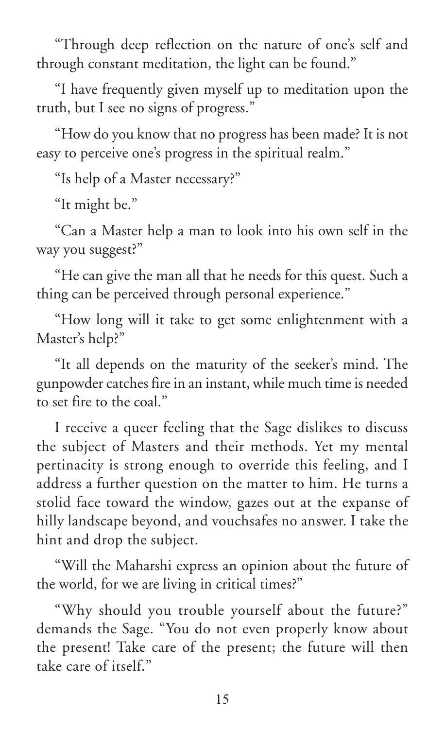"Through deep reflection on the nature of one's self and through constant meditation, the light can be found."

"I have frequently given myself up to meditation upon the truth, but I see no signs of progress."

"How do you know that no progress has been made? It is not easy to perceive one's progress in the spiritual realm."

"Is help of a Master necessary?"

"It might be."

"Can a Master help a man to look into his own self in the way you suggest?"

"He can give the man all that he needs for this quest. Such a thing can be perceived through personal experience."

"How long will it take to get some enlightenment with a Master's help?"

"It all depends on the maturity of the seeker's mind. The gunpowder catches fire in an instant, while much time is needed to set fire to the coal."

I receive a queer feeling that the Sage dislikes to discuss the subject of Masters and their methods. Yet my mental pertinacity is strong enough to override this feeling, and I address a further question on the matter to him. He turns a stolid face toward the window, gazes out at the expanse of hilly landscape beyond, and vouchsafes no answer. I take the hint and drop the subject.

"Will the Maharshi express an opinion about the future of the world, for we are living in critical times?"

"Why should you trouble yourself about the future?" demands the Sage. "You do not even properly know about the present! Take care of the present; the future will then take care of itself."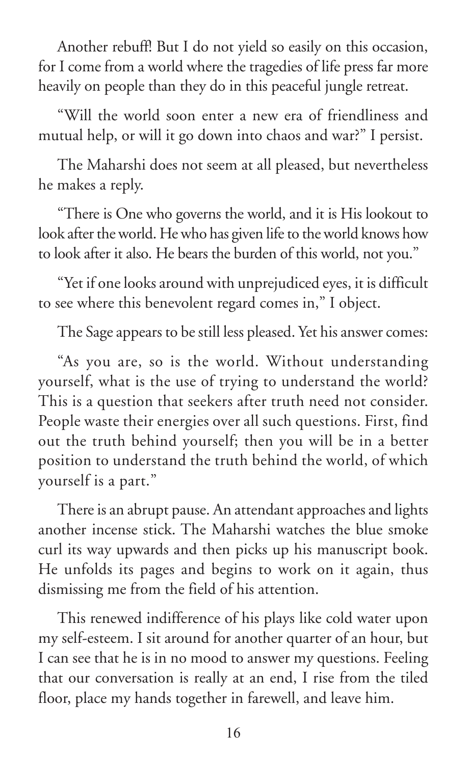Another rebuff! But I do not yield so easily on this occasion, for I come from a world where the tragedies of life press far more heavily on people than they do in this peaceful jungle retreat.

"Will the world soon enter a new era of friendliness and mutual help, or will it go down into chaos and war?" I persist.

The Maharshi does not seem at all pleased, but nevertheless he makes a reply.

"There is One who governs the world, and it is His lookout to look after the world. He who has given life to the world knows how to look after it also. He bears the burden of this world, not you."

"Yet if one looks around with unprejudiced eyes, it is difficult to see where this benevolent regard comes in," I object.

The Sage appears to be still less pleased. Yet his answer comes:

"As you are, so is the world. Without understanding yourself, what is the use of trying to understand the world? This is a question that seekers after truth need not consider. People waste their energies over all such questions. First, find out the truth behind yourself; then you will be in a better position to understand the truth behind the world, of which yourself is a part."

There is an abrupt pause. An attendant approaches and lights another incense stick. The Maharshi watches the blue smoke curl its way upwards and then picks up his manuscript book. He unfolds its pages and begins to work on it again, thus dismissing me from the field of his attention.

This renewed indifference of his plays like cold water upon my self-esteem. I sit around for another quarter of an hour, but I can see that he is in no mood to answer my questions. Feeling that our conversation is really at an end, I rise from the tiled floor, place my hands together in farewell, and leave him.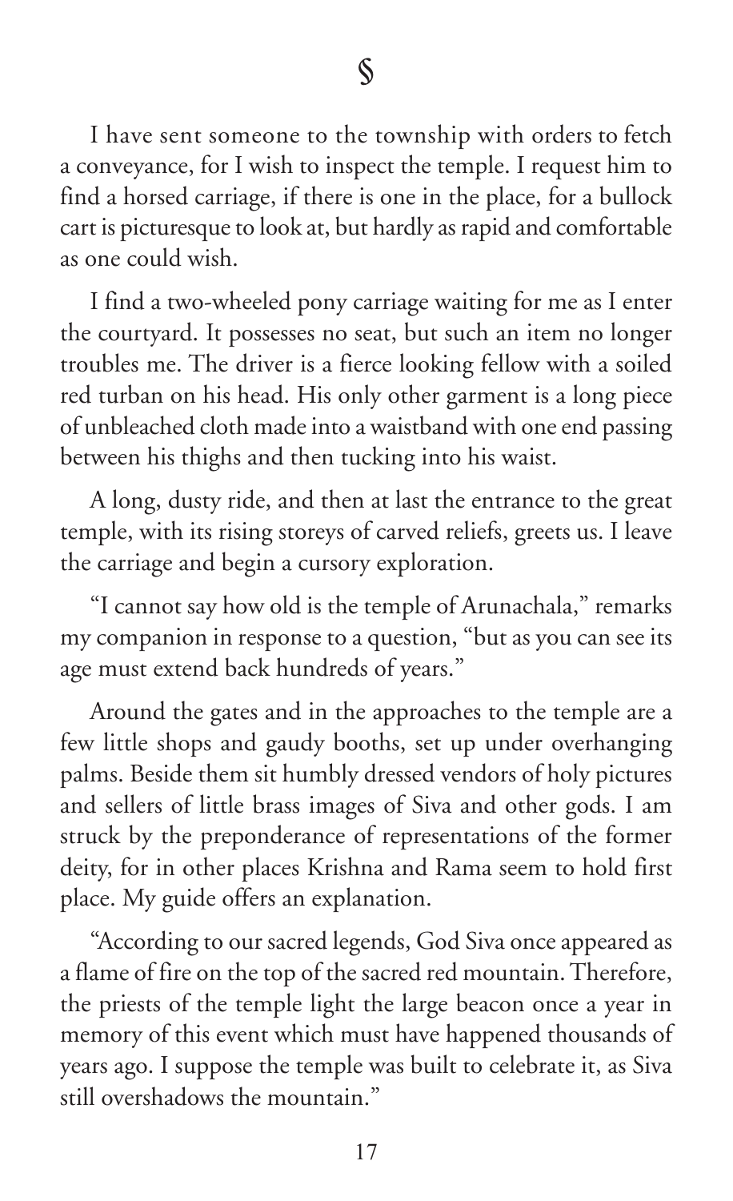§

I have sent someone to the township with orders to fetch a conveyance, for I wish to inspect the temple. I request him to find a horsed carriage, if there is one in the place, for a bullock cart is picturesque to look at, but hardly as rapid and comfortable as one could wish.

I find a two-wheeled pony carriage waiting for me as I enter the courtyard. It possesses no seat, but such an item no longer troubles me. The driver is a fierce looking fellow with a soiled red turban on his head. His only other garment is a long piece of unbleached cloth made into a waistband with one end passing between his thighs and then tucking into his waist.

A long, dusty ride, and then at last the entrance to the great temple, with its rising storeys of carved reliefs, greets us. I leave the carriage and begin a cursory exploration.

"I cannot say how old is the temple of Arunachala," remarks my companion in response to a question, "but as you can see its age must extend back hundreds of years."

Around the gates and in the approaches to the temple are a few little shops and gaudy booths, set up under overhanging palms. Beside them sit humbly dressed vendors of holy pictures and sellers of little brass images of Siva and other gods. I am struck by the preponderance of representations of the former deity, for in other places Krishna and Rama seem to hold first place. My guide offers an explanation.

"According to our sacred legends, God Siva once appeared as a flame of fire on the top of the sacred red mountain. Therefore, the priests of the temple light the large beacon once a year in memory of this event which must have happened thousands of years ago. I suppose the temple was built to celebrate it, as Siva still overshadows the mountain."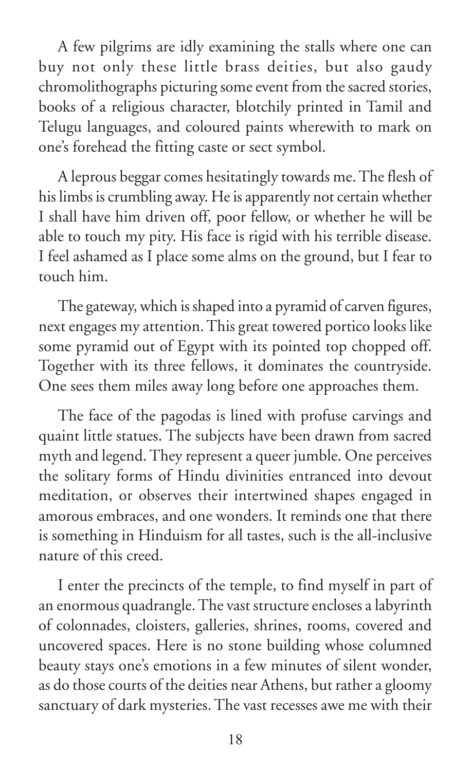A few pilgrims are idly examining the stalls where one can buy not only these little brass deities, but also gaudy chromolithographs picturing some event from the sacred stories, books of a religious character, blotchily printed in Tamil and Telugu languages, and coloured paints wherewith to mark on one's forehead the fitting caste or sect symbol.

A leprous beggar comes hesitatingly towards me. The flesh of his limbs is crumbling away. He is apparently not certain whether I shall have him driven off, poor fellow, or whether he will be able to touch my pity. His face is rigid with his terrible disease. I feel ashamed as I place some alms on the ground, but I fear to touch him.

The gateway, which is shaped into a pyramid of carven figures, next engages my attention. This great towered portico looks like some pyramid out of Egypt with its pointed top chopped off. Together with its three fellows, it dominates the countryside. One sees them miles away long before one approaches them.

The face of the pagodas is lined with profuse carvings and quaint little statues. The subjects have been drawn from sacred myth and legend. They represent a queer jumble. One perceives the solitary forms of Hindu divinities entranced into devout meditation, or observes their intertwined shapes engaged in amorous embraces, and one wonders. It reminds one that there is something in Hinduism for all tastes, such is the all-inclusive nature of this creed.

I enter the precincts of the temple, to find myself in part of an enormous quadrangle. The vast structure encloses a labyrinth of colonnades, cloisters, galleries, shrines, rooms, covered and uncovered spaces. Here is no stone building whose columned beauty stays one's emotions in a few minutes of silent wonder, as do those courts of the deities near Athens, but rather a gloomy sanctuary of dark mysteries. The vast recesses awe me with their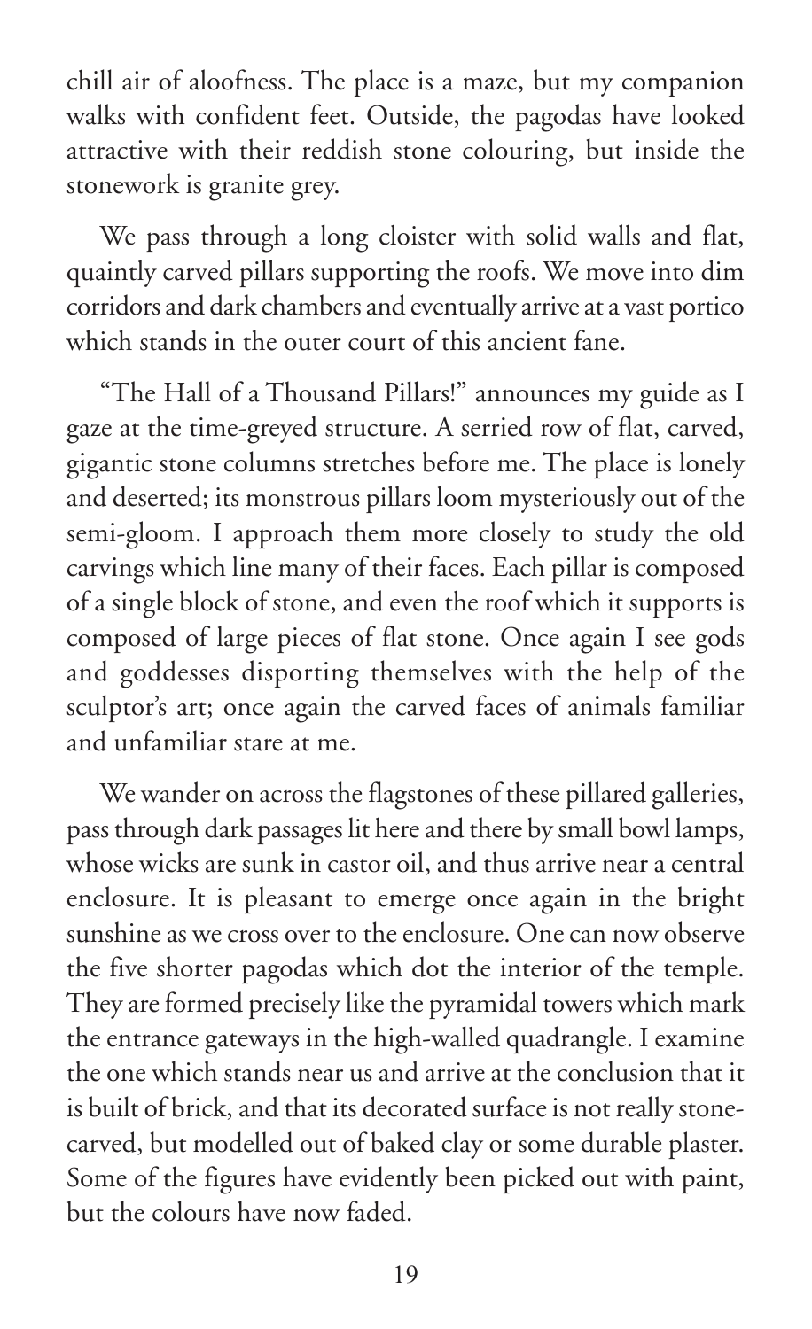chill air of aloofness. The place is a maze, but my companion walks with confident feet. Outside, the pagodas have looked attractive with their reddish stone colouring, but inside the stonework is granite grey.

We pass through a long cloister with solid walls and flat, quaintly carved pillars supporting the roofs. We move into dim corridors and dark chambers and eventually arrive at a vast portico which stands in the outer court of this ancient fane.

"The Hall of a Thousand Pillars!" announces my guide as I gaze at the time-greyed structure. A serried row of flat, carved, gigantic stone columns stretches before me. The place is lonely and deserted; its monstrous pillars loom mysteriously out of the semi-gloom. I approach them more closely to study the old carvings which line many of their faces. Each pillar is composed of a single block of stone, and even the roof which it supports is composed of large pieces of flat stone. Once again I see gods and goddesses disporting themselves with the help of the sculptor's art; once again the carved faces of animals familiar and unfamiliar stare at me.

We wander on across the flagstones of these pillared galleries, pass through dark passages lit here and there by small bowl lamps, whose wicks are sunk in castor oil, and thus arrive near a central enclosure. It is pleasant to emerge once again in the bright sunshine as we cross over to the enclosure. One can now observe the five shorter pagodas which dot the interior of the temple. They are formed precisely like the pyramidal towers which mark the entrance gateways in the high-walled quadrangle. I examine the one which stands near us and arrive at the conclusion that it is built of brick, and that its decorated surface is not really stone-carved, but modelled out of baked clay or some durable plaster. Some of the figures have evidently been picked out with paint, but the colours have now faded.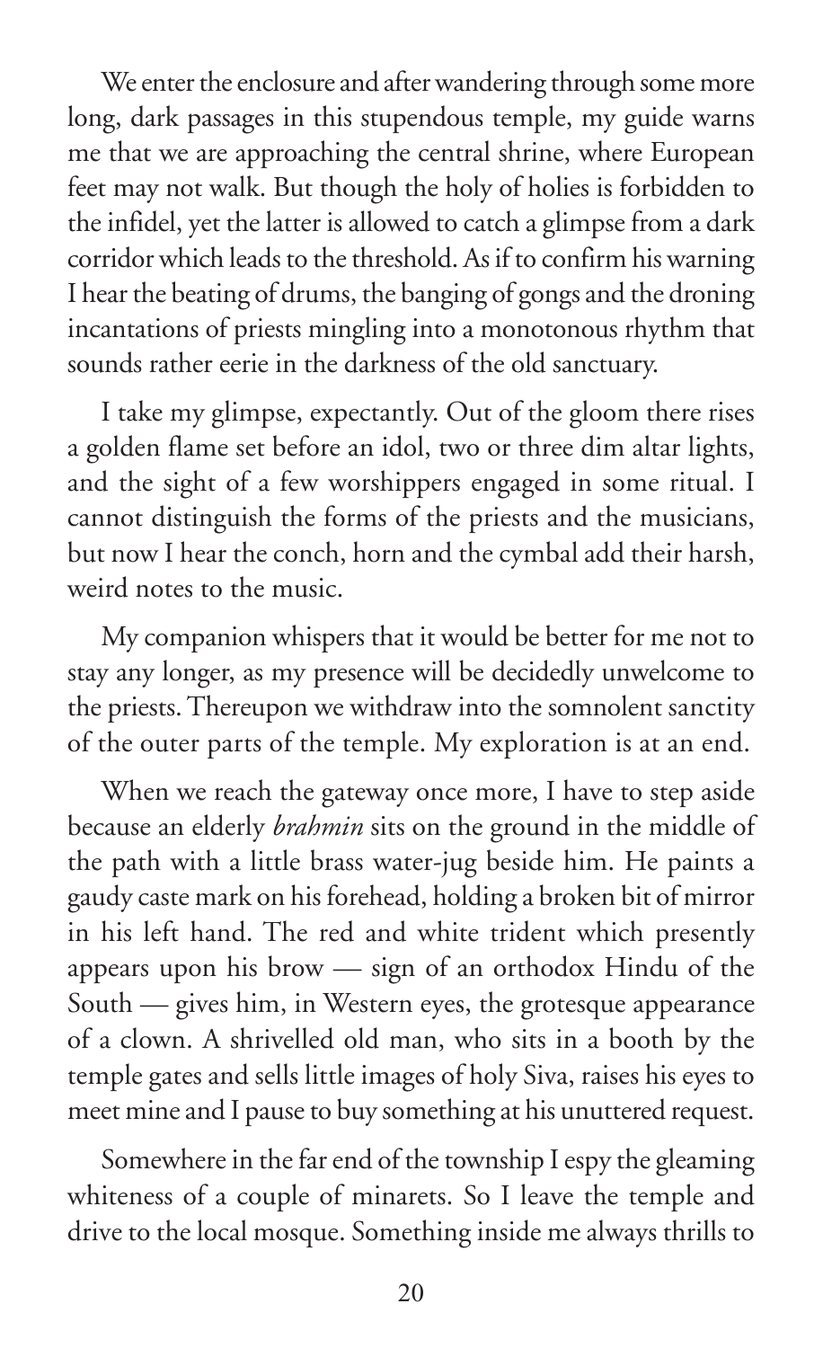We enter the enclosure and after wandering through some more long, dark passages in this stupendous temple, my guide warns me that we are approaching the central shrine, where European feet may not walk. But though the holy of holies is forbidden to the infidel, yet the latter is allowed to catch a glimpse from a dark corridor which leads to the threshold. As if to confirm his warning I hear the beating of drums, the banging of gongs and the droning incantations of priests mingling into a monotonous rhythm that sounds rather eerie in the darkness of the old sanctuary.

I take my glimpse, expectantly. Out of the gloom there rises a golden flame set before an idol, two or three dim altar lights, and the sight of a few worshippers engaged in some ritual. I cannot distinguish the forms of the priests and the musicians, but now I hear the conch, horn and the cymbal add their harsh, weird notes to the music.

My companion whispers that it would be better for me not to stay any longer, as my presence will be decidedly unwelcome to the priests. Thereupon we withdraw into the somnolent sanctity of the outer parts of the temple. My exploration is at an end.

When we reach the gateway once more, I have to step aside because an elderly *brahmin* sits on the ground in the middle of the path with a little brass water-jug beside him. He paints a gaudy caste mark on his forehead, holding a broken bit of mirror in his left hand. The red and white trident which presently appears upon his brow — sign of an orthodox Hindu of the South — gives him, in Western eyes, the grotesque appearance of a clown. A shrivelled old man, who sits in a booth by the temple gates and sells little images of holy Siva, raises his eyes to meet mine and I pause to buy something at his unuttered request.

Somewhere in the far end of the township I espy the gleaming whiteness of a couple of minarets. So I leave the temple and drive to the local mosque. Something inside me always thrills to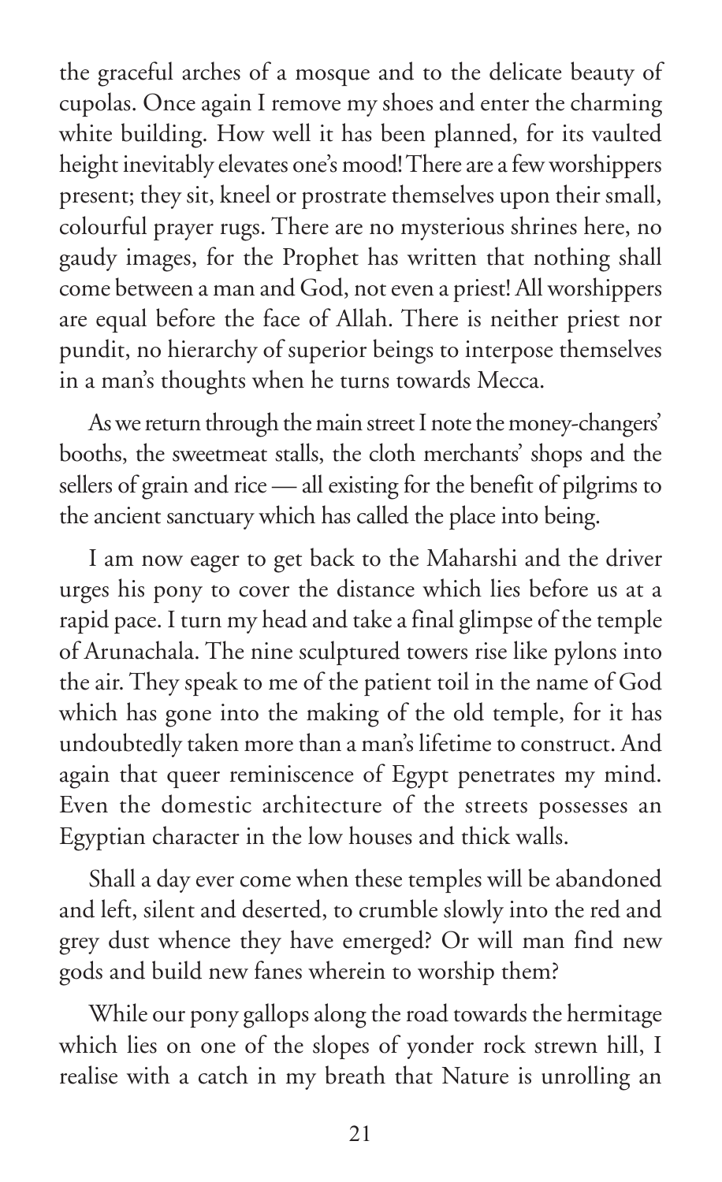the graceful arches of a mosque and to the delicate beauty of cupolas. Once again I remove my shoes and enter the charming white building. How well it has been planned, for its vaulted height inevitably elevates one's mood! There are a few worshippers present; they sit, kneel or prostrate themselves upon their small, colourful prayer rugs. There are no mysterious shrines here, no gaudy images, for the Prophet has written that nothing shall come between a man and God, not even a priest! All worshippers are equal before the face of Allah. There is neither priest nor pundit, no hierarchy of superior beings to interpose themselves in a man's thoughts when he turns towards Mecca.

As we return through the main street I note the money-changers' booths, the sweetmeat stalls, the cloth merchants' shops and the sellers of grain and rice — all existing for the benefit of pilgrims to the ancient sanctuary which has called the place into being.

I am now eager to get back to the Maharshi and the driver urges his pony to cover the distance which lies before us at a rapid pace. I turn my head and take a final glimpse of the temple of Arunachala. The nine sculptured towers rise like pylons into the air. They speak to me of the patient toil in the name of God which has gone into the making of the old temple, for it has undoubtedly taken more than a man's lifetime to construct. And again that queer reminiscence of Egypt penetrates my mind. Even the domestic architecture of the streets possesses an Egyptian character in the low houses and thick walls.

Shall a day ever come when these temples will be abandoned and left, silent and deserted, to crumble slowly into the red and grey dust whence they have emerged? Or will man find new gods and build new fanes wherein to worship them?

While our pony gallops along the road towards the hermitage which lies on one of the slopes of yonder rock strewn hill, I realise with a catch in my breath that Nature is unrolling an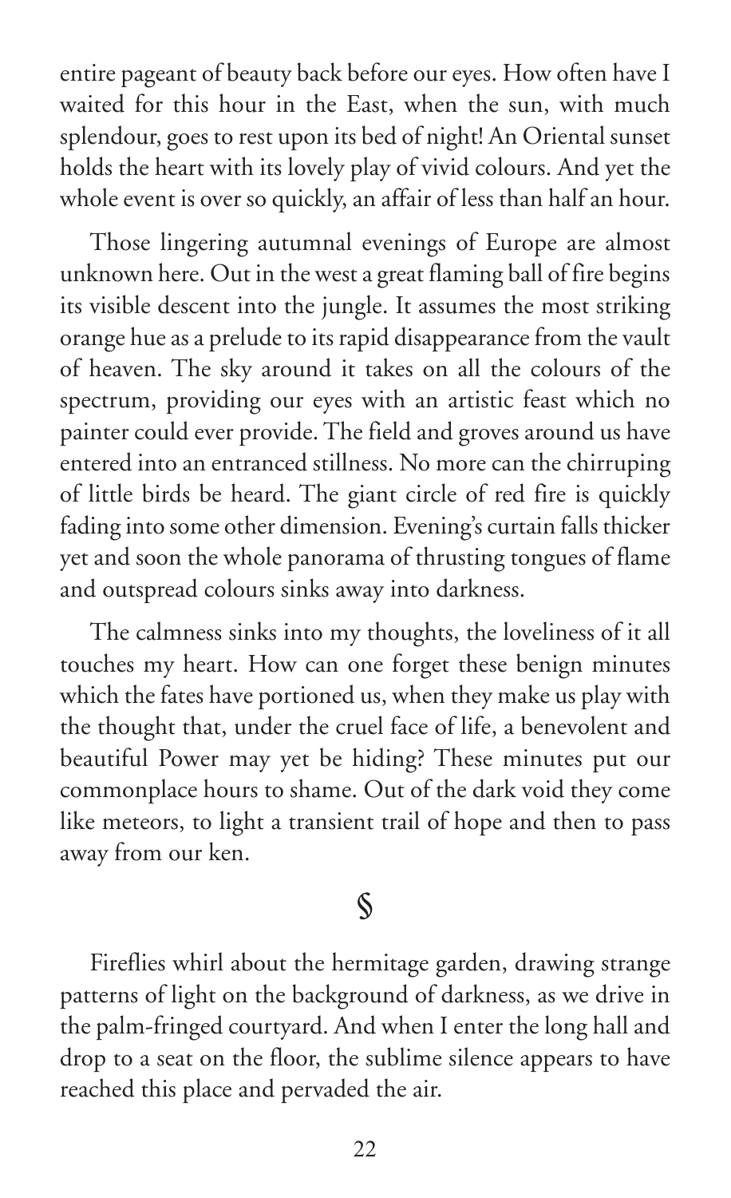entire pageant of beauty back before our eyes. How often have I waited for this hour in the East, when the sun, with much splendour, goes to rest upon its bed of night! An Oriental sunset holds the heart with its lovely play of vivid colours. And yet the whole event is over so quickly, an affair of less than half an hour.

Those lingering autumnal evenings of Europe are almost unknown here. Out in the west a great flaming ball of fire begins its visible descent into the jungle. It assumes the most striking orange hue as a prelude to its rapid disappearance from the vault of heaven. The sky around it takes on all the colours of the spectrum, providing our eyes with an artistic feast which no painter could ever provide. The field and groves around us have entered into an entranced stillness. No more can the chirruping of little birds be heard. The giant circle of red fire is quickly fading into some other dimension. Evening's curtain falls thicker yet and soon the whole panorama of thrusting tongues of flame and outspread colours sinks away into darkness.

The calmness sinks into my thoughts, the loveliness of it all touches my heart. How can one forget these benign minutes which the fates have portioned us, when they make us play with the thought that, under the cruel face of life, a benevolent and beautiful Power may yet be hiding? These minutes put our commonplace hours to shame. Out of the dark void they come like meteors, to light a transient trail of hope and then to pass away from our ken.

§

Fireflies whirl about the hermitage garden, drawing strange patterns of light on the background of darkness, as we drive in the palm-fringed courtyard. And when I enter the long hall and drop to a seat on the floor, the sublime silence appears to have reached this place and pervaded the air.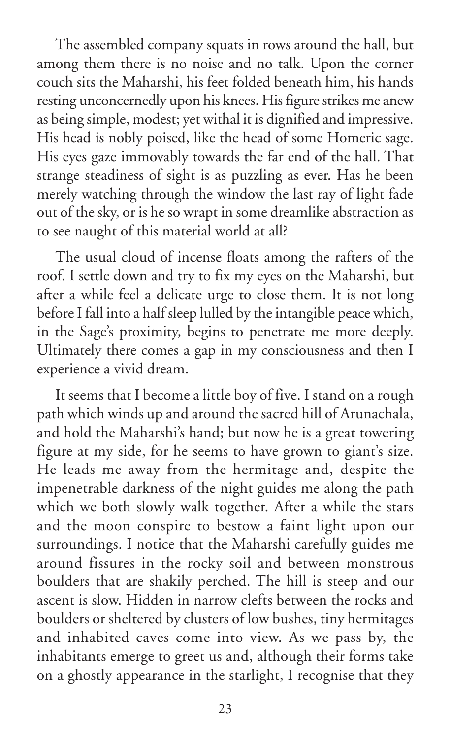The assembled company squats in rows around the hall, but among them there is no noise and no talk. Upon the corner couch sits the Maharshi, his feet folded beneath him, his hands resting unconcernedly upon his knees. His figure strikes me anew as being simple, modest; yet withal it is dignified and impressive. His head is nobly poised, like the head of some Homeric sage. His eyes gaze immovably towards the far end of the hall. That strange steadiness of sight is as puzzling as ever. Has he been merely watching through the window the last ray of light fade out of the sky, or is he so wrapt in some dreamlike abstraction as to see naught of this material world at all?

The usual cloud of incense floats among the rafters of the roof. I settle down and try to fix my eyes on the Maharshi, but after a while feel a delicate urge to close them. It is not long before I fall into a half sleep lulled by the intangible peace which, in the Sage's proximity, begins to penetrate me more deeply. Ultimately there comes a gap in my consciousness and then I experience a vivid dream.

It seems that I become a little boy of five. I stand on a rough path which winds up and around the sacred hill of Arunachala, and hold the Maharshi's hand; but now he is a great towering figure at my side, for he seems to have grown to giant's size. He leads me away from the hermitage and, despite the impenetrable darkness of the night guides me along the path which we both slowly walk together. After a while the stars and the moon conspire to bestow a faint light upon our surroundings. I notice that the Maharshi carefully guides me around fissures in the rocky soil and between monstrous boulders that are shakily perched. The hill is steep and our ascent is slow. Hidden in narrow clefts between the rocks and boulders or sheltered by clusters of low bushes, tiny hermitages and inhabited caves come into view. As we pass by, the inhabitants emerge to greet us and, although their forms take on a ghostly appearance in the starlight, I recognise that they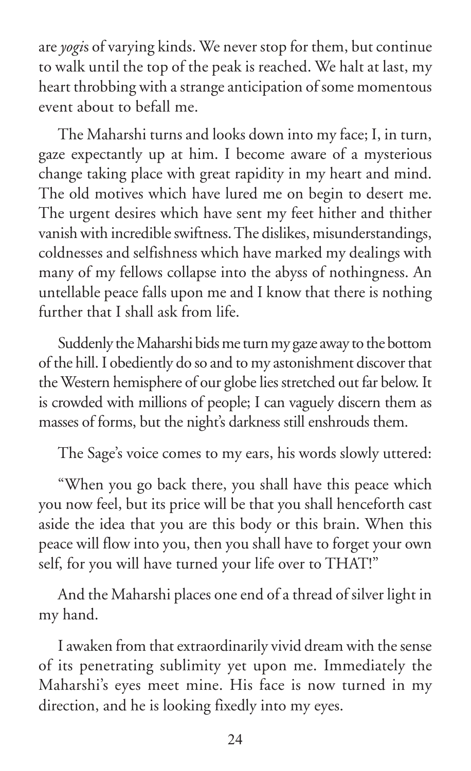are *yogis* of varying kinds. We never stop for them, but continue to walk until the top of the peak is reached. We halt at last, my heart throbbing with a strange anticipation of some momentous event about to befall me.

The Maharshi turns and looks down into my face; I, in turn, gaze expectantly up at him. I become aware of a mysterious change taking place with great rapidity in my heart and mind. The old motives which have lured me on begin to desert me. The urgent desires which have sent my feet hither and thither vanish with incredible swiftness. The dislikes, misunderstandings, coldnesses and selfishness which have marked my dealings with many of my fellows collapse into the abyss of nothingness. An untellable peace falls upon me and I know that there is nothing further that I shall ask from life.

Suddenly the Maharshi bids me turn my gaze away to the bottom of the hill. I obediently do so and to my astonishment discover that the Western hemisphere of our globe lies stretched out far below. It is crowded with millions of people; I can vaguely discern them as masses of forms, but the night's darkness still enshrouds them.

The Sage's voice comes to my ears, his words slowly uttered:

"When you go back there, you shall have this peace which you now feel, but its price will be that you shall henceforth cast aside the idea that you are this body or this brain. When this peace will flow into you, then you shall have to forget your own self, for you will have turned your life over to THAT!"

And the Maharshi places one end of a thread of silver light in my hand.

I awaken from that extraordinarily vivid dream with the sense of its penetrating sublimity yet upon me. Immediately the Maharshi's eyes meet mine. His face is now turned in my direction, and he is looking fixedly into my eyes.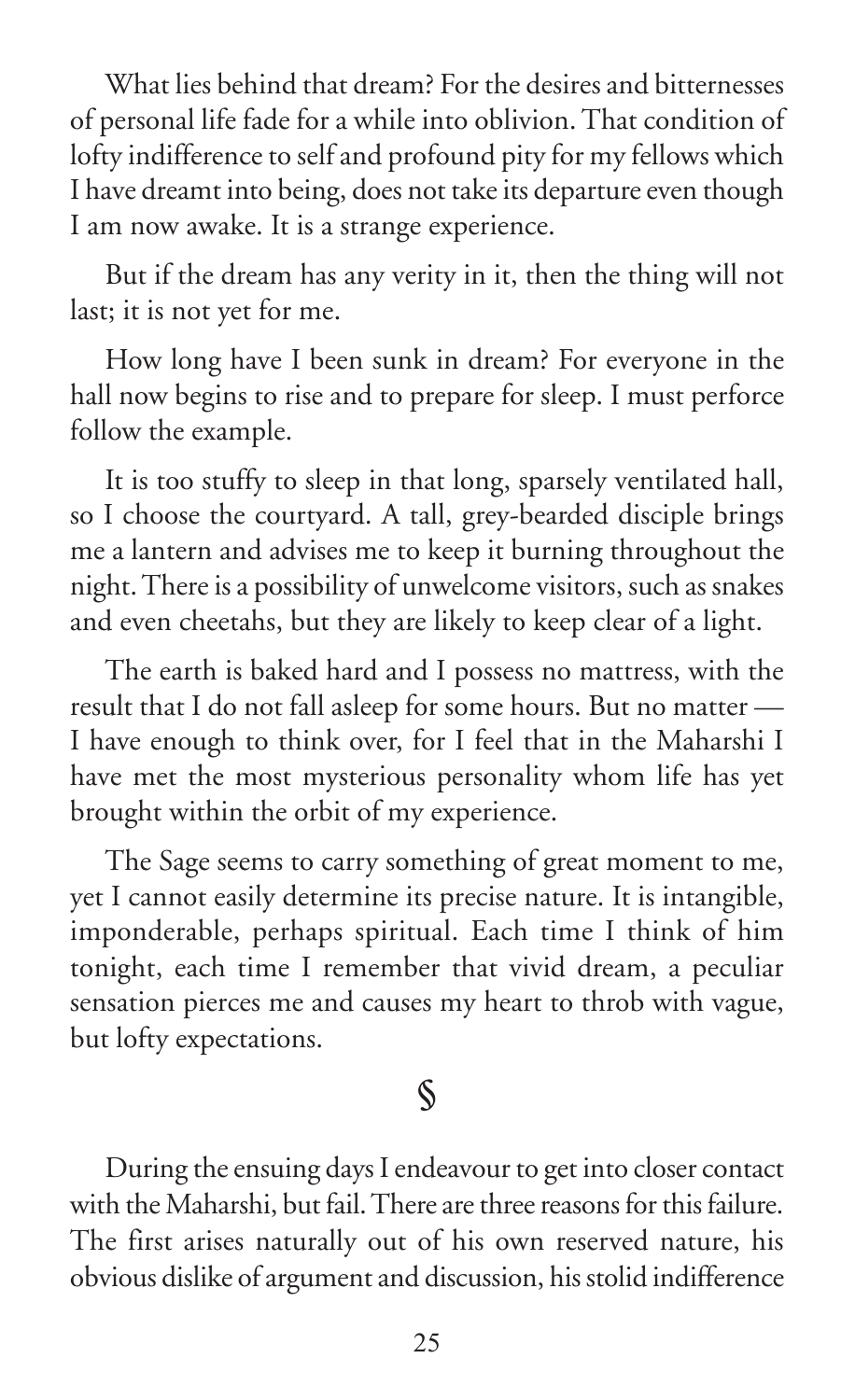What lies behind that dream? For the desires and bitternesses of personal life fade for a while into oblivion. That condition of lofty indifference to self and profound pity for my fellows which I have dreamt into being, does not take its departure even though I am now awake. It is a strange experience.

But if the dream has any verity in it, then the thing will not last; it is not yet for me.

How long have I been sunk in dream? For everyone in the hall now begins to rise and to prepare for sleep. I must perforce follow the example.

It is too stuffy to sleep in that long, sparsely ventilated hall, so I choose the courtyard. A tall, grey-bearded disciple brings me a lantern and advises me to keep it burning throughout the night. There is a possibility of unwelcome visitors, such as snakes and even cheetahs, but they are likely to keep clear of a light.

The earth is baked hard and I possess no mattress, with the result that I do not fall asleep for some hours. But no matter — I have enough to think over, for I feel that in the Maharshi I have met the most mysterious personality whom life has yet brought within the orbit of my experience.

The Sage seems to carry something of great moment to me, yet I cannot easily determine its precise nature. It is intangible, imponderable, perhaps spiritual. Each time I think of him tonight, each time I remember that vivid dream, a peculiar sensation pierces me and causes my heart to throb with vague, but lofty expectations.

§

During the ensuing days I endeavour to get into closer contact with the Maharshi, but fail. There are three reasons for this failure. The first arises naturally out of his own reserved nature, his obvious dislike of argument and discussion, his stolid indifference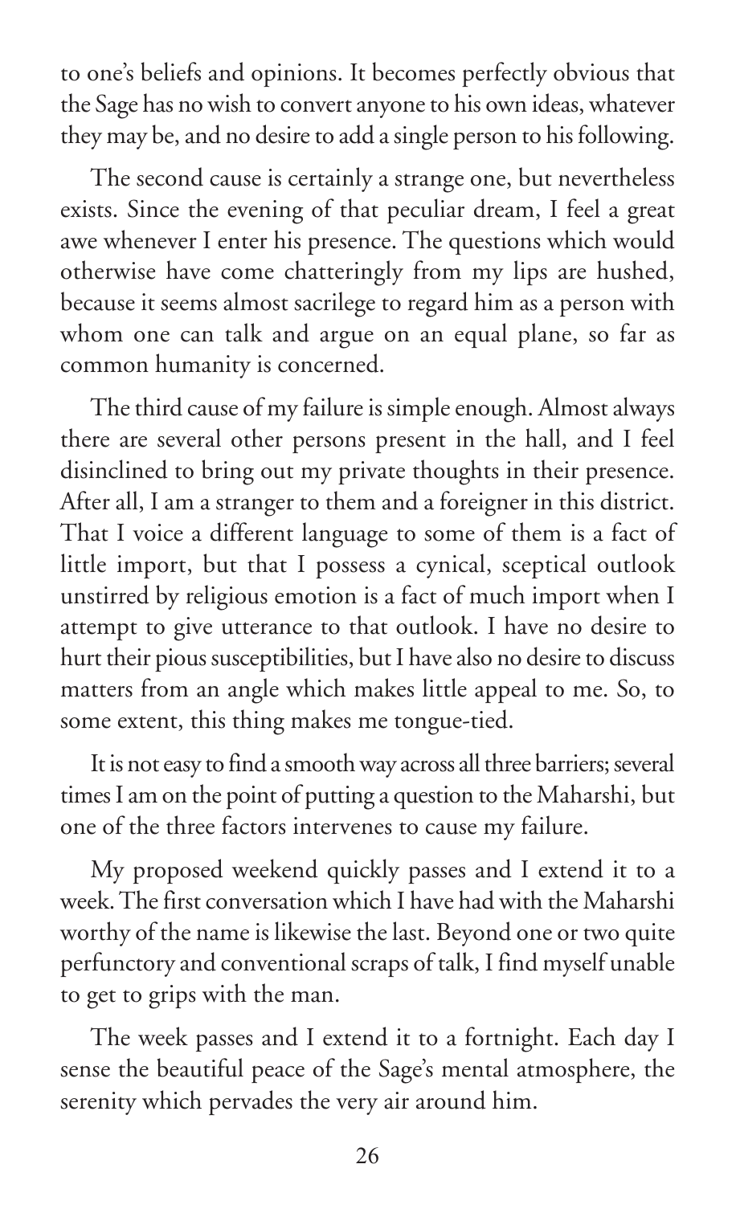to one's beliefs and opinions. It becomes perfectly obvious that the Sage has no wish to convert anyone to his own ideas, whatever they may be, and no desire to add a single person to his following.

The second cause is certainly a strange one, but nevertheless exists. Since the evening of that peculiar dream, I feel a great awe whenever I enter his presence. The questions which would otherwise have come chatteringly from my lips are hushed, because it seems almost sacrilege to regard him as a person with whom one can talk and argue on an equal plane, so far as common humanity is concerned.

The third cause of my failure is simple enough. Almost always there are several other persons present in the hall, and I feel disinclined to bring out my private thoughts in their presence. After all, I am a stranger to them and a foreigner in this district. That I voice a different language to some of them is a fact of little import, but that I possess a cynical, sceptical outlook unstirred by religious emotion is a fact of much import when I attempt to give utterance to that outlook. I have no desire to hurt their pious susceptibilities, but I have also no desire to discuss matters from an angle which makes little appeal to me. So, to some extent, this thing makes me tongue-tied.

It is not easy to find a smooth way across all three barriers; several times I am on the point of putting a question to the Maharshi, but one of the three factors intervenes to cause my failure.

My proposed weekend quickly passes and I extend it to a week. The first conversation which I have had with the Maharshi worthy of the name is likewise the last. Beyond one or two quite perfunctory and conventional scraps of talk, I find myself unable to get to grips with the man.

The week passes and I extend it to a fortnight. Each day I sense the beautiful peace of the Sage's mental atmosphere, the serenity which pervades the very air around him.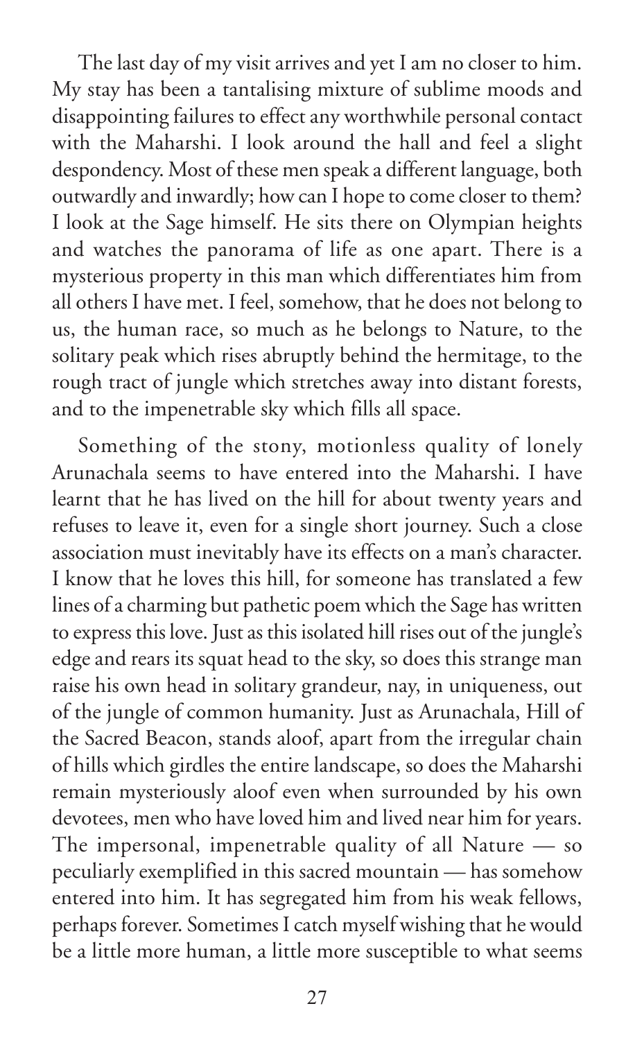The last day of my visit arrives and yet I am no closer to him. My stay has been a tantalising mixture of sublime moods and disappointing failures to effect any worthwhile personal contact with the Maharshi. I look around the hall and feel a slight despondency. Most of these men speak a different language, both outwardly and inwardly; how can I hope to come closer to them? I look at the Sage himself. He sits there on Olympian heights and watches the panorama of life as one apart. There is a mysterious property in this man which differentiates him from all others I have met. I feel, somehow, that he does not belong to us, the human race, so much as he belongs to Nature, to the solitary peak which rises abruptly behind the hermitage, to the rough tract of jungle which stretches away into distant forests, and to the impenetrable sky which fills all space.

Something of the stony, motionless quality of lonely Arunachala seems to have entered into the Maharshi. I have learnt that he has lived on the hill for about twenty years and refuses to leave it, even for a single short journey. Such a close association must inevitably have its effects on a man's character. I know that he loves this hill, for someone has translated a few lines of a charming but pathetic poem which the Sage has written to express this love. Just as this isolated hill rises out of the jungle's edge and rears its squat head to the sky, so does this strange man raise his own head in solitary grandeur, nay, in uniqueness, out of the jungle of common humanity. Just as Arunachala, Hill of the Sacred Beacon, stands aloof, apart from the irregular chain of hills which girdles the entire landscape, so does the Maharshi remain mysteriously aloof even when surrounded by his own devotees, men who have loved him and lived near him for years. The impersonal, impenetrable quality of all Nature — so peculiarly exemplified in this sacred mountain — has somehow entered into him. It has segregated him from his weak fellows, perhaps forever. Sometimes I catch myself wishing that he would be a little more human, a little more susceptible to what seems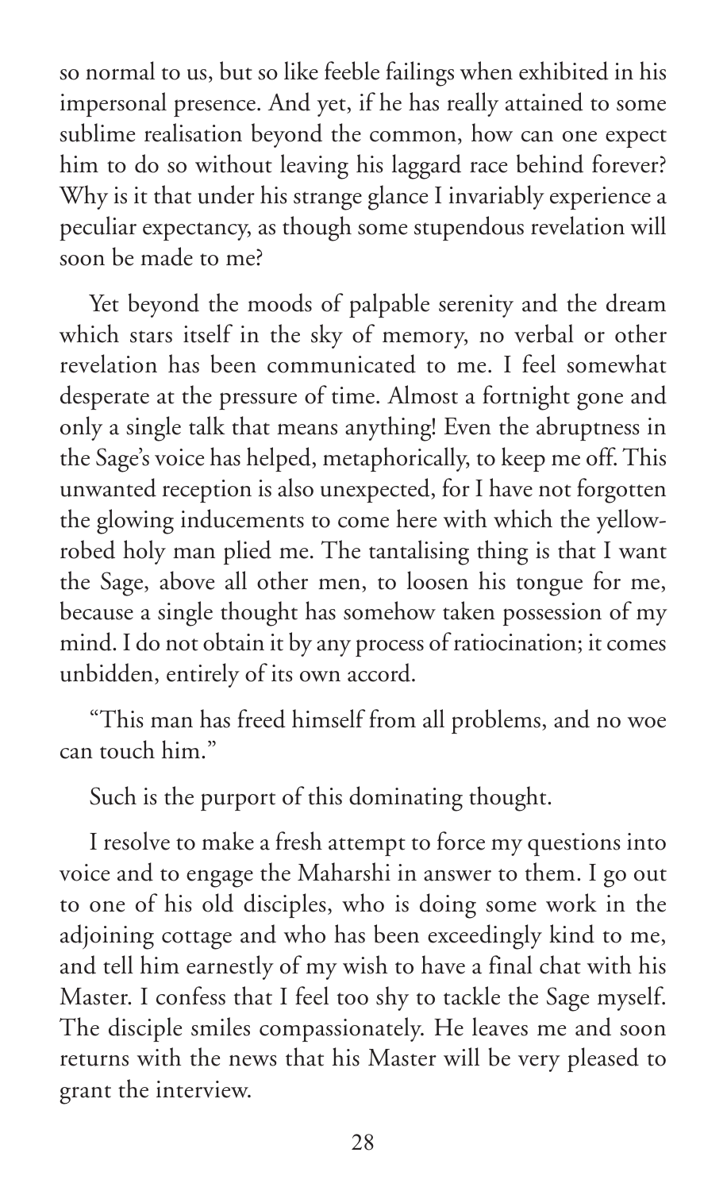so normal to us, but so like feeble failings when exhibited in his impersonal presence. And yet, if he has really attained to some sublime realisation beyond the common, how can one expect him to do so without leaving his laggard race behind forever? Why is it that under his strange glance I invariably experience a peculiar expectancy, as though some stupendous revelation will soon be made to me?

Yet beyond the moods of palpable serenity and the dream which stars itself in the sky of memory, no verbal or other revelation has been communicated to me. I feel somewhat desperate at the pressure of time. Almost a fortnight gone and only a single talk that means anything! Even the abruptness in the Sage's voice has helped, metaphorically, to keep me off. This unwanted reception is also unexpected, for I have not forgotten the glowing inducements to come here with which the yellow-robed holy man plied me. The tantalising thing is that I want the Sage, above all other men, to loosen his tongue for me, because a single thought has somehow taken possession of my mind. I do not obtain it by any process of ratiocination; it comes unbidden, entirely of its own accord.

"This man has freed himself from all problems, and no woe can touch him."

Such is the purport of this dominating thought.

I resolve to make a fresh attempt to force my questions into voice and to engage the Maharshi in answer to them. I go out to one of his old disciples, who is doing some work in the adjoining cottage and who has been exceedingly kind to me, and tell him earnestly of my wish to have a final chat with his Master. I confess that I feel too shy to tackle the Sage myself. The disciple smiles compassionately. He leaves me and soon returns with the news that his Master will be very pleased to grant the interview.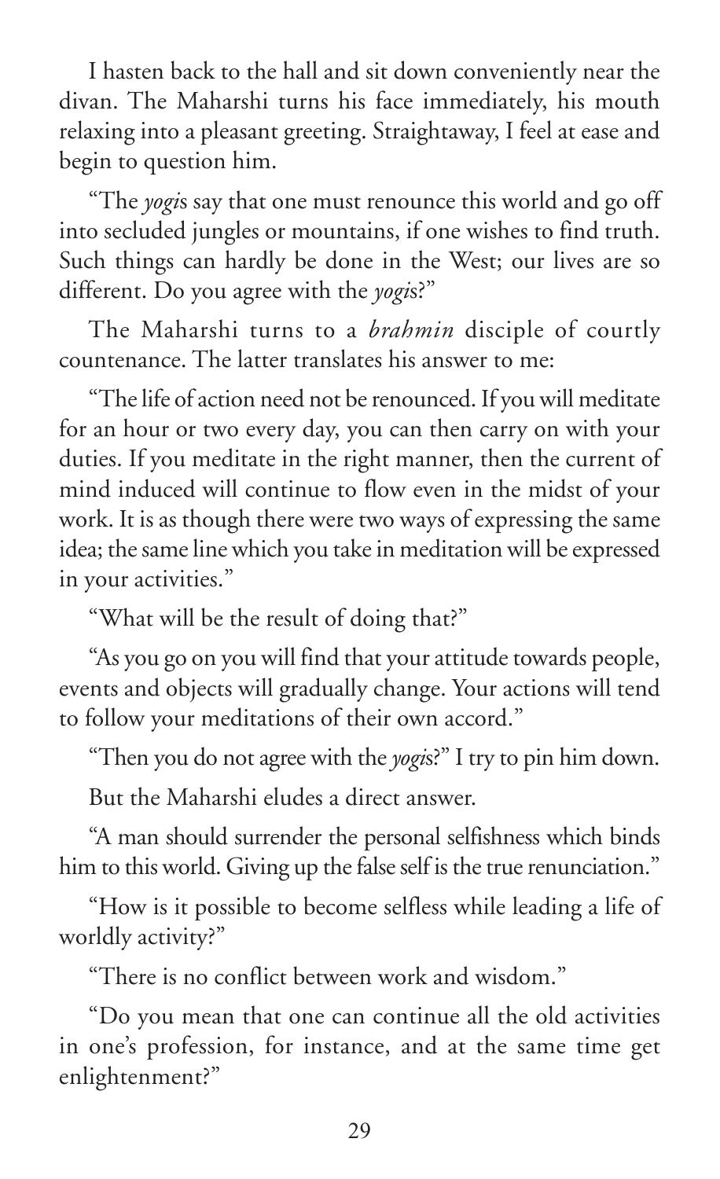I hasten back to the hall and sit down conveniently near the divan. The Maharshi turns his face immediately, his mouth relaxing into a pleasant greeting. Straightaway, I feel at ease and begin to question him.

"The *yogi*s say that one must renounce this world and go off into secluded jungles or mountains, if one wishes to find truth. Such things can hardly be done in the West; our lives are so different. Do you agree with the *yogi*s?"

The Maharshi turns to a *brahmin* disciple of courtly countenance. The latter translates his answer to me:

"The life of action need not be renounced. If you will meditate for an hour or two every day, you can then carry on with your duties. If you meditate in the right manner, then the current of mind induced will continue to flow even in the midst of your work. It is as though there were two ways of expressing the same idea; the same line which you take in meditation will be expressed in your activities."

"What will be the result of doing that?"

"As you go on you will find that your attitude towards people, events and objects will gradually change. Your actions will tend to follow your meditations of their own accord."

"Then you do not agree with the *yogi*s?" I try to pin him down.

But the Maharshi eludes a direct answer.

"A man should surrender the personal selfishness which binds him to this world. Giving up the false self is the true renunciation."

"How is it possible to become selfless while leading a life of worldly activity?"

"There is no conflict between work and wisdom."

"Do you mean that one can continue all the old activities in one's profession, for instance, and at the same time get enlightenment?"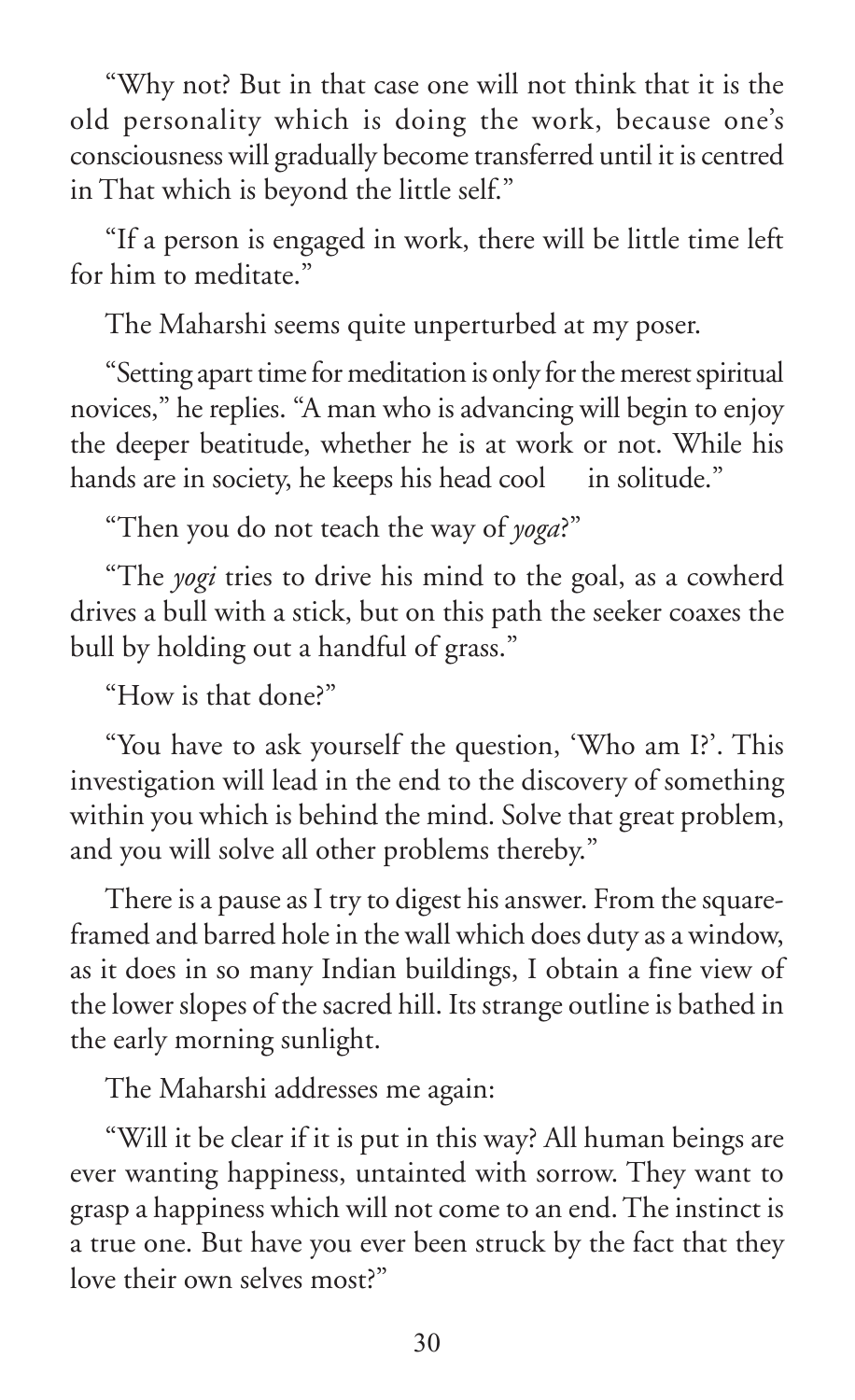"Why not? But in that case one will not think that it is the old personality which is doing the work, because one's consciousness will gradually become transferred until it is centred in That which is beyond the little self."

"If a person is engaged in work, there will be little time left for him to meditate."

The Maharshi seems quite unperturbed at my poser.

"Setting apart time for meditation is only for the merest spiritual novices," he replies. "A man who is advancing will begin to enjoy the deeper beatitude, whether he is at work or not. While his hands are in society, he keeps his head cool in solitude."

"Then you do not teach the way of *yoga*?"

"The *yogi* tries to drive his mind to the goal, as a cowherd drives a bull with a stick, but on this path the seeker coaxes the bull by holding out a handful of grass."

"How is that done?"

"You have to ask yourself the question, 'Who am I?'. This investigation will lead in the end to the discovery of something within you which is behind the mind. Solve that great problem, and you will solve all other problems thereby."

There is a pause as I try to digest his answer. From the square-framed and barred hole in the wall which does duty as a window, as it does in so many Indian buildings, I obtain a fine view of the lower slopes of the sacred hill. Its strange outline is bathed in the early morning sunlight.

The Maharshi addresses me again:

"Will it be clear if it is put in this way? All human beings are ever wanting happiness, untainted with sorrow. They want to grasp a happiness which will not come to an end. The instinct is a true one. But have you ever been struck by the fact that they love their own selves most?"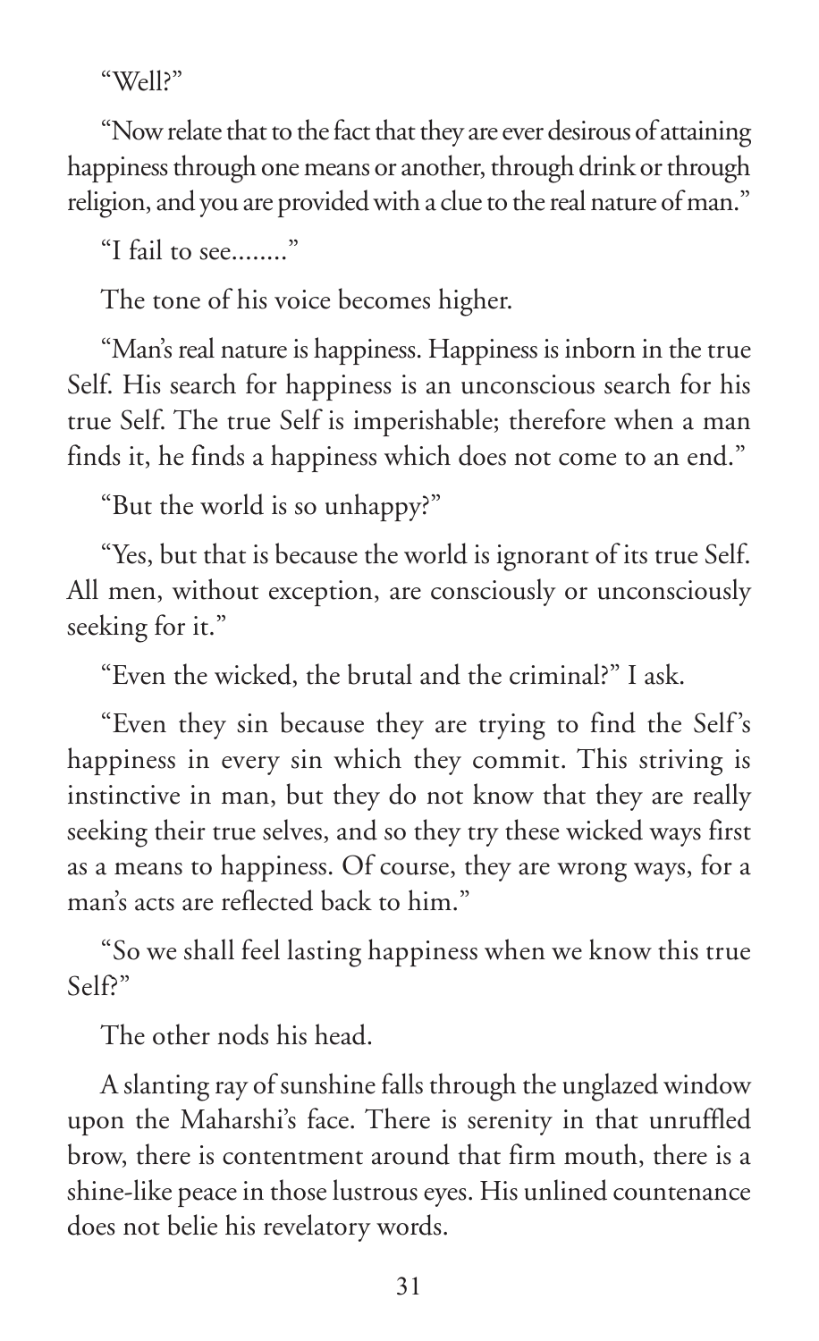"Well?"

"Now relate that to the fact that they are ever desirous of attaining happiness through one means or another, through drink or through religion, and you are provided with a clue to the real nature of man."

"I fail to see........"

The tone of his voice becomes higher.

"Man's real nature is happiness. Happiness is inborn in the true Self. His search for happiness is an unconscious search for his true Self. The true Self is imperishable; therefore when a man finds it, he finds a happiness which does not come to an end."

"But the world is so unhappy?"

"Yes, but that is because the world is ignorant of its true Self. All men, without exception, are consciously or unconsciously seeking for it."

"Even the wicked, the brutal and the criminal?" I ask.

"Even they sin because they are trying to find the Self's happiness in every sin which they commit. This striving is instinctive in man, but they do not know that they are really seeking their true selves, and so they try these wicked ways first as a means to happiness. Of course, they are wrong ways, for a man's acts are reflected back to him."

"So we shall feel lasting happiness when we know this true Self?"

The other nods his head.

A slanting ray of sunshine falls through the unglazed window upon the Maharshi's face. There is serenity in that unruffled brow, there is contentment around that firm mouth, there is a shine-like peace in those lustrous eyes. His unlined countenance does not belie his revelatory words.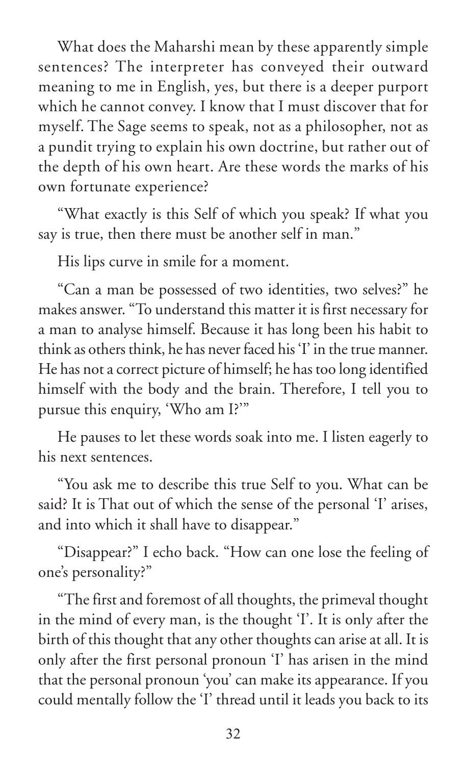What does the Maharshi mean by these apparently simple sentences? The interpreter has conveyed their outward meaning to me in English, yes, but there is a deeper purport which he cannot convey. I know that I must discover that for myself. The Sage seems to speak, not as a philosopher, not as a pundit trying to explain his own doctrine, but rather out of the depth of his own heart. Are these words the marks of his own fortunate experience?

"What exactly is this Self of which you speak? If what you say is true, then there must be another self in man."

His lips curve in smile for a moment.

"Can a man be possessed of two identities, two selves?" he makes answer. "To understand this matter it is first necessary for a man to analyse himself. Because it has long been his habit to think as others think, he has never faced his 'I' in the true manner. He has not a correct picture of himself; he has too long identified himself with the body and the brain. Therefore, I tell you to pursue this enquiry, 'Who am I?'"

He pauses to let these words soak into me. I listen eagerly to his next sentences.

"You ask me to describe this true Self to you. What can be said? It is That out of which the sense of the personal 'I' arises, and into which it shall have to disappear."

"Disappear?" I echo back. "How can one lose the feeling of one's personality?"

"The first and foremost of all thoughts, the primeval thought in the mind of every man, is the thought 'I'. It is only after the birth of this thought that any other thoughts can arise at all. It is only after the first personal pronoun 'I' has arisen in the mind that the personal pronoun 'you' can make its appearance. If you could mentally follow the 'I' thread until it leads you back to its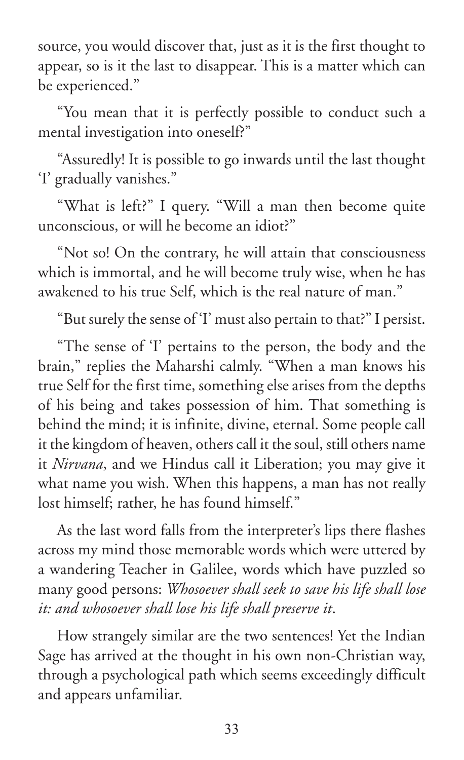source, you would discover that, just as it is the first thought to appear, so is it the last to disappear. This is a matter which can be experienced."

"You mean that it is perfectly possible to conduct such a mental investigation into oneself?"

"Assuredly! It is possible to go inwards until the last thought 'I' gradually vanishes."

"What is left?" I query. "Will a man then become quite unconscious, or will he become an idiot?"

"Not so! On the contrary, he will attain that consciousness which is immortal, and he will become truly wise, when he has awakened to his true Self, which is the real nature of man."

"But surely the sense of 'I' must also pertain to that?" I persist.

"The sense of 'I' pertains to the person, the body and the brain," replies the Maharshi calmly. "When a man knows his true Self for the first time, something else arises from the depths of his being and takes possession of him. That something is behind the mind; it is infinite, divine, eternal. Some people call it the kingdom of heaven, others call it the soul, still others name it *Nirvana*, and we Hindus call it Liberation; you may give it what name you wish. When this happens, a man has not really lost himself; rather, he has found himself."

As the last word falls from the interpreter's lips there flashes across my mind those memorable words which were uttered by a wandering Teacher in Galilee, words which have puzzled so many good persons: *Whosoever shall seek to save his life shall lose it: and whosoever shall lose his life shall preserve it*.

How strangely similar are the two sentences! Yet the Indian Sage has arrived at the thought in his own non-Christian way, through a psychological path which seems exceedingly difficult and appears unfamiliar.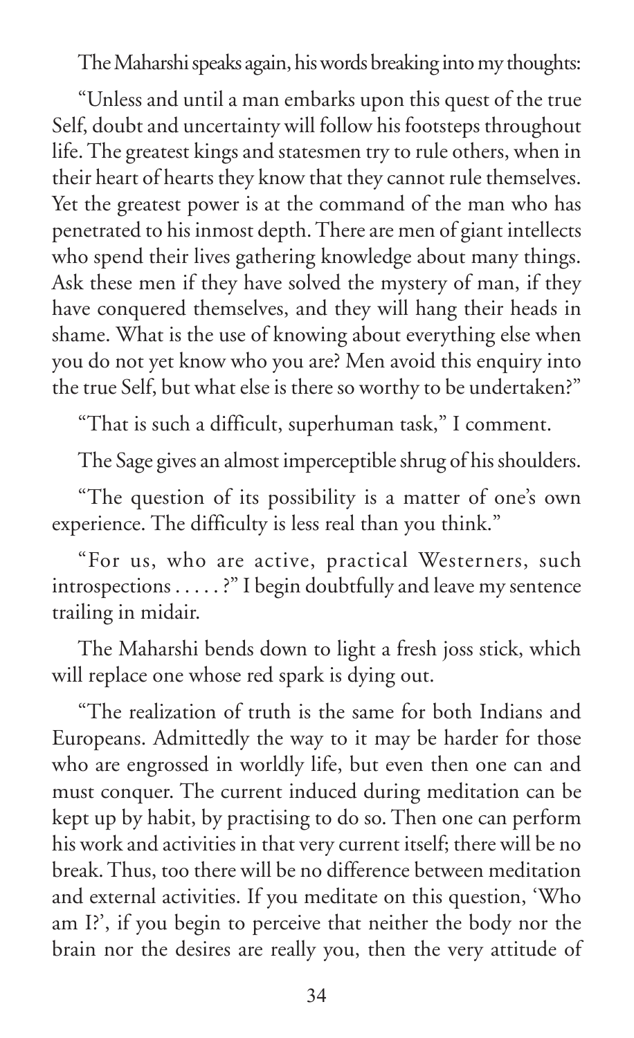The Maharshi speaks again, his words breaking into my thoughts:

"Unless and until a man embarks upon this quest of the true Self, doubt and uncertainty will follow his footsteps throughout life. The greatest kings and statesmen try to rule others, when in their heart of hearts they know that they cannot rule themselves. Yet the greatest power is at the command of the man who has penetrated to his inmost depth. There are men of giant intellects who spend their lives gathering knowledge about many things. Ask these men if they have solved the mystery of man, if they have conquered themselves, and they will hang their heads in shame. What is the use of knowing about everything else when you do not yet know who you are? Men avoid this enquiry into the true Self, but what else is there so worthy to be undertaken?"

"That is such a difficult, superhuman task," I comment.

The Sage gives an almost imperceptible shrug of his shoulders.

"The question of its possibility is a matter of one's own experience. The difficulty is less real than you think."

"For us, who are active, practical Westerners, such introspections . . . . . ?" I begin doubtfully and leave my sentence trailing in midair.

The Maharshi bends down to light a fresh joss stick, which will replace one whose red spark is dying out.

"The realization of truth is the same for both Indians and Europeans. Admittedly the way to it may be harder for those who are engrossed in worldly life, but even then one can and must conquer. The current induced during meditation can be kept up by habit, by practising to do so. Then one can perform his work and activities in that very current itself; there will be no break. Thus, too there will be no difference between meditation and external activities. If you meditate on this question, 'Who am I?', if you begin to perceive that neither the body nor the brain nor the desires are really you, then the very attitude of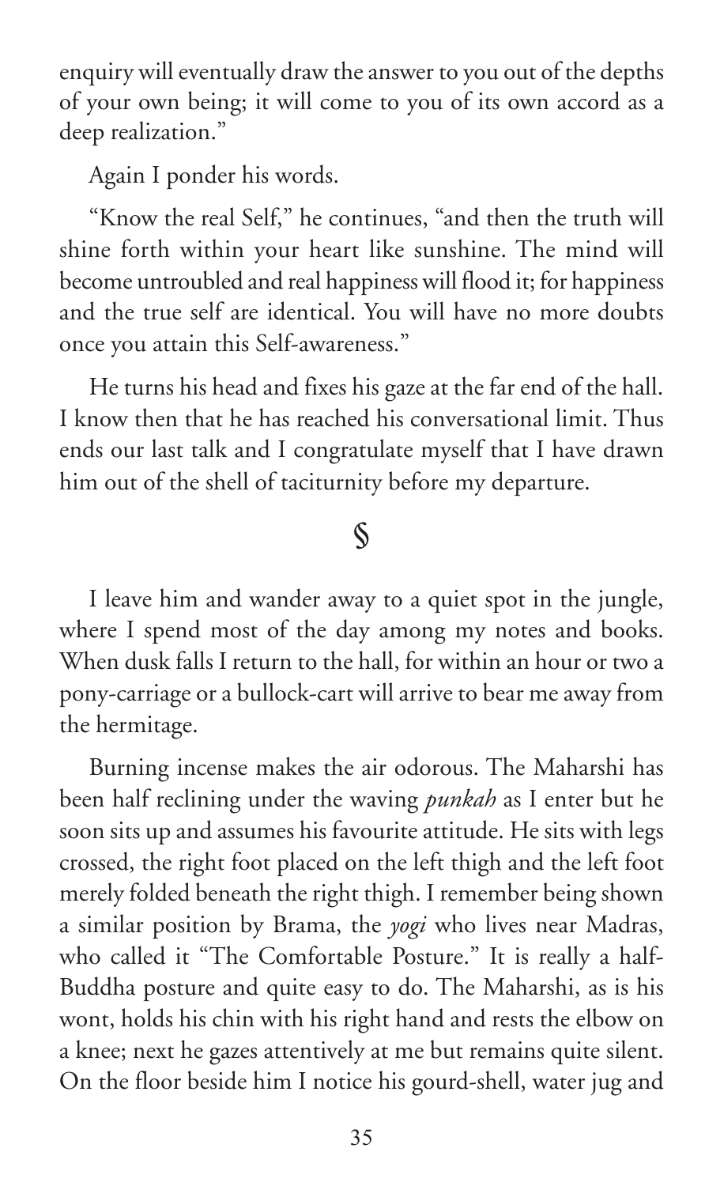enquiry will eventually draw the answer to you out of the depths of your own being; it will come to you of its own accord as a deep realization."

Again I ponder his words.

"Know the real Self," he continues, "and then the truth will shine forth within your heart like sunshine. The mind will become untroubled and real happiness will flood it; for happiness and the true self are identical. You will have no more doubts once you attain this Self-awareness."

He turns his head and fixes his gaze at the far end of the hall. I know then that he has reached his conversational limit. Thus ends our last talk and I congratulate myself that I have drawn him out of the shell of taciturnity before my departure.

§

I leave him and wander away to a quiet spot in the jungle, where I spend most of the day among my notes and books. When dusk falls I return to the hall, for within an hour or two a pony-carriage or a bullock-cart will arrive to bear me away from the hermitage.

Burning incense makes the air odorous. The Maharshi has been half reclining under the waving *punkah* as I enter but he soon sits up and assumes his favourite attitude. He sits with legs crossed, the right foot placed on the left thigh and the left foot merely folded beneath the right thigh. I remember being shown a similar position by Brama, the *yogi* who lives near Madras, who called it "The Comfortable Posture." It is really a half-Buddha posture and quite easy to do. The Maharshi, as is his wont, holds his chin with his right hand and rests the elbow on a knee; next he gazes attentively at me but remains quite silent. On the floor beside him I notice his gourd-shell, water jug and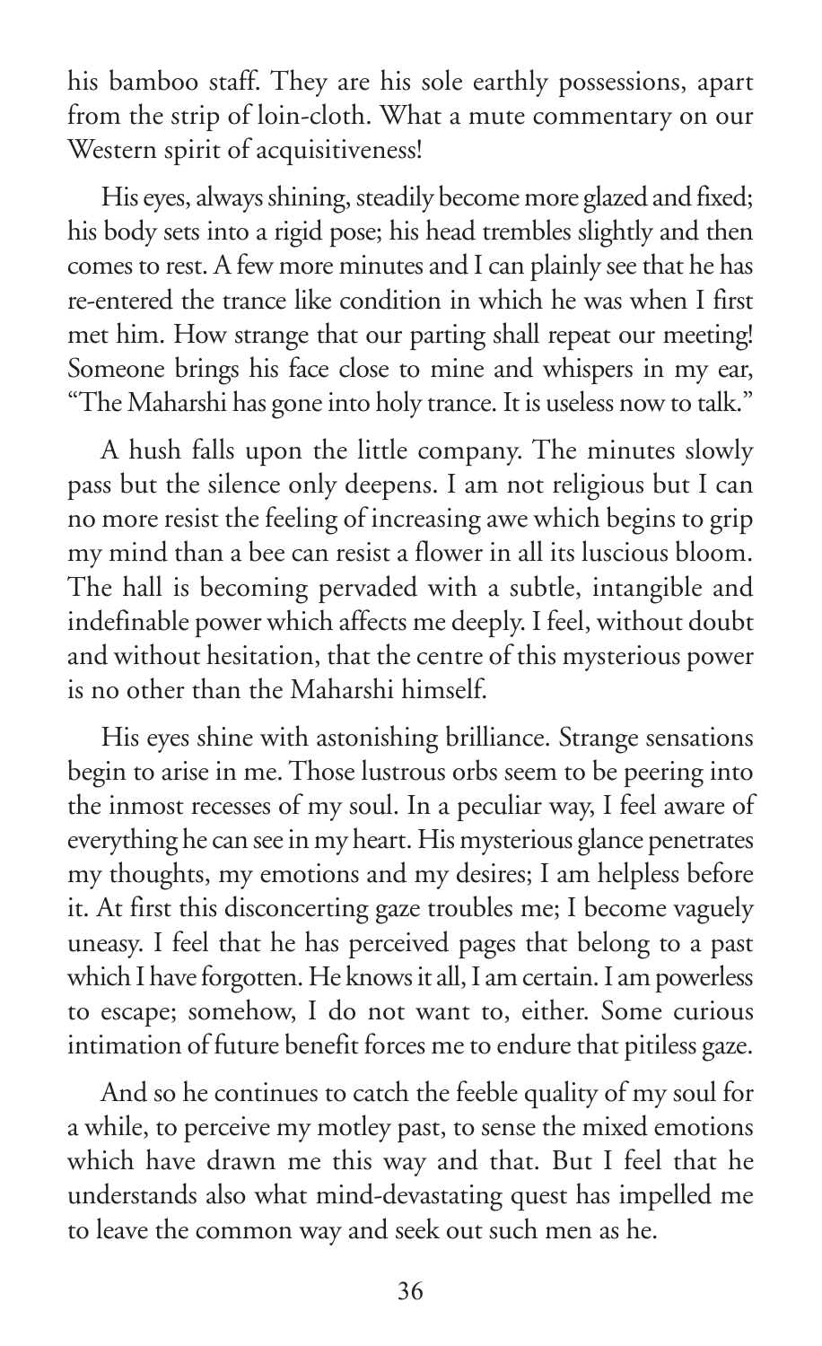his bamboo staff. They are his sole earthly possessions, apart from the strip of loin-cloth. What a mute commentary on our Western spirit of acquisitiveness!

His eyes, always shining, steadily become more glazed and fixed; his body sets into a rigid pose; his head trembles slightly and then comes to rest. A few more minutes and I can plainly see that he has re-entered the trance like condition in which he was when I first met him. How strange that our parting shall repeat our meeting! Someone brings his face close to mine and whispers in my ear, "The Maharshi has gone into holy trance. It is useless now to talk."

A hush falls upon the little company. The minutes slowly pass but the silence only deepens. I am not religious but I can no more resist the feeling of increasing awe which begins to grip my mind than a bee can resist a flower in all its luscious bloom. The hall is becoming pervaded with a subtle, intangible and indefinable power which affects me deeply. I feel, without doubt and without hesitation, that the centre of this mysterious power is no other than the Maharshi himself.

His eyes shine with astonishing brilliance. Strange sensations begin to arise in me. Those lustrous orbs seem to be peering into the inmost recesses of my soul. In a peculiar way, I feel aware of everything he can see in my heart. His mysterious glance penetrates my thoughts, my emotions and my desires; I am helpless before it. At first this disconcerting gaze troubles me; I become vaguely uneasy. I feel that he has perceived pages that belong to a past which I have forgotten. He knows it all, I am certain. I am powerless to escape; somehow, I do not want to, either. Some curious intimation of future benefit forces me to endure that pitiless gaze.

And so he continues to catch the feeble quality of my soul for a while, to perceive my motley past, to sense the mixed emotions which have drawn me this way and that. But I feel that he understands also what mind-devastating quest has impelled me to leave the common way and seek out such men as he.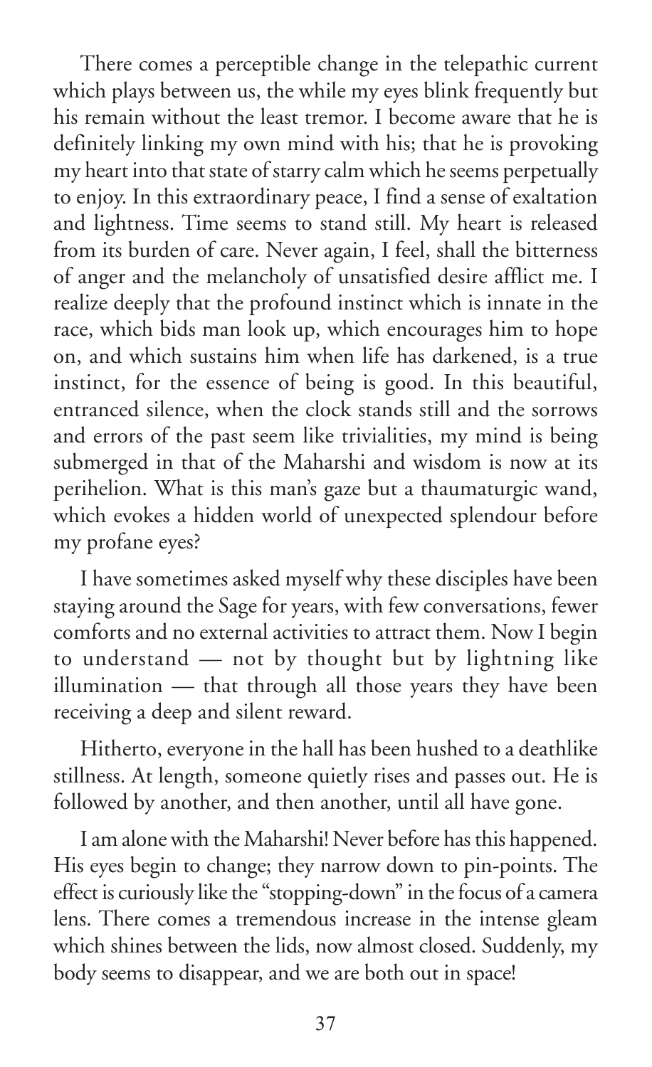There comes a perceptible change in the telepathic current which plays between us, the while my eyes blink frequently but his remain without the least tremor. I become aware that he is definitely linking my own mind with his; that he is provoking my heart into that state of starry calm which he seems perpetually to enjoy. In this extraordinary peace, I find a sense of exaltation and lightness. Time seems to stand still. My heart is released from its burden of care. Never again, I feel, shall the bitterness of anger and the melancholy of unsatisfied desire afflict me. I realize deeply that the profound instinct which is innate in the race, which bids man look up, which encourages him to hope on, and which sustains him when life has darkened, is a true instinct, for the essence of being is good. In this beautiful, entranced silence, when the clock stands still and the sorrows and errors of the past seem like trivialities, my mind is being submerged in that of the Maharshi and wisdom is now at its perihelion. What is this man's gaze but a thaumaturgic wand, which evokes a hidden world of unexpected splendour before my profane eyes?

I have sometimes asked myself why these disciples have been staying around the Sage for years, with few conversations, fewer comforts and no external activities to attract them. Now I begin to understand — not by thought but by lightning like illumination — that through all those years they have been receiving a deep and silent reward.

Hitherto, everyone in the hall has been hushed to a deathlike stillness. At length, someone quietly rises and passes out. He is followed by another, and then another, until all have gone.

I am alone with the Maharshi! Never before has this happened. His eyes begin to change; they narrow down to pin-points. The effect is curiously like the "stopping-down" in the focus of a camera lens. There comes a tremendous increase in the intense gleam which shines between the lids, now almost closed. Suddenly, my body seems to disappear, and we are both out in space!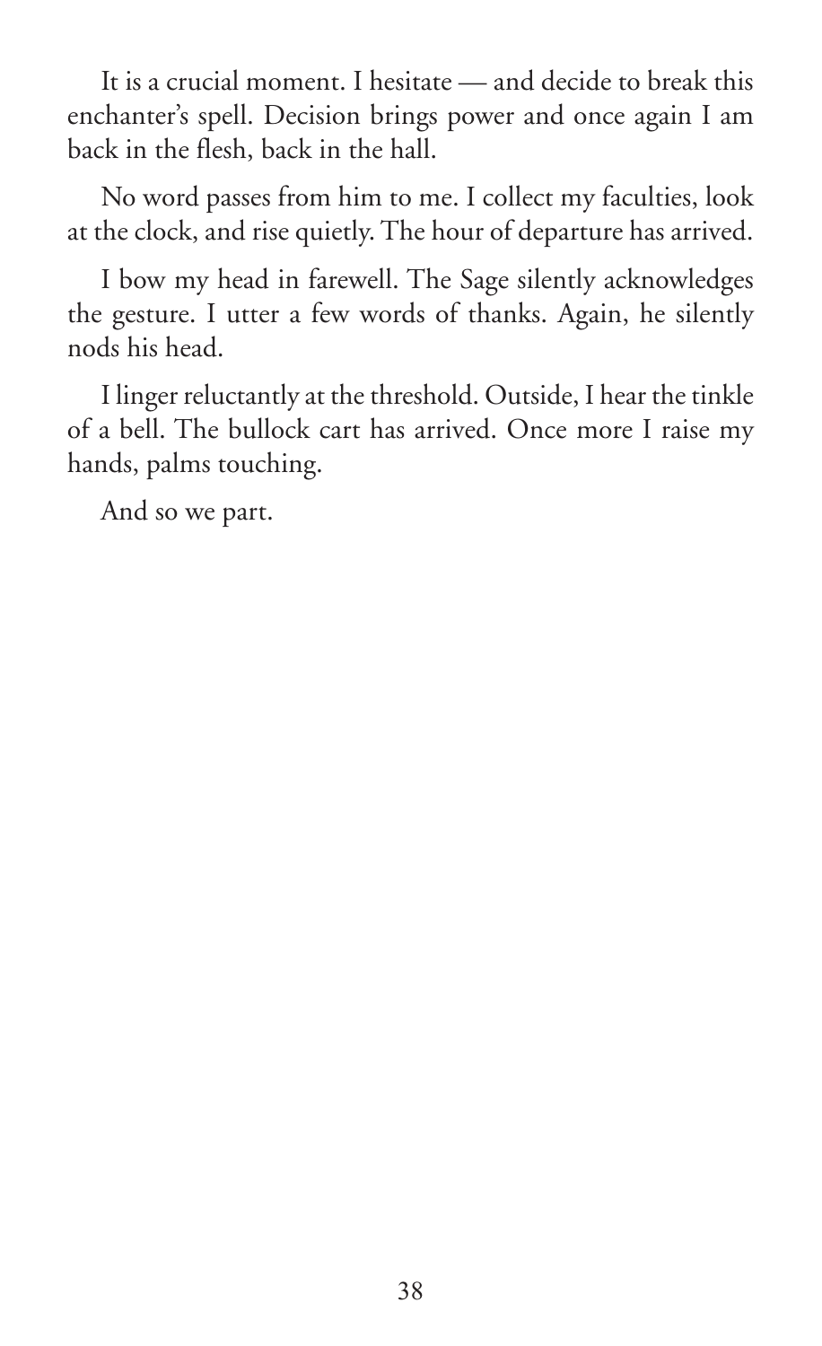It is a crucial moment. I hesitate — and decide to break this enchanter's spell. Decision brings power and once again I am back in the flesh, back in the hall.

No word passes from him to me. I collect my faculties, look at the clock, and rise quietly. The hour of departure has arrived.

I bow my head in farewell. The Sage silently acknowledges the gesture. I utter a few words of thanks. Again, he silently nods his head.

I linger reluctantly at the threshold. Outside, I hear the tinkle of a bell. The bullock cart has arrived. Once more I raise my hands, palms touching.

And so we part.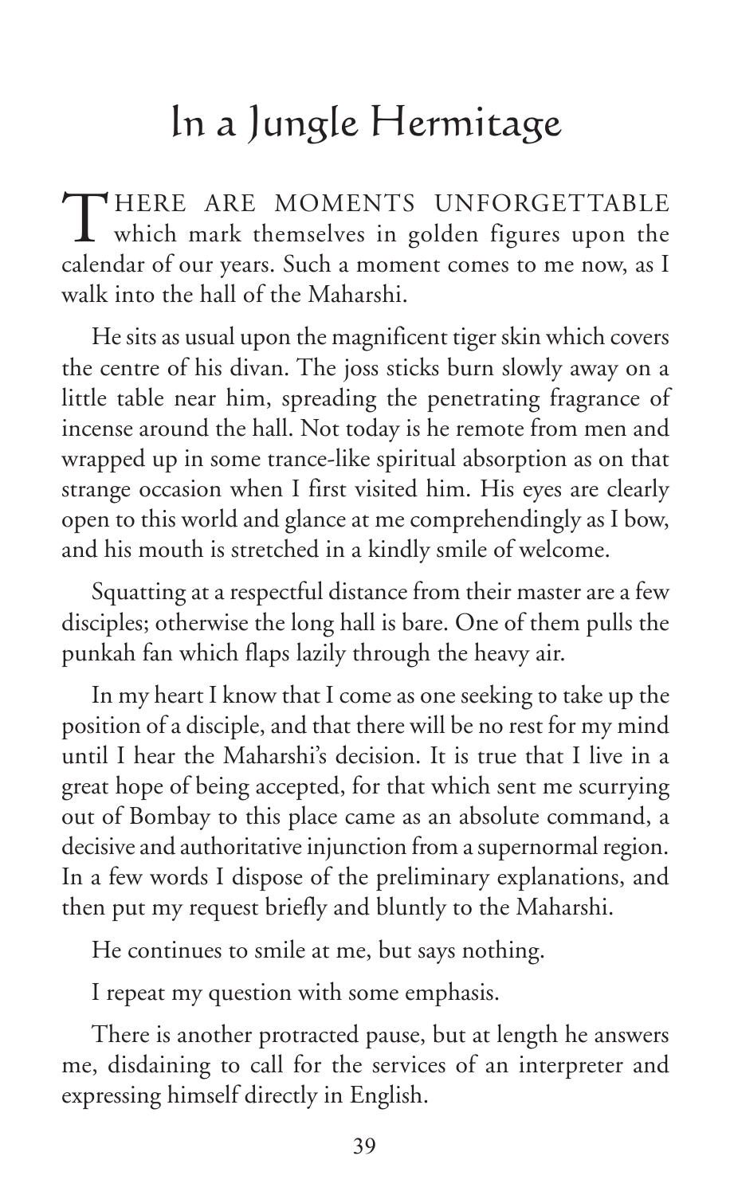# In a Jungle Hermitage

THERE ARE MOMENTS UNFORGETTABLE which mark themselves in golden figures upon the calendar of our years. Such a moment comes to me now, as I walk into the hall of the Maharshi.

He sits as usual upon the magnificent tiger skin which covers the centre of his divan. The joss sticks burn slowly away on a little table near him, spreading the penetrating fragrance of incense around the hall. Not today is he remote from men and wrapped up in some trance-like spiritual absorption as on that strange occasion when I first visited him. His eyes are clearly open to this world and glance at me comprehendingly as I bow, and his mouth is stretched in a kindly smile of welcome.

Squatting at a respectful distance from their master are a few disciples; otherwise the long hall is bare. One of them pulls the punkah fan which flaps lazily through the heavy air.

In my heart I know that I come as one seeking to take up the position of a disciple, and that there will be no rest for my mind until I hear the Maharshi's decision. It is true that I live in a great hope of being accepted, for that which sent me scurrying out of Bombay to this place came as an absolute command, a decisive and authoritative injunction from a supernormal region. In a few words I dispose of the preliminary explanations, and then put my request briefly and bluntly to the Maharshi.

He continues to smile at me, but says nothing.

I repeat my question with some emphasis.

There is another protracted pause, but at length he answers me, disdaining to call for the services of an interpreter and expressing himself directly in English.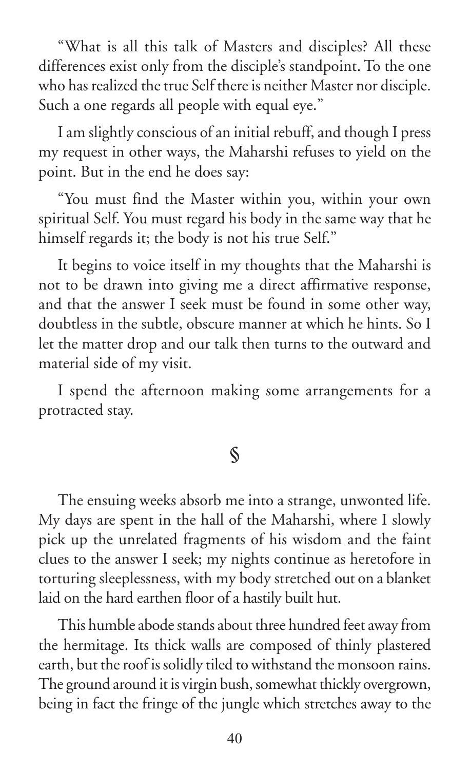"What is all this talk of Masters and disciples? All these differences exist only from the disciple's standpoint. To the one who has realized the true Self there is neither Master nor disciple. Such a one regards all people with equal eye."

I am slightly conscious of an initial rebuff, and though I press my request in other ways, the Maharshi refuses to yield on the point. But in the end he does say:

"You must find the Master within you, within your own spiritual Self. You must regard his body in the same way that he himself regards it; the body is not his true Self."

It begins to voice itself in my thoughts that the Maharshi is not to be drawn into giving me a direct affirmative response, and that the answer I seek must be found in some other way, doubtless in the subtle, obscure manner at which he hints. So I let the matter drop and our talk then turns to the outward and material side of my visit.

I spend the afternoon making some arrangements for a protracted stay.

§

The ensuing weeks absorb me into a strange, unwonted life. My days are spent in the hall of the Maharshi, where I slowly pick up the unrelated fragments of his wisdom and the faint clues to the answer I seek; my nights continue as heretofore in torturing sleeplessness, with my body stretched out on a blanket laid on the hard earthen floor of a hastily built hut.

This humble abode stands about three hundred feet away from the hermitage. Its thick walls are composed of thinly plastered earth, but the roof is solidly tiled to withstand the monsoon rains. The ground around it is virgin bush, somewhat thickly overgrown, being in fact the fringe of the jungle which stretches away to the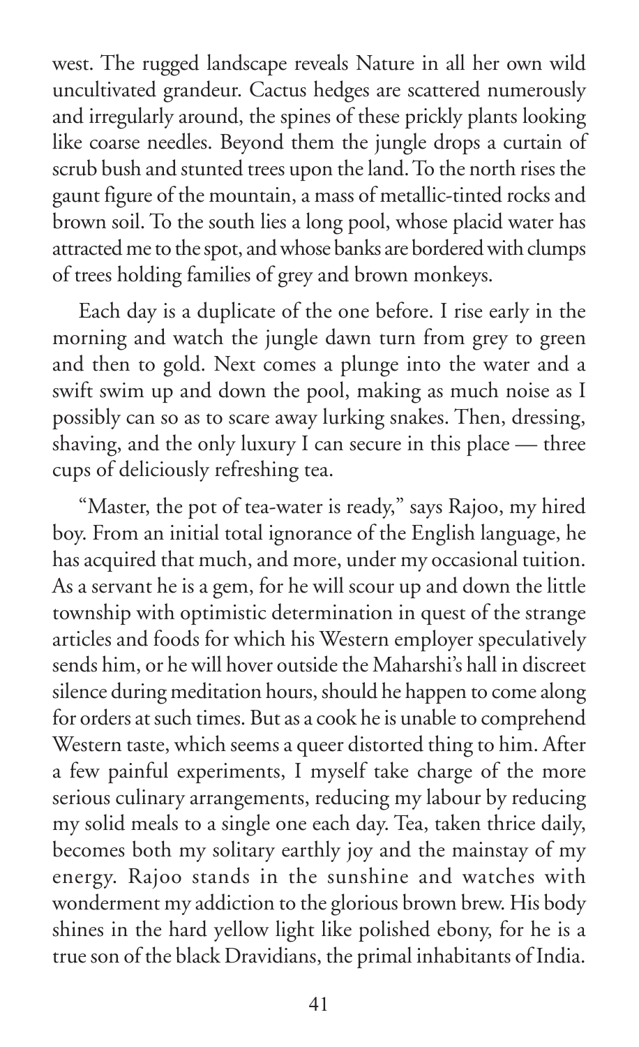west. The rugged landscape reveals Nature in all her own wild uncultivated grandeur. Cactus hedges are scattered numerously and irregularly around, the spines of these prickly plants looking like coarse needles. Beyond them the jungle drops a curtain of scrub bush and stunted trees upon the land. To the north rises the gaunt figure of the mountain, a mass of metallic-tinted rocks and brown soil. To the south lies a long pool, whose placid water has attracted me to the spot, and whose banks are bordered with clumps of trees holding families of grey and brown monkeys.

Each day is a duplicate of the one before. I rise early in the morning and watch the jungle dawn turn from grey to green and then to gold. Next comes a plunge into the water and a swift swim up and down the pool, making as much noise as I possibly can so as to scare away lurking snakes. Then, dressing, shaving, and the only luxury I can secure in this place — three cups of deliciously refreshing tea.

"Master, the pot of tea-water is ready," says Rajoo, my hired boy. From an initial total ignorance of the English language, he has acquired that much, and more, under my occasional tuition. As a servant he is a gem, for he will scour up and down the little township with optimistic determination in quest of the strange articles and foods for which his Western employer speculatively sends him, or he will hover outside the Maharshi's hall in discreet silence during meditation hours, should he happen to come along for orders at such times. But as a cook he is unable to comprehend Western taste, which seems a queer distorted thing to him. After a few painful experiments, I myself take charge of the more serious culinary arrangements, reducing my labour by reducing my solid meals to a single one each day. Tea, taken thrice daily, becomes both my solitary earthly joy and the mainstay of my energy. Rajoo stands in the sunshine and watches with wonderment my addiction to the glorious brown brew. His body shines in the hard yellow light like polished ebony, for he is a true son of the black Dravidians, the primal inhabitants of India.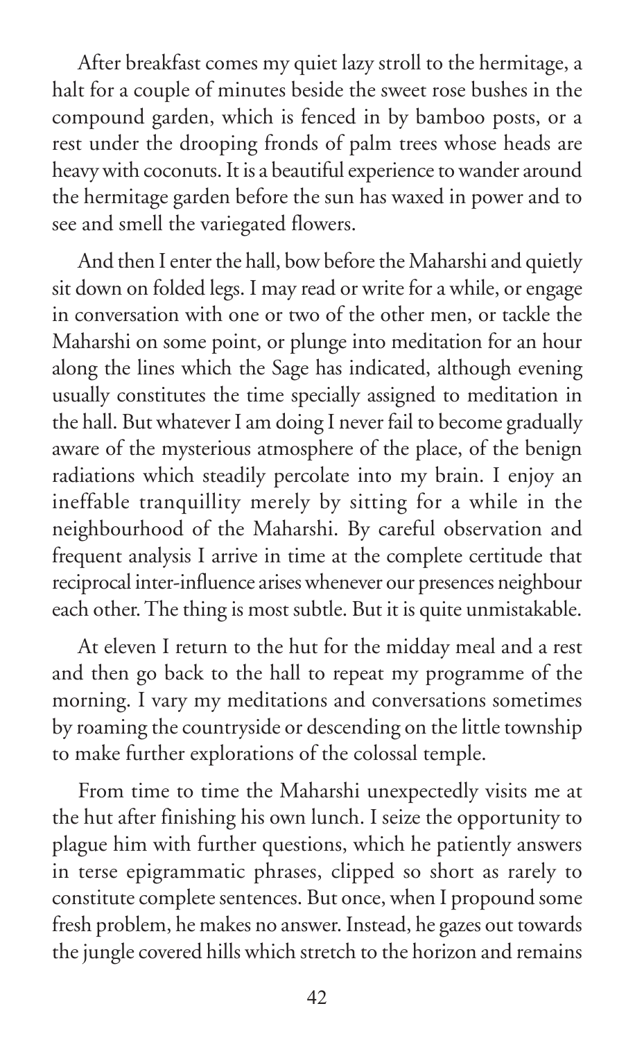After breakfast comes my quiet lazy stroll to the hermitage, a halt for a couple of minutes beside the sweet rose bushes in the compound garden, which is fenced in by bamboo posts, or a rest under the drooping fronds of palm trees whose heads are heavy with coconuts. It is a beautiful experience to wander around the hermitage garden before the sun has waxed in power and to see and smell the variegated flowers.

And then I enter the hall, bow before the Maharshi and quietly sit down on folded legs. I may read or write for a while, or engage in conversation with one or two of the other men, or tackle the Maharshi on some point, or plunge into meditation for an hour along the lines which the Sage has indicated, although evening usually constitutes the time specially assigned to meditation in the hall. But whatever I am doing I never fail to become gradually aware of the mysterious atmosphere of the place, of the benign radiations which steadily percolate into my brain. I enjoy an ineffable tranquillity merely by sitting for a while in the neighbourhood of the Maharshi. By careful observation and frequent analysis I arrive in time at the complete certitude that reciprocal inter-influence arises whenever our presences neighbour each other. The thing is most subtle. But it is quite unmistakable.

At eleven I return to the hut for the midday meal and a rest and then go back to the hall to repeat my programme of the morning. I vary my meditations and conversations sometimes by roaming the countryside or descending on the little township to make further explorations of the colossal temple.

From time to time the Maharshi unexpectedly visits me at the hut after finishing his own lunch. I seize the opportunity to plague him with further questions, which he patiently answers in terse epigrammatic phrases, clipped so short as rarely to constitute complete sentences. But once, when I propound some fresh problem, he makes no answer. Instead, he gazes out towards the jungle covered hills which stretch to the horizon and remains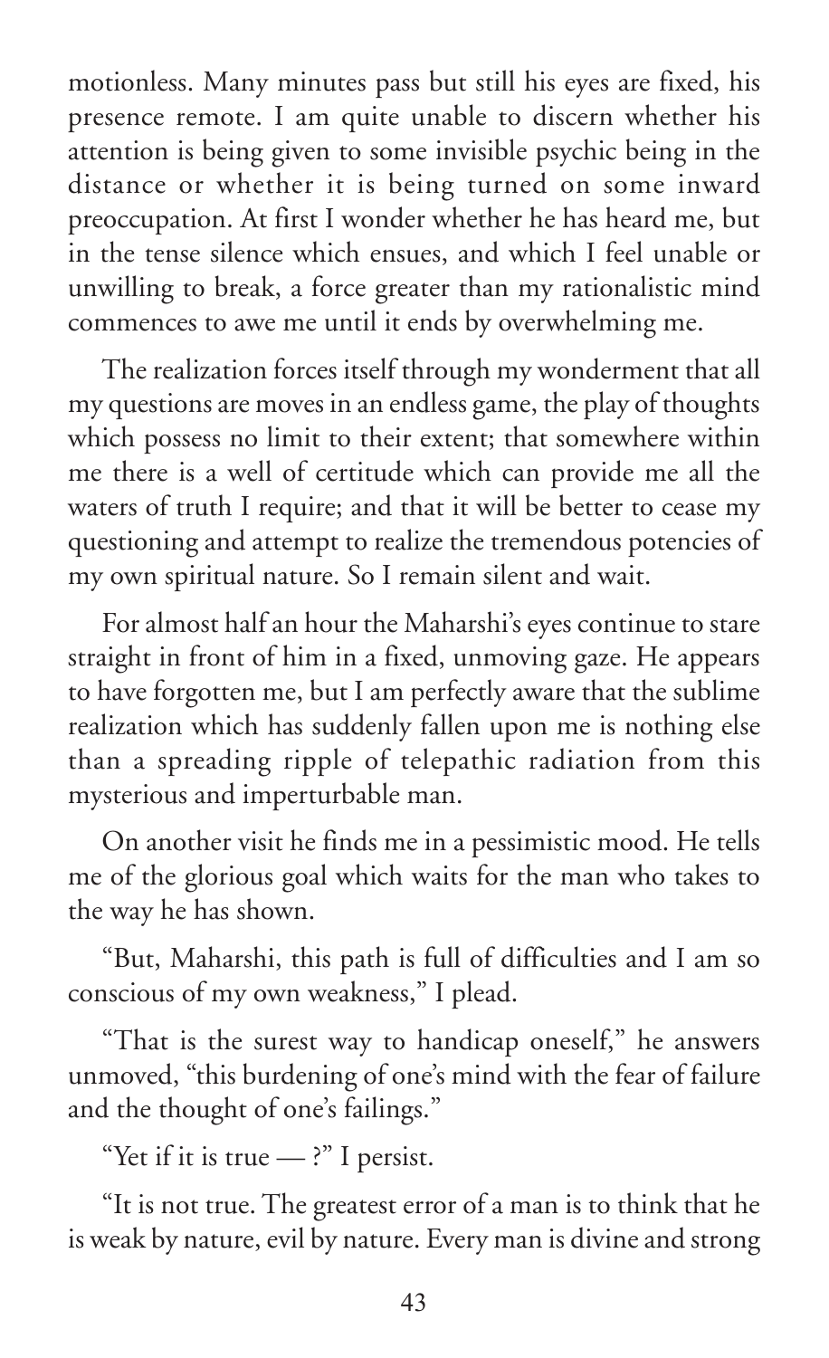motionless. Many minutes pass but still his eyes are fixed, his presence remote. I am quite unable to discern whether his attention is being given to some invisible psychic being in the distance or whether it is being turned on some inward preoccupation. At first I wonder whether he has heard me, but in the tense silence which ensues, and which I feel unable or unwilling to break, a force greater than my rationalistic mind commences to awe me until it ends by overwhelming me.

The realization forces itself through my wonderment that all my questions are moves in an endless game, the play of thoughts which possess no limit to their extent; that somewhere within me there is a well of certitude which can provide me all the waters of truth I require; and that it will be better to cease my questioning and attempt to realize the tremendous potencies of my own spiritual nature. So I remain silent and wait.

For almost half an hour the Maharshi's eyes continue to stare straight in front of him in a fixed, unmoving gaze. He appears to have forgotten me, but I am perfectly aware that the sublime realization which has suddenly fallen upon me is nothing else than a spreading ripple of telepathic radiation from this mysterious and imperturbable man.

On another visit he finds me in a pessimistic mood. He tells me of the glorious goal which waits for the man who takes to the way he has shown.

"But, Maharshi, this path is full of difficulties and I am so conscious of my own weakness," I plead.

"That is the surest way to handicap oneself," he answers unmoved, "this burdening of one's mind with the fear of failure and the thought of one's failings."

"Yet if it is true — ?" I persist.

"It is not true. The greatest error of a man is to think that he is weak by nature, evil by nature. Every man is divine and strong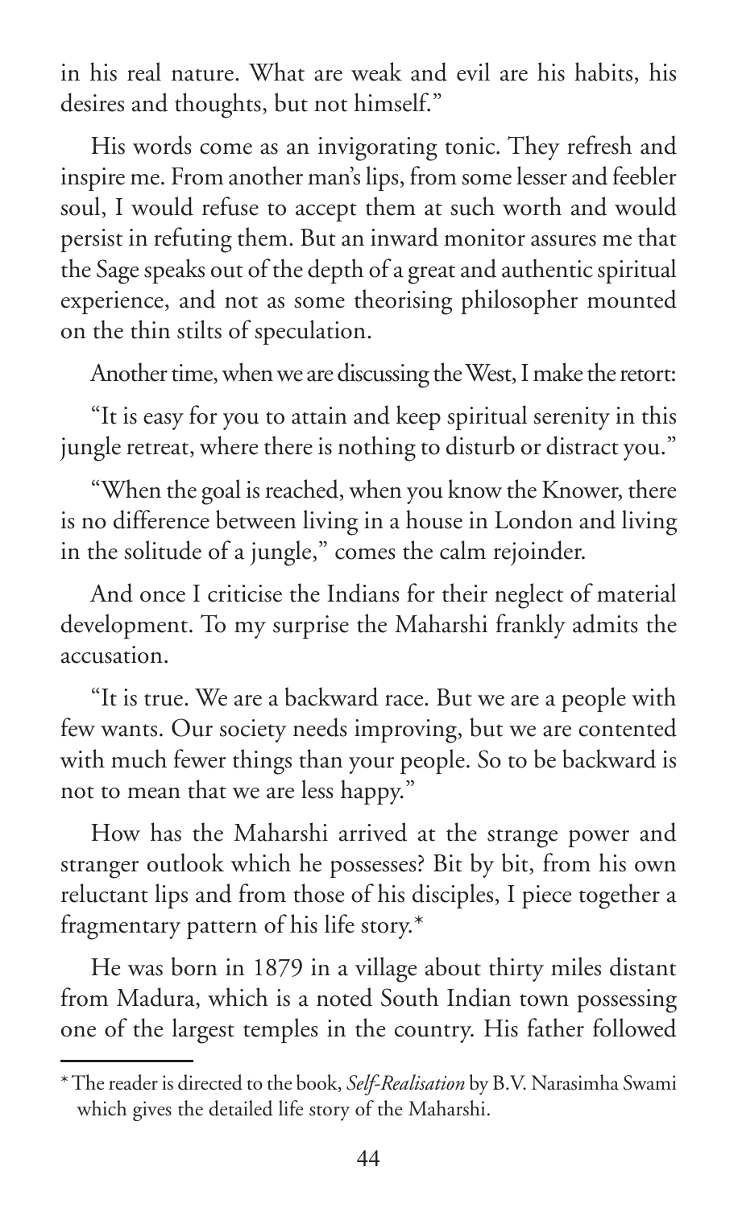in his real nature. What are weak and evil are his habits, his desires and thoughts, but not himself."

His words come as an invigorating tonic. They refresh and inspire me. From another man's lips, from some lesser and feebler soul, I would refuse to accept them at such worth and would persist in refuting them. But an inward monitor assures me that the Sage speaks out of the depth of a great and authentic spiritual experience, and not as some theorising philosopher mounted on the thin stilts of speculation.

Another time, when we are discussing the West, I make the retort:

"It is easy for you to attain and keep spiritual serenity in this jungle retreat, where there is nothing to disturb or distract you."

"When the goal is reached, when you know the Knower, there is no difference between living in a house in London and living in the solitude of a jungle," comes the calm rejoinder.

And once I criticise the Indians for their neglect of material development. To my surprise the Maharshi frankly admits the accusation.

"It is true. We are a backward race. But we are a people with few wants. Our society needs improving, but we are contented with much fewer things than your people. So to be backward is not to mean that we are less happy."

How has the Maharshi arrived at the strange power and stranger outlook which he possesses? Bit by bit, from his own reluctant lips and from those of his disciples, I piece together a fragmentary pattern of his life story.*

He was born in 1879 in a village about thirty miles distant from Madura, which is a noted South Indian town possessing one of the largest temples in the country. His father followed

* The reader is directed to the book, *Self-Realisation* by B.V. Narasimha Swami which gives the detailed life story of the Maharshi.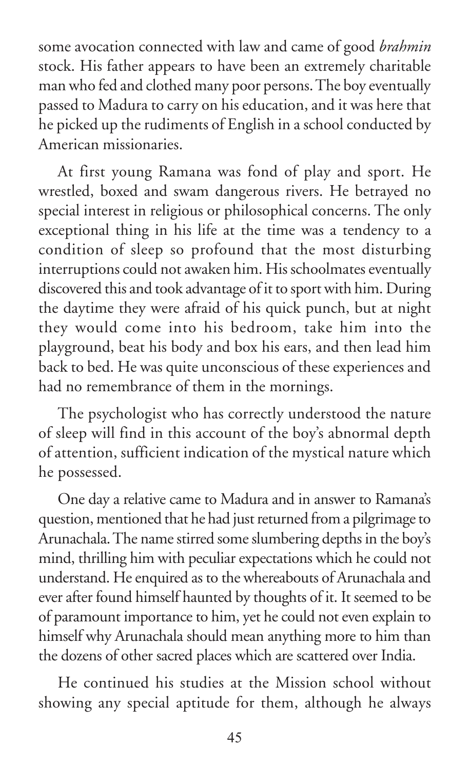some avocation connected with law and came of good *brahmin* stock. His father appears to have been an extremely charitable man who fed and clothed many poor persons. The boy eventually passed to Madura to carry on his education, and it was here that he picked up the rudiments of English in a school conducted by American missionaries.

At first young Ramana was fond of play and sport. He wrestled, boxed and swam dangerous rivers. He betrayed no special interest in religious or philosophical concerns. The only exceptional thing in his life at the time was a tendency to a condition of sleep so profound that the most disturbing interruptions could not awaken him. His schoolmates eventually discovered this and took advantage of it to sport with him. During the daytime they were afraid of his quick punch, but at night they would come into his bedroom, take him into the playground, beat his body and box his ears, and then lead him back to bed. He was quite unconscious of these experiences and had no remembrance of them in the mornings.

The psychologist who has correctly understood the nature of sleep will find in this account of the boy's abnormal depth of attention, sufficient indication of the mystical nature which he possessed.

One day a relative came to Madura and in answer to Ramana's question, mentioned that he had just returned from a pilgrimage to Arunachala. The name stirred some slumbering depths in the boy's mind, thrilling him with peculiar expectations which he could not understand. He enquired as to the whereabouts of Arunachala and ever after found himself haunted by thoughts of it. It seemed to be of paramount importance to him, yet he could not even explain to himself why Arunachala should mean anything more to him than the dozens of other sacred places which are scattered over India.

He continued his studies at the Mission school without showing any special aptitude for them, although he always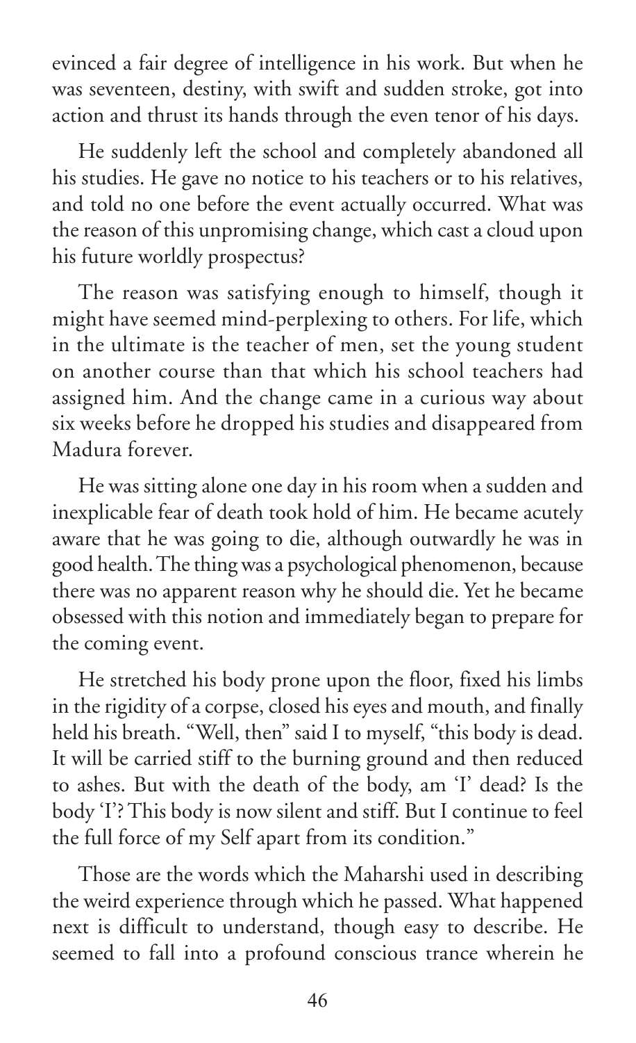evinced a fair degree of intelligence in his work. But when he was seventeen, destiny, with swift and sudden stroke, got into action and thrust its hands through the even tenor of his days.

He suddenly left the school and completely abandoned all his studies. He gave no notice to his teachers or to his relatives, and told no one before the event actually occurred. What was the reason of this unpromising change, which cast a cloud upon his future worldly prospectus?

The reason was satisfying enough to himself, though it might have seemed mind-perplexing to others. For life, which in the ultimate is the teacher of men, set the young student on another course than that which his school teachers had assigned him. And the change came in a curious way about six weeks before he dropped his studies and disappeared from Madura forever.

He was sitting alone one day in his room when a sudden and inexplicable fear of death took hold of him. He became acutely aware that he was going to die, although outwardly he was in good health. The thing was a psychological phenomenon, because there was no apparent reason why he should die. Yet he became obsessed with this notion and immediately began to prepare for the coming event.

He stretched his body prone upon the floor, fixed his limbs in the rigidity of a corpse, closed his eyes and mouth, and finally held his breath. "Well, then" said I to myself, "this body is dead. It will be carried stiff to the burning ground and then reduced to ashes. But with the death of the body, am 'I' dead? Is the body 'I'? This body is now silent and stiff. But I continue to feel the full force of my Self apart from its condition."

Those are the words which the Maharshi used in describing the weird experience through which he passed. What happened next is difficult to understand, though easy to describe. He seemed to fall into a profound conscious trance wherein he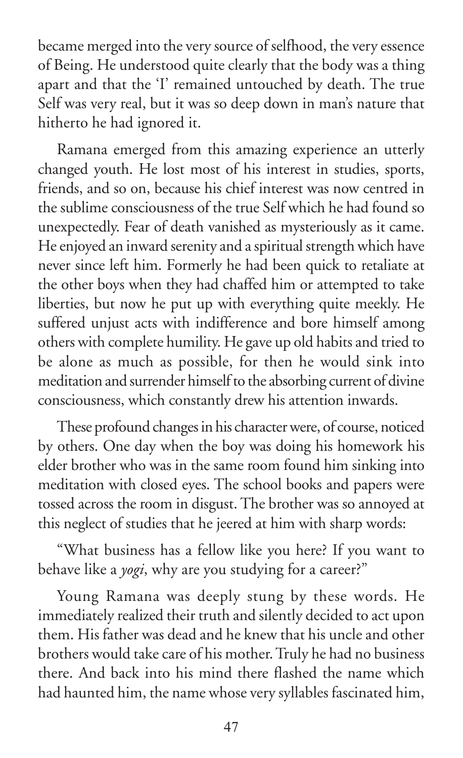became merged into the very source of selfhood, the very essence of Being. He understood quite clearly that the body was a thing apart and that the 'I' remained untouched by death. The true Self was very real, but it was so deep down in man's nature that hitherto he had ignored it.

Ramana emerged from this amazing experience an utterly changed youth. He lost most of his interest in studies, sports, friends, and so on, because his chief interest was now centred in the sublime consciousness of the true Self which he had found so unexpectedly. Fear of death vanished as mysteriously as it came. He enjoyed an inward serenity and a spiritual strength which have never since left him. Formerly he had been quick to retaliate at the other boys when they had chaffed him or attempted to take liberties, but now he put up with everything quite meekly. He suffered unjust acts with indifference and bore himself among others with complete humility. He gave up old habits and tried to be alone as much as possible, for then he would sink into meditation and surrender himself to the absorbing current of divine consciousness, which constantly drew his attention inwards.

These profound changes in his character were, of course, noticed by others. One day when the boy was doing his homework his elder brother who was in the same room found him sinking into meditation with closed eyes. The school books and papers were tossed across the room in disgust. The brother was so annoyed at this neglect of studies that he jeered at him with sharp words:

"What business has a fellow like you here? If you want to behave like a *yogi*, why are you studying for a career?"

Young Ramana was deeply stung by these words. He immediately realized their truth and silently decided to act upon them. His father was dead and he knew that his uncle and other brothers would take care of his mother. Truly he had no business there. And back into his mind there flashed the name which had haunted him, the name whose very syllables fascinated him,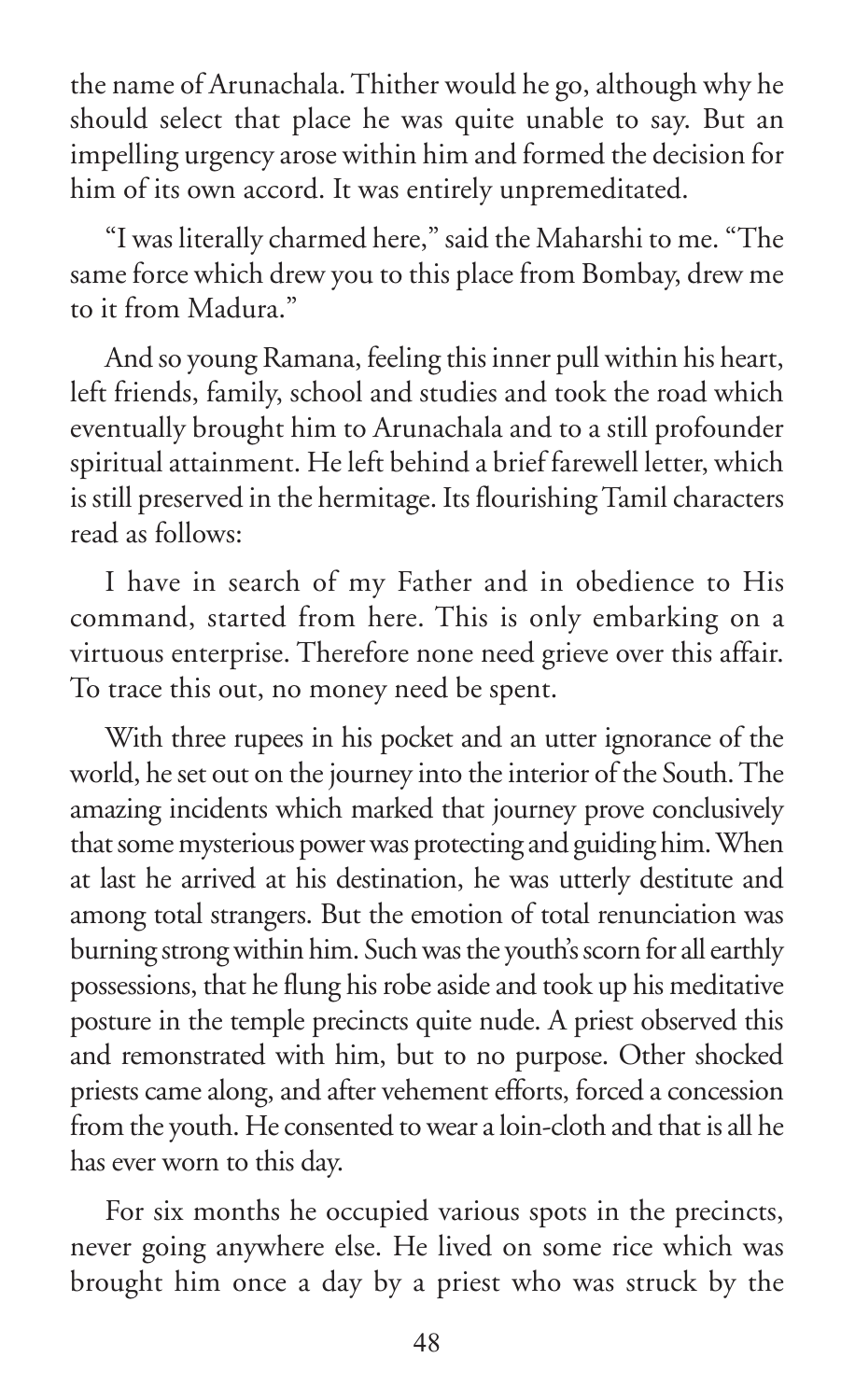the name of Arunachala. Thither would he go, although why he should select that place he was quite unable to say. But an impelling urgency arose within him and formed the decision for him of its own accord. It was entirely unpremeditated.

"I was literally charmed here," said the Maharshi to me. "The same force which drew you to this place from Bombay, drew me to it from Madura."

And so young Ramana, feeling this inner pull within his heart, left friends, family, school and studies and took the road which eventually brought him to Arunachala and to a still profounder spiritual attainment. He left behind a brief farewell letter, which is still preserved in the hermitage. Its flourishing Tamil characters read as follows:

I have in search of my Father and in obedience to His command, started from here. This is only embarking on a virtuous enterprise. Therefore none need grieve over this affair. To trace this out, no money need be spent.

With three rupees in his pocket and an utter ignorance of the world, he set out on the journey into the interior of the South. The amazing incidents which marked that journey prove conclusively that some mysterious power was protecting and guiding him. When at last he arrived at his destination, he was utterly destitute and among total strangers. But the emotion of total renunciation was burning strong within him. Such was the youth's scorn for all earthly possessions, that he flung his robe aside and took up his meditative posture in the temple precincts quite nude. A priest observed this and remonstrated with him, but to no purpose. Other shocked priests came along, and after vehement efforts, forced a concession from the youth. He consented to wear a loin-cloth and that is all he has ever worn to this day.

For six months he occupied various spots in the precincts, never going anywhere else. He lived on some rice which was brought him once a day by a priest who was struck by the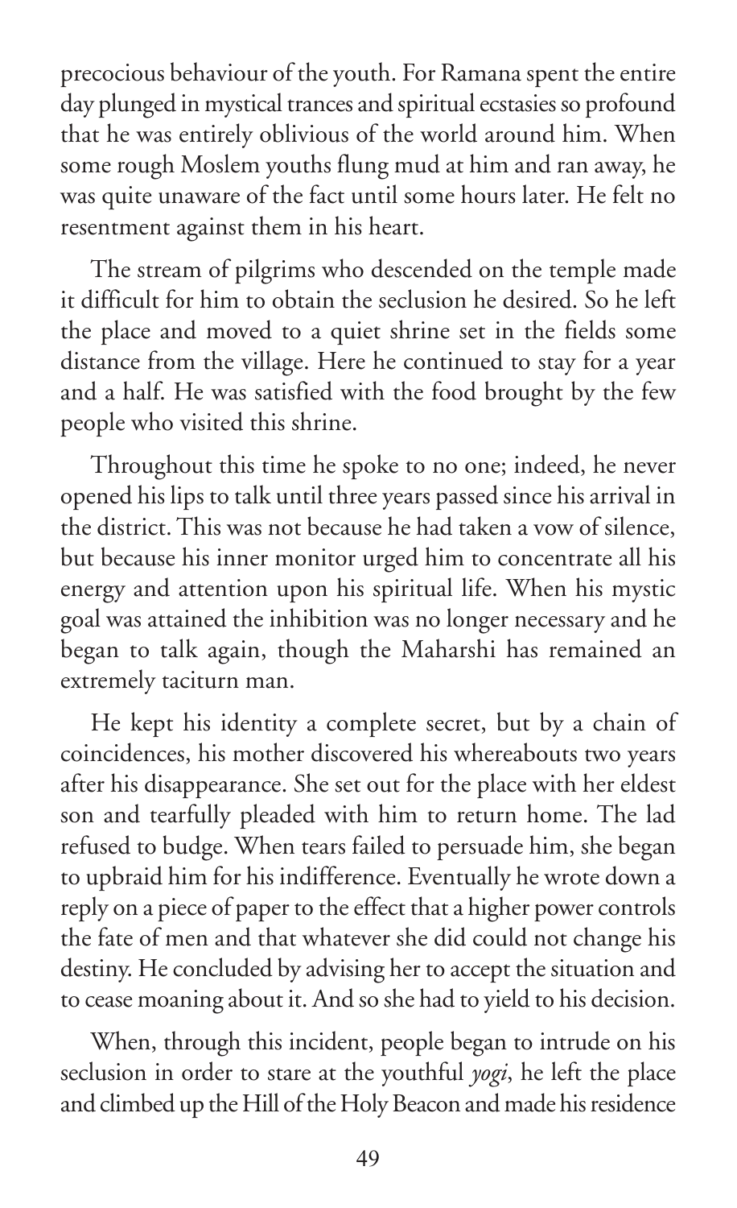precocious behaviour of the youth. For Ramana spent the entire day plunged in mystical trances and spiritual ecstasies so profound that he was entirely oblivious of the world around him. When some rough Moslem youths flung mud at him and ran away, he was quite unaware of the fact until some hours later. He felt no resentment against them in his heart.

The stream of pilgrims who descended on the temple made it difficult for him to obtain the seclusion he desired. So he left the place and moved to a quiet shrine set in the fields some distance from the village. Here he continued to stay for a year and a half. He was satisfied with the food brought by the few people who visited this shrine.

Throughout this time he spoke to no one; indeed, he never opened his lips to talk until three years passed since his arrival in the district. This was not because he had taken a vow of silence, but because his inner monitor urged him to concentrate all his energy and attention upon his spiritual life. When his mystic goal was attained the inhibition was no longer necessary and he began to talk again, though the Maharshi has remained an extremely taciturn man.

He kept his identity a complete secret, but by a chain of coincidences, his mother discovered his whereabouts two years after his disappearance. She set out for the place with her eldest son and tearfully pleaded with him to return home. The lad refused to budge. When tears failed to persuade him, she began to upbraid him for his indifference. Eventually he wrote down a reply on a piece of paper to the effect that a higher power controls the fate of men and that whatever she did could not change his destiny. He concluded by advising her to accept the situation and to cease moaning about it. And so she had to yield to his decision.

When, through this incident, people began to intrude on his seclusion in order to stare at the youthful *yogi*, he left the place and climbed up the Hill of the Holy Beacon and made his residence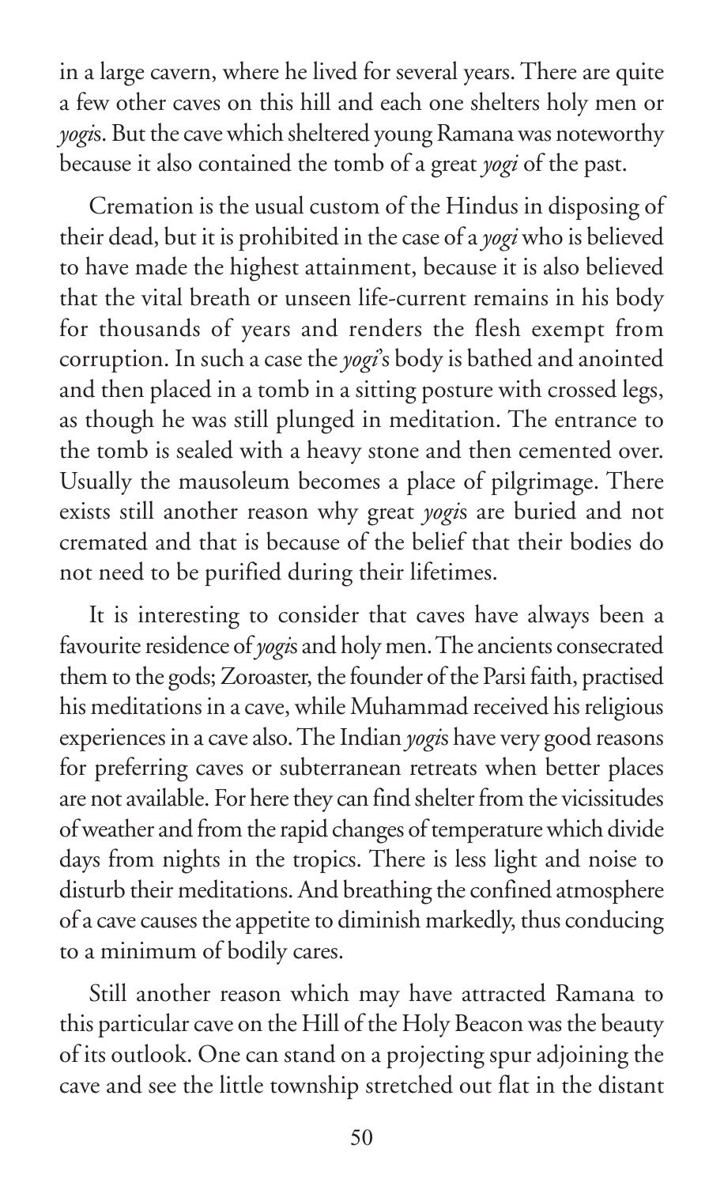in a large cavern, where he lived for several years. There are quite a few other caves on this hill and each one shelters holy men or *yogi*s. But the cave which sheltered young Ramana was noteworthy because it also contained the tomb of a great *yogi* of the past.

Cremation is the usual custom of the Hindus in disposing of their dead, but it is prohibited in the case of a *yogi* who is believed to have made the highest attainment, because it is also believed that the vital breath or unseen life-current remains in his body for thousands of years and renders the flesh exempt from corruption. In such a case the *yogi*'s body is bathed and anointed and then placed in a tomb in a sitting posture with crossed legs, as though he was still plunged in meditation. The entrance to the tomb is sealed with a heavy stone and then cemented over. Usually the mausoleum becomes a place of pilgrimage. There exists still another reason why great *yogi*s are buried and not cremated and that is because of the belief that their bodies do not need to be purified during their lifetimes.

It is interesting to consider that caves have always been a favourite residence of *yogi*s and holy men. The ancients consecrated them to the gods; Zoroaster, the founder of the Parsi faith, practised his meditations in a cave, while Muhammad received his religious experiences in a cave also. The Indian *yogi*s have very good reasons for preferring caves or subterranean retreats when better places are not available. For here they can find shelter from the vicissitudes of weather and from the rapid changes of temperature which divide days from nights in the tropics. There is less light and noise to disturb their meditations. And breathing the confined atmosphere of a cave causes the appetite to diminish markedly, thus conducing to a minimum of bodily cares.

Still another reason which may have attracted Ramana to this particular cave on the Hill of the Holy Beacon was the beauty of its outlook. One can stand on a projecting spur adjoining the cave and see the little township stretched out flat in the distant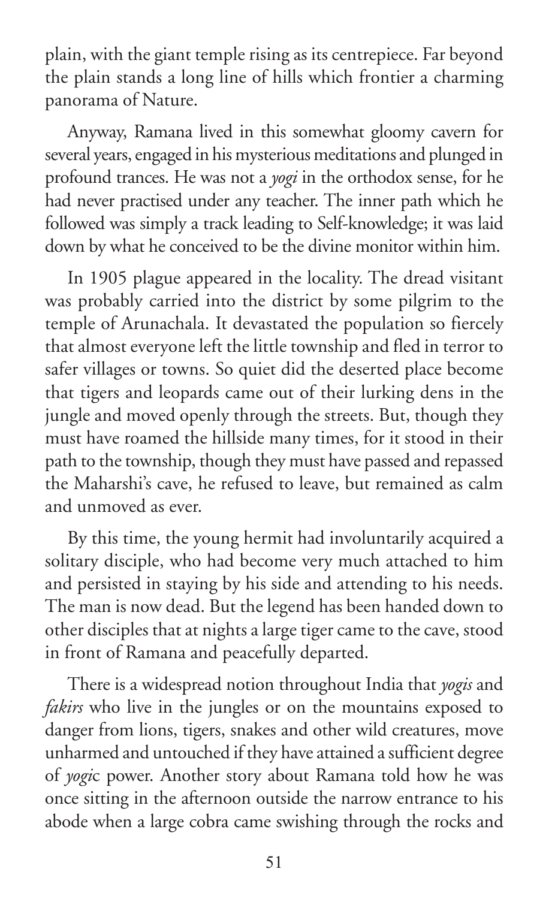plain, with the giant temple rising as its centrepiece. Far beyond the plain stands a long line of hills which frontier a charming panorama of Nature.

Anyway, Ramana lived in this somewhat gloomy cavern for several years, engaged in his mysterious meditations and plunged in profound trances. He was not a *yogi* in the orthodox sense, for he had never practised under any teacher. The inner path which he followed was simply a track leading to Self-knowledge; it was laid down by what he conceived to be the divine monitor within him.

In 1905 plague appeared in the locality. The dread visitant was probably carried into the district by some pilgrim to the temple of Arunachala. It devastated the population so fiercely that almost everyone left the little township and fled in terror to safer villages or towns. So quiet did the deserted place become that tigers and leopards came out of their lurking dens in the jungle and moved openly through the streets. But, though they must have roamed the hillside many times, for it stood in their path to the township, though they must have passed and repassed the Maharshi's cave, he refused to leave, but remained as calm and unmoved as ever.

By this time, the young hermit had involuntarily acquired a solitary disciple, who had become very much attached to him and persisted in staying by his side and attending to his needs. The man is now dead. But the legend has been handed down to other disciples that at nights a large tiger came to the cave, stood in front of Ramana and peacefully departed.

There is a widespread notion throughout India that *yogis* and *fakirs* who live in the jungles or on the mountains exposed to danger from lions, tigers, snakes and other wild creatures, move unharmed and untouched if they have attained a sufficient degree of *yogi*c power. Another story about Ramana told how he was once sitting in the afternoon outside the narrow entrance to his abode when a large cobra came swishing through the rocks and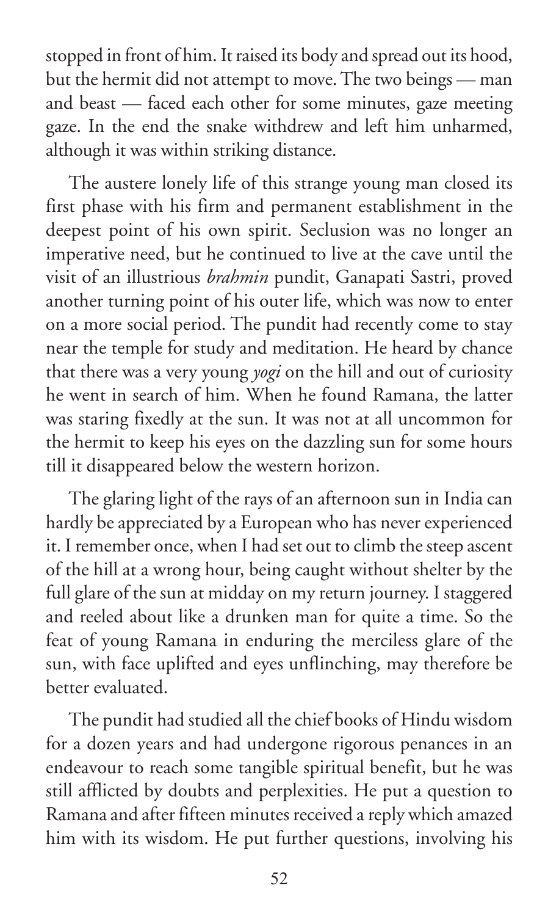stopped in front of him. It raised its body and spread out its hood, but the hermit did not attempt to move. The two beings — man and beast — faced each other for some minutes, gaze meeting gaze. In the end the snake withdrew and left him unharmed, although it was within striking distance.

The austere lonely life of this strange young man closed its first phase with his firm and permanent establishment in the deepest point of his own spirit. Seclusion was no longer an imperative need, but he continued to live at the cave until the visit of an illustrious *brahmin* pundit, Ganapati Sastri, proved another turning point of his outer life, which was now to enter on a more social period. The pundit had recently come to stay near the temple for study and meditation. He heard by chance that there was a very young *yogi* on the hill and out of curiosity he went in search of him. When he found Ramana, the latter was staring fixedly at the sun. It was not at all uncommon for the hermit to keep his eyes on the dazzling sun for some hours till it disappeared below the western horizon.

The glaring light of the rays of an afternoon sun in India can hardly be appreciated by a European who has never experienced it. I remember once, when I had set out to climb the steep ascent of the hill at a wrong hour, being caught without shelter by the full glare of the sun at midday on my return journey. I staggered and reeled about like a drunken man for quite a time. So the feat of young Ramana in enduring the merciless glare of the sun, with face uplifted and eyes unflinching, may therefore be better evaluated.

The pundit had studied all the chief books of Hindu wisdom for a dozen years and had undergone rigorous penances in an endeavour to reach some tangible spiritual benefit, but he was still afflicted by doubts and perplexities. He put a question to Ramana and after fifteen minutes received a reply which amazed him with its wisdom. He put further questions, involving his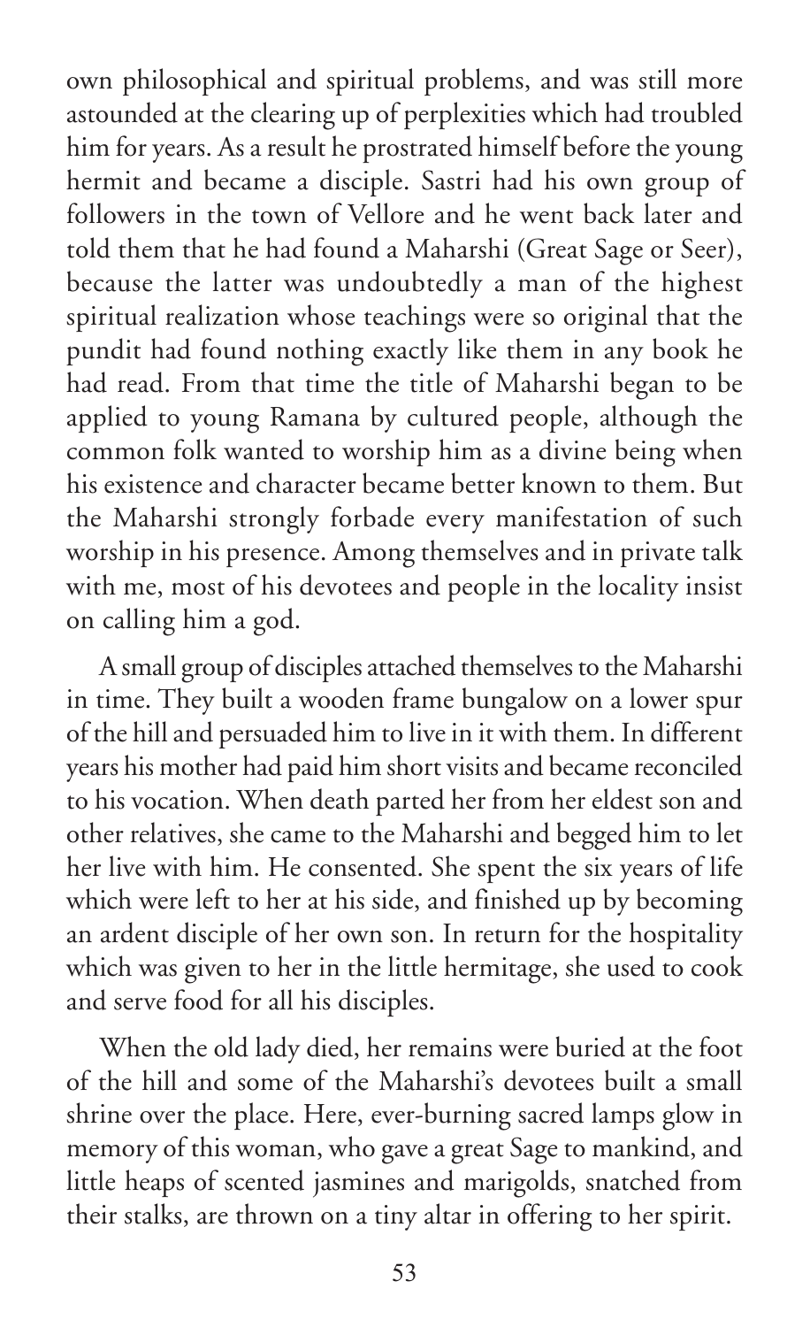own philosophical and spiritual problems, and was still more astounded at the clearing up of perplexities which had troubled him for years. As a result he prostrated himself before the young hermit and became a disciple. Sastri had his own group of followers in the town of Vellore and he went back later and told them that he had found a Maharshi (Great Sage or Seer), because the latter was undoubtedly a man of the highest spiritual realization whose teachings were so original that the pundit had found nothing exactly like them in any book he had read. From that time the title of Maharshi began to be applied to young Ramana by cultured people, although the common folk wanted to worship him as a divine being when his existence and character became better known to them. But the Maharshi strongly forbade every manifestation of such worship in his presence. Among themselves and in private talk with me, most of his devotees and people in the locality insist on calling him a god.

A small group of disciples attached themselves to the Maharshi in time. They built a wooden frame bungalow on a lower spur of the hill and persuaded him to live in it with them. In different years his mother had paid him short visits and became reconciled to his vocation. When death parted her from her eldest son and other relatives, she came to the Maharshi and begged him to let her live with him. He consented. She spent the six years of life which were left to her at his side, and finished up by becoming an ardent disciple of her own son. In return for the hospitality which was given to her in the little hermitage, she used to cook and serve food for all his disciples.

When the old lady died, her remains were buried at the foot of the hill and some of the Maharshi's devotees built a small shrine over the place. Here, ever-burning sacred lamps glow in memory of this woman, who gave a great Sage to mankind, and little heaps of scented jasmines and marigolds, snatched from their stalks, are thrown on a tiny altar in offering to her spirit.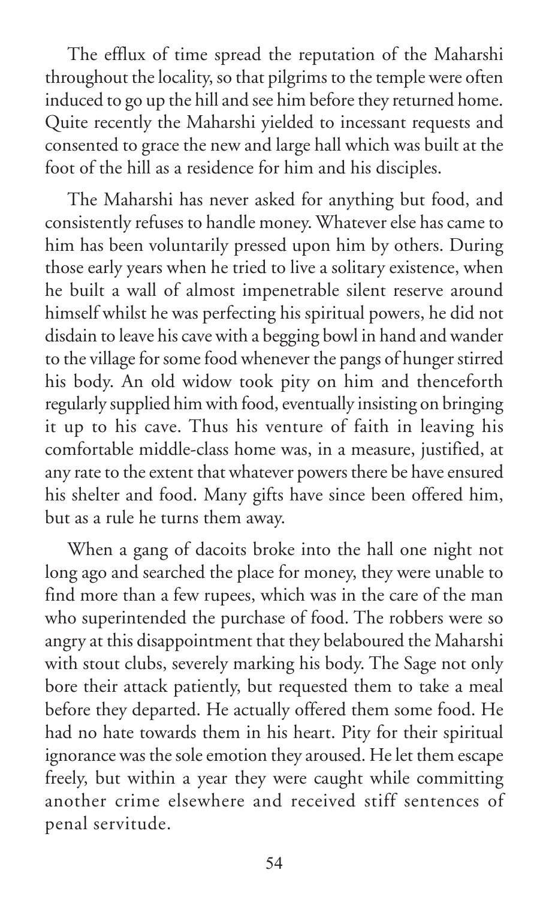The efflux of time spread the reputation of the Maharshi throughout the locality, so that pilgrims to the temple were often induced to go up the hill and see him before they returned home. Quite recently the Maharshi yielded to incessant requests and consented to grace the new and large hall which was built at the foot of the hill as a residence for him and his disciples.

The Maharshi has never asked for anything but food, and consistently refuses to handle money. Whatever else has came to him has been voluntarily pressed upon him by others. During those early years when he tried to live a solitary existence, when he built a wall of almost impenetrable silent reserve around himself whilst he was perfecting his spiritual powers, he did not disdain to leave his cave with a begging bowl in hand and wander to the village for some food whenever the pangs of hunger stirred his body. An old widow took pity on him and thenceforth regularly supplied him with food, eventually insisting on bringing it up to his cave. Thus his venture of faith in leaving his comfortable middle-class home was, in a measure, justified, at any rate to the extent that whatever powers there be have ensured his shelter and food. Many gifts have since been offered him, but as a rule he turns them away.

When a gang of dacoits broke into the hall one night not long ago and searched the place for money, they were unable to find more than a few rupees, which was in the care of the man who superintended the purchase of food. The robbers were so angry at this disappointment that they belaboured the Maharshi with stout clubs, severely marking his body. The Sage not only bore their attack patiently, but requested them to take a meal before they departed. He actually offered them some food. He had no hate towards them in his heart. Pity for their spiritual ignorance was the sole emotion they aroused. He let them escape freely, but within a year they were caught while committing another crime elsewhere and received stiff sentences of penal servitude.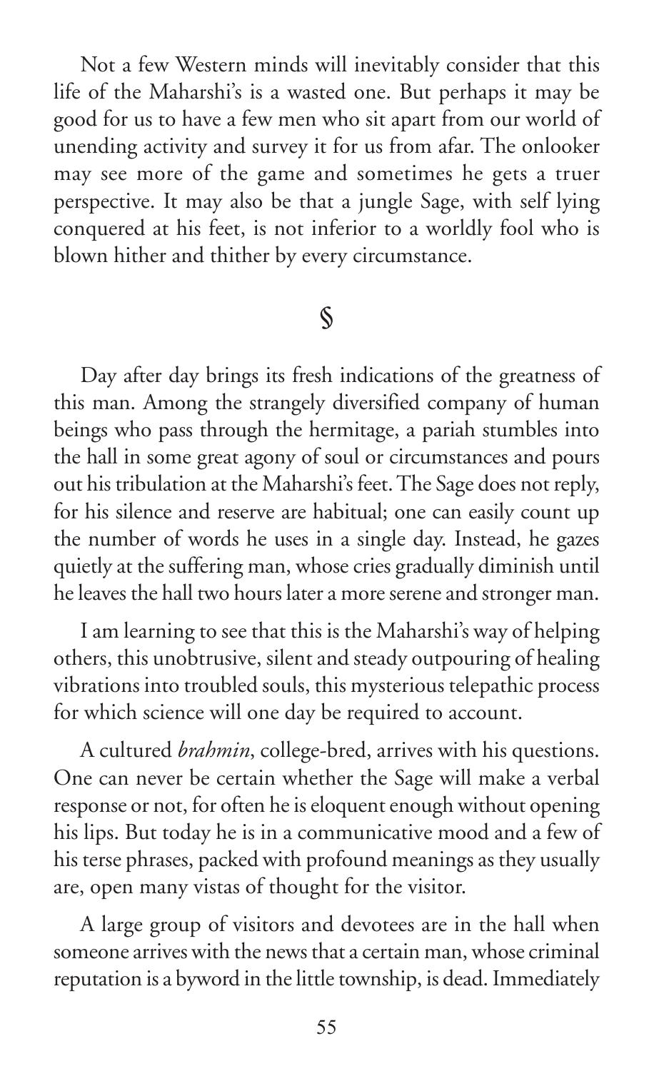Not a few Western minds will inevitably consider that this life of the Maharshi's is a wasted one. But perhaps it may be good for us to have a few men who sit apart from our world of unending activity and survey it for us from afar. The onlooker may see more of the game and sometimes he gets a truer perspective. It may also be that a jungle Sage, with self lying conquered at his feet, is not inferior to a worldly fool who is blown hither and thither by every circumstance.

§

Day after day brings its fresh indications of the greatness of this man. Among the strangely diversified company of human beings who pass through the hermitage, a pariah stumbles into the hall in some great agony of soul or circumstances and pours out his tribulation at the Maharshi's feet. The Sage does not reply, for his silence and reserve are habitual; one can easily count up the number of words he uses in a single day. Instead, he gazes quietly at the suffering man, whose cries gradually diminish until he leaves the hall two hours later a more serene and stronger man.

I am learning to see that this is the Maharshi's way of helping others, this unobtrusive, silent and steady outpouring of healing vibrations into troubled souls, this mysterious telepathic process for which science will one day be required to account.

A cultured *brahmin*, college-bred, arrives with his questions. One can never be certain whether the Sage will make a verbal response or not, for often he is eloquent enough without opening his lips. But today he is in a communicative mood and a few of his terse phrases, packed with profound meanings as they usually are, open many vistas of thought for the visitor.

A large group of visitors and devotees are in the hall when someone arrives with the news that a certain man, whose criminal reputation is a byword in the little township, is dead. Immediately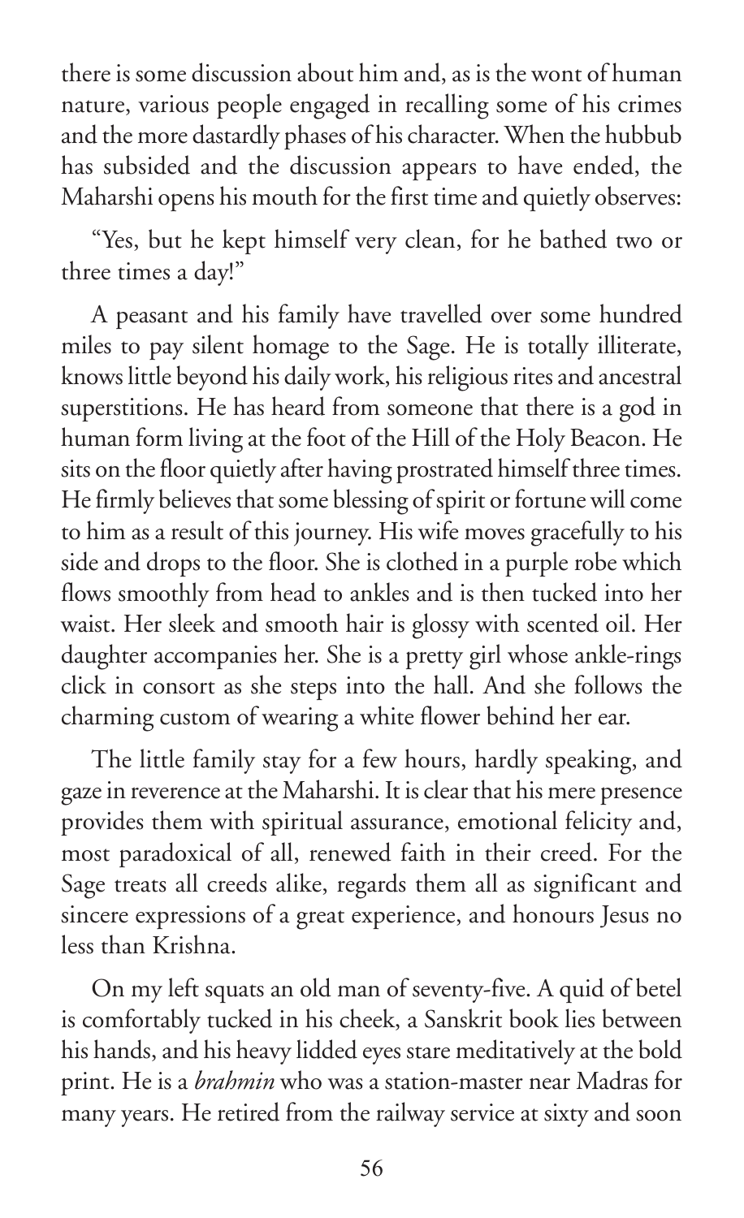there is some discussion about him and, as is the wont of human nature, various people engaged in recalling some of his crimes and the more dastardly phases of his character. When the hubbub has subsided and the discussion appears to have ended, the Maharshi opens his mouth for the first time and quietly observes:

"Yes, but he kept himself very clean, for he bathed two or three times a day!"

A peasant and his family have travelled over some hundred miles to pay silent homage to the Sage. He is totally illiterate, knows little beyond his daily work, his religious rites and ancestral superstitions. He has heard from someone that there is a god in human form living at the foot of the Hill of the Holy Beacon. He sits on the floor quietly after having prostrated himself three times. He firmly believes that some blessing of spirit or fortune will come to him as a result of this journey. His wife moves gracefully to his side and drops to the floor. She is clothed in a purple robe which flows smoothly from head to ankles and is then tucked into her waist. Her sleek and smooth hair is glossy with scented oil. Her daughter accompanies her. She is a pretty girl whose ankle-rings click in consort as she steps into the hall. And she follows the charming custom of wearing a white flower behind her ear.

The little family stay for a few hours, hardly speaking, and gaze in reverence at the Maharshi. It is clear that his mere presence provides them with spiritual assurance, emotional felicity and, most paradoxical of all, renewed faith in their creed. For the Sage treats all creeds alike, regards them all as significant and sincere expressions of a great experience, and honours Jesus no less than Krishna.

On my left squats an old man of seventy-five. A quid of betel is comfortably tucked in his cheek, a Sanskrit book lies between his hands, and his heavy lidded eyes stare meditatively at the bold print. He is a *brahmin* who was a station-master near Madras for many years. He retired from the railway service at sixty and soon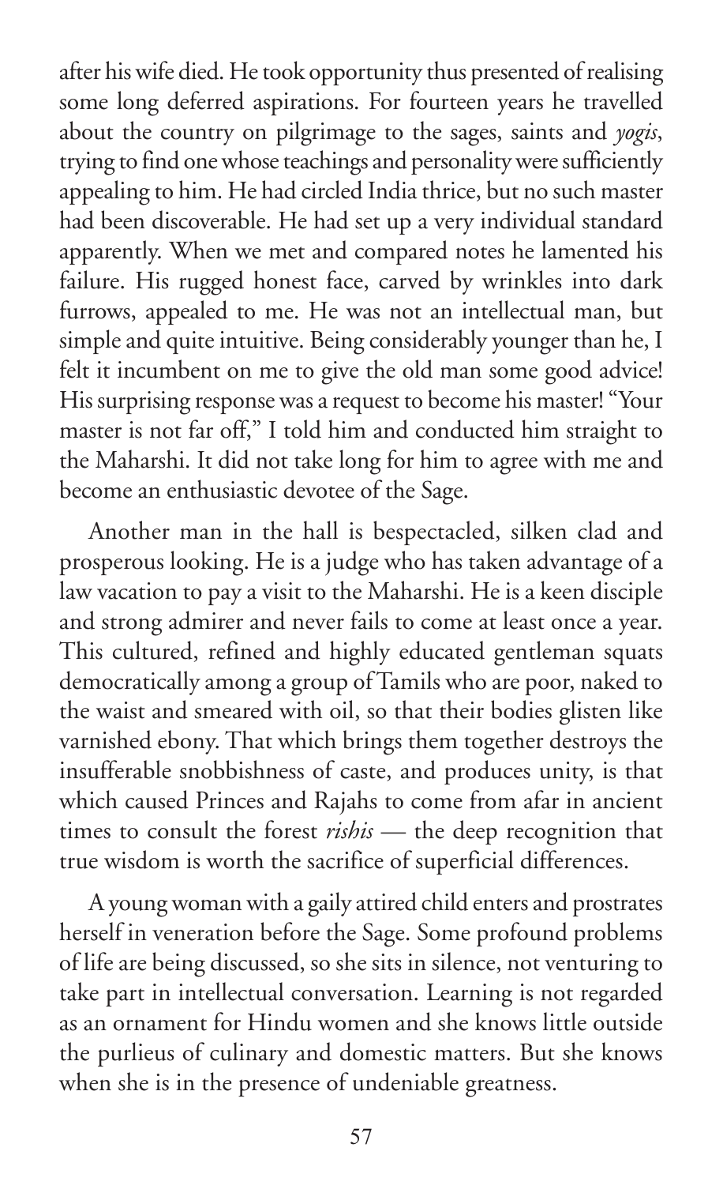after his wife died. He took opportunity thus presented of realising some long deferred aspirations. For fourteen years he travelled about the country on pilgrimage to the sages, saints and *yogis*, trying to find one whose teachings and personality were sufficiently appealing to him. He had circled India thrice, but no such master had been discoverable. He had set up a very individual standard apparently. When we met and compared notes he lamented his failure. His rugged honest face, carved by wrinkles into dark furrows, appealed to me. He was not an intellectual man, but simple and quite intuitive. Being considerably younger than he, I felt it incumbent on me to give the old man some good advice! His surprising response was a request to become his master! "Your master is not far off," I told him and conducted him straight to the Maharshi. It did not take long for him to agree with me and become an enthusiastic devotee of the Sage.

Another man in the hall is bespectacled, silken clad and prosperous looking. He is a judge who has taken advantage of a law vacation to pay a visit to the Maharshi. He is a keen disciple and strong admirer and never fails to come at least once a year. This cultured, refined and highly educated gentleman squats democratically among a group of Tamils who are poor, naked to the waist and smeared with oil, so that their bodies glisten like varnished ebony. That which brings them together destroys the insufferable snobbishness of caste, and produces unity, is that which caused Princes and Rajahs to come from afar in ancient times to consult the forest *rishis* — the deep recognition that true wisdom is worth the sacrifice of superficial differences.

A young woman with a gaily attired child enters and prostrates herself in veneration before the Sage. Some profound problems of life are being discussed, so she sits in silence, not venturing to take part in intellectual conversation. Learning is not regarded as an ornament for Hindu women and she knows little outside the purlieus of culinary and domestic matters. But she knows when she is in the presence of undeniable greatness.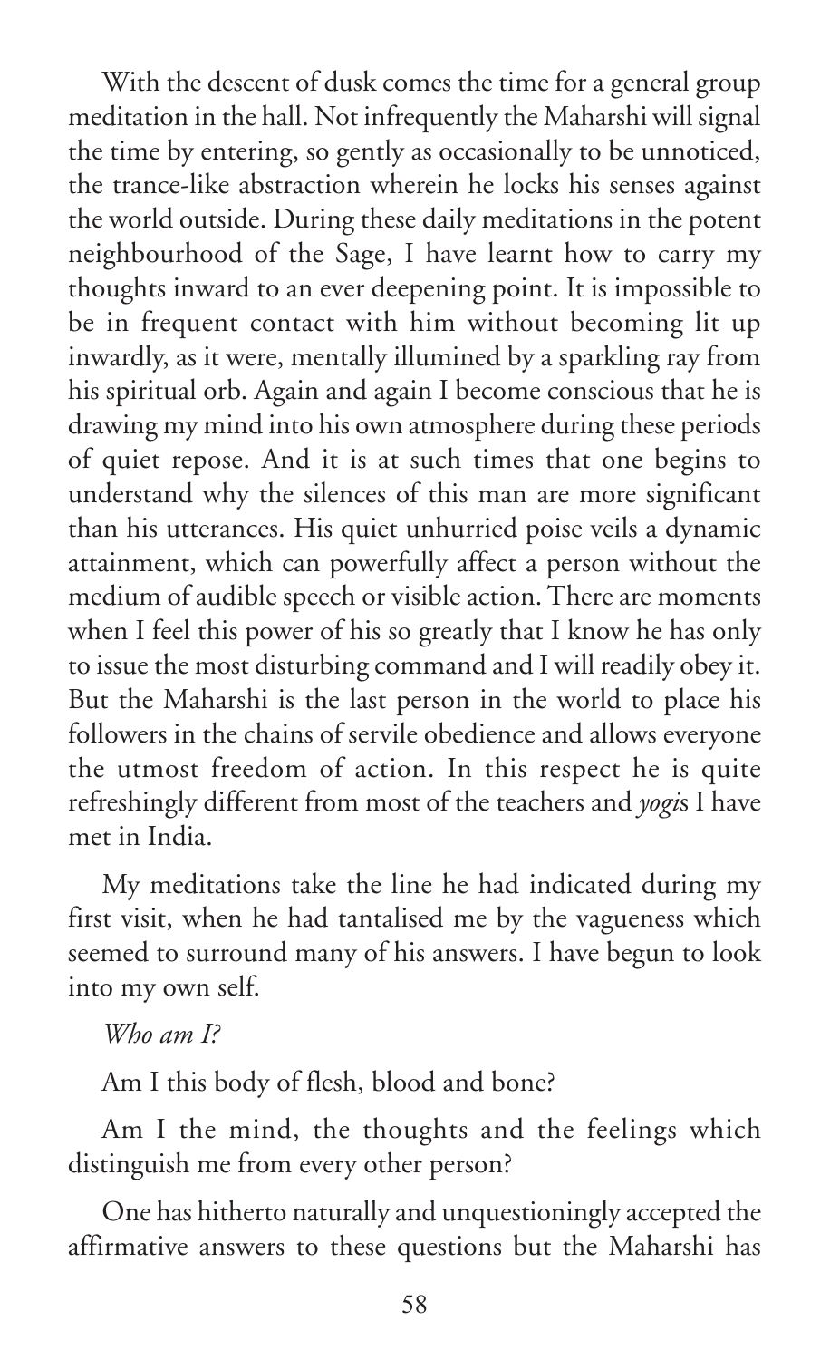With the descent of dusk comes the time for a general group meditation in the hall. Not infrequently the Maharshi will signal the time by entering, so gently as occasionally to be unnoticed, the trance-like abstraction wherein he locks his senses against the world outside. During these daily meditations in the potent neighbourhood of the Sage, I have learnt how to carry my thoughts inward to an ever deepening point. It is impossible to be in frequent contact with him without becoming lit up inwardly, as it were, mentally illumined by a sparkling ray from his spiritual orb. Again and again I become conscious that he is drawing my mind into his own atmosphere during these periods of quiet repose. And it is at such times that one begins to understand why the silences of this man are more significant than his utterances. His quiet unhurried poise veils a dynamic attainment, which can powerfully affect a person without the medium of audible speech or visible action. There are moments when I feel this power of his so greatly that I know he has only to issue the most disturbing command and I will readily obey it. But the Maharshi is the last person in the world to place his followers in the chains of servile obedience and allows everyone the utmost freedom of action. In this respect he is quite refreshingly different from most of the teachers and *yogi*s I have met in India.

My meditations take the line he had indicated during my first visit, when he had tantalised me by the vagueness which seemed to surround many of his answers. I have begun to look into my own self.

*Who am I?*

Am I this body of flesh, blood and bone?

Am I the mind, the thoughts and the feelings which distinguish me from every other person?

One has hitherto naturally and unquestioningly accepted the affirmative answers to these questions but the Maharshi has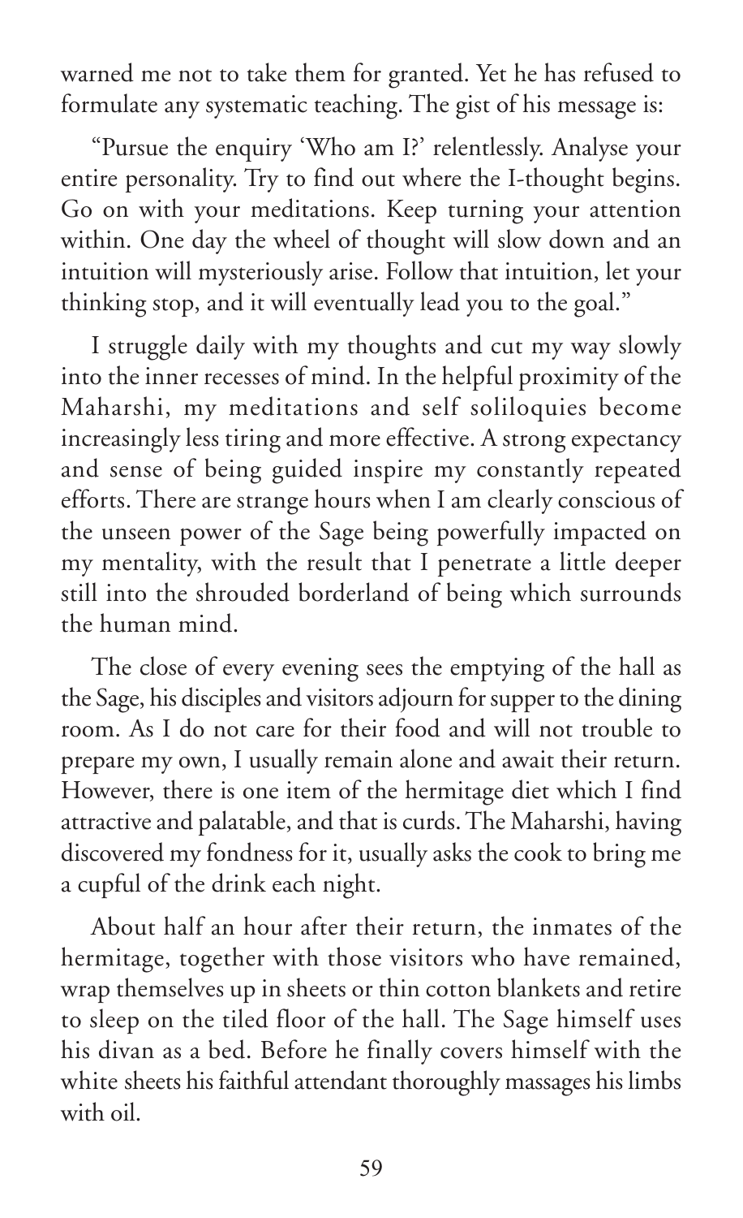warned me not to take them for granted. Yet he has refused to formulate any systematic teaching. The gist of his message is:

"Pursue the enquiry 'Who am I?' relentlessly. Analyse your entire personality. Try to find out where the I-thought begins. Go on with your meditations. Keep turning your attention within. One day the wheel of thought will slow down and an intuition will mysteriously arise. Follow that intuition, let your thinking stop, and it will eventually lead you to the goal."

I struggle daily with my thoughts and cut my way slowly into the inner recesses of mind. In the helpful proximity of the Maharshi, my meditations and self soliloquies become increasingly less tiring and more effective. A strong expectancy and sense of being guided inspire my constantly repeated efforts. There are strange hours when I am clearly conscious of the unseen power of the Sage being powerfully impacted on my mentality, with the result that I penetrate a little deeper still into the shrouded borderland of being which surrounds the human mind.

The close of every evening sees the emptying of the hall as the Sage, his disciples and visitors adjourn for supper to the dining room. As I do not care for their food and will not trouble to prepare my own, I usually remain alone and await their return. However, there is one item of the hermitage diet which I find attractive and palatable, and that is curds. The Maharshi, having discovered my fondness for it, usually asks the cook to bring me a cupful of the drink each night.

About half an hour after their return, the inmates of the hermitage, together with those visitors who have remained, wrap themselves up in sheets or thin cotton blankets and retire to sleep on the tiled floor of the hall. The Sage himself uses his divan as a bed. Before he finally covers himself with the white sheets his faithful attendant thoroughly massages his limbs with oil.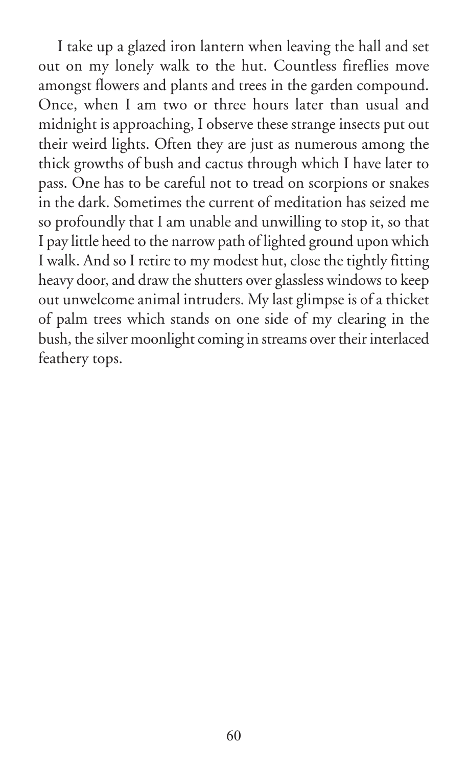I take up a glazed iron lantern when leaving the hall and set out on my lonely walk to the hut. Countless fireflies move amongst flowers and plants and trees in the garden compound. Once, when I am two or three hours later than usual and midnight is approaching, I observe these strange insects put out their weird lights. Often they are just as numerous among the thick growths of bush and cactus through which I have later to pass. One has to be careful not to tread on scorpions or snakes in the dark. Sometimes the current of meditation has seized me so profoundly that I am unable and unwilling to stop it, so that I pay little heed to the narrow path of lighted ground upon which I walk. And so I retire to my modest hut, close the tightly fitting heavy door, and draw the shutters over glassless windows to keep out unwelcome animal intruders. My last glimpse is of a thicket of palm trees which stands on one side of my clearing in the bush, the silver moonlight coming in streams over their interlaced feathery tops.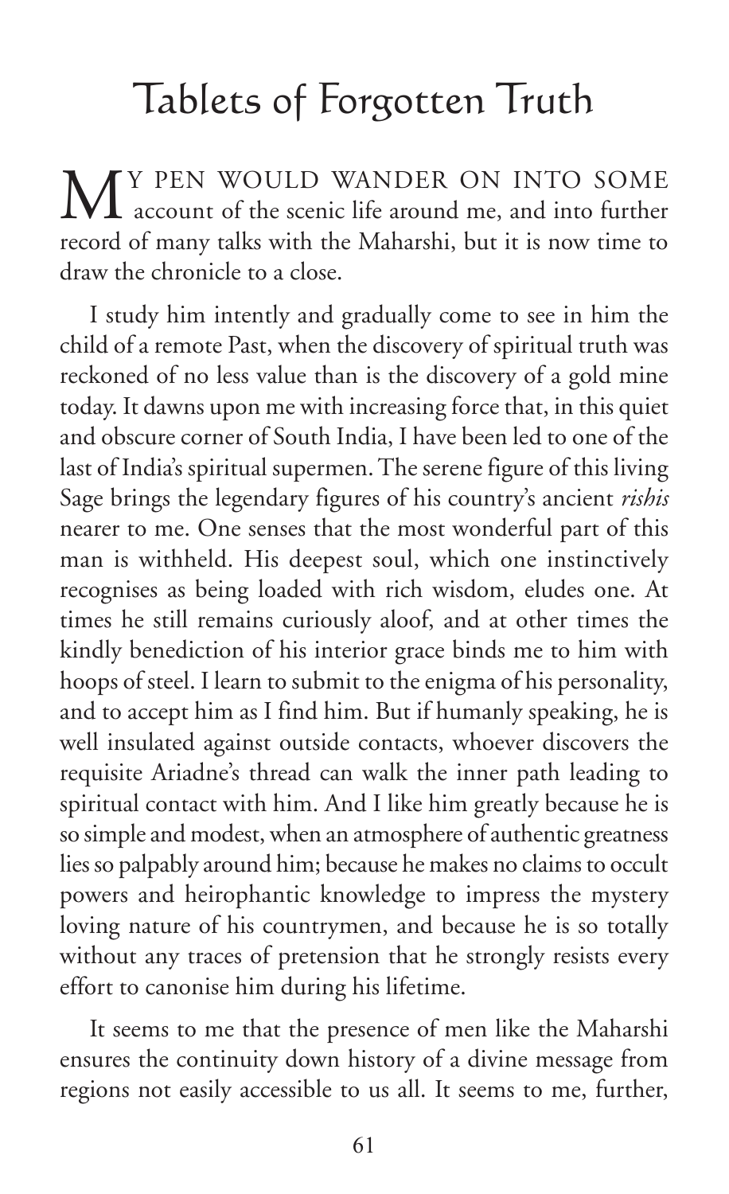# Tablets of Forgotten Truth

MY PEN WOULD WANDER ON INTO SOME account of the scenic life around me, and into further record of many talks with the Maharshi, but it is now time to draw the chronicle to a close.

I study him intently and gradually come to see in him the child of a remote Past, when the discovery of spiritual truth was reckoned of no less value than is the discovery of a gold mine today. It dawns upon me with increasing force that, in this quiet and obscure corner of South India, I have been led to one of the last of India's spiritual supermen. The serene figure of this living Sage brings the legendary figures of his country's ancient *rishis* nearer to me. One senses that the most wonderful part of this man is withheld. His deepest soul, which one instinctively recognises as being loaded with rich wisdom, eludes one. At times he still remains curiously aloof, and at other times the kindly benediction of his interior grace binds me to him with hoops of steel. I learn to submit to the enigma of his personality, and to accept him as I find him. But if humanly speaking, he is well insulated against outside contacts, whoever discovers the requisite Ariadne's thread can walk the inner path leading to spiritual contact with him. And I like him greatly because he is so simple and modest, when an atmosphere of authentic greatness lies so palpably around him; because he makes no claims to occult powers and heirophantic knowledge to impress the mystery loving nature of his countrymen, and because he is so totally without any traces of pretension that he strongly resists every effort to canonise him during his lifetime.

It seems to me that the presence of men like the Maharshi ensures the continuity down history of a divine message from regions not easily accessible to us all. It seems to me, further,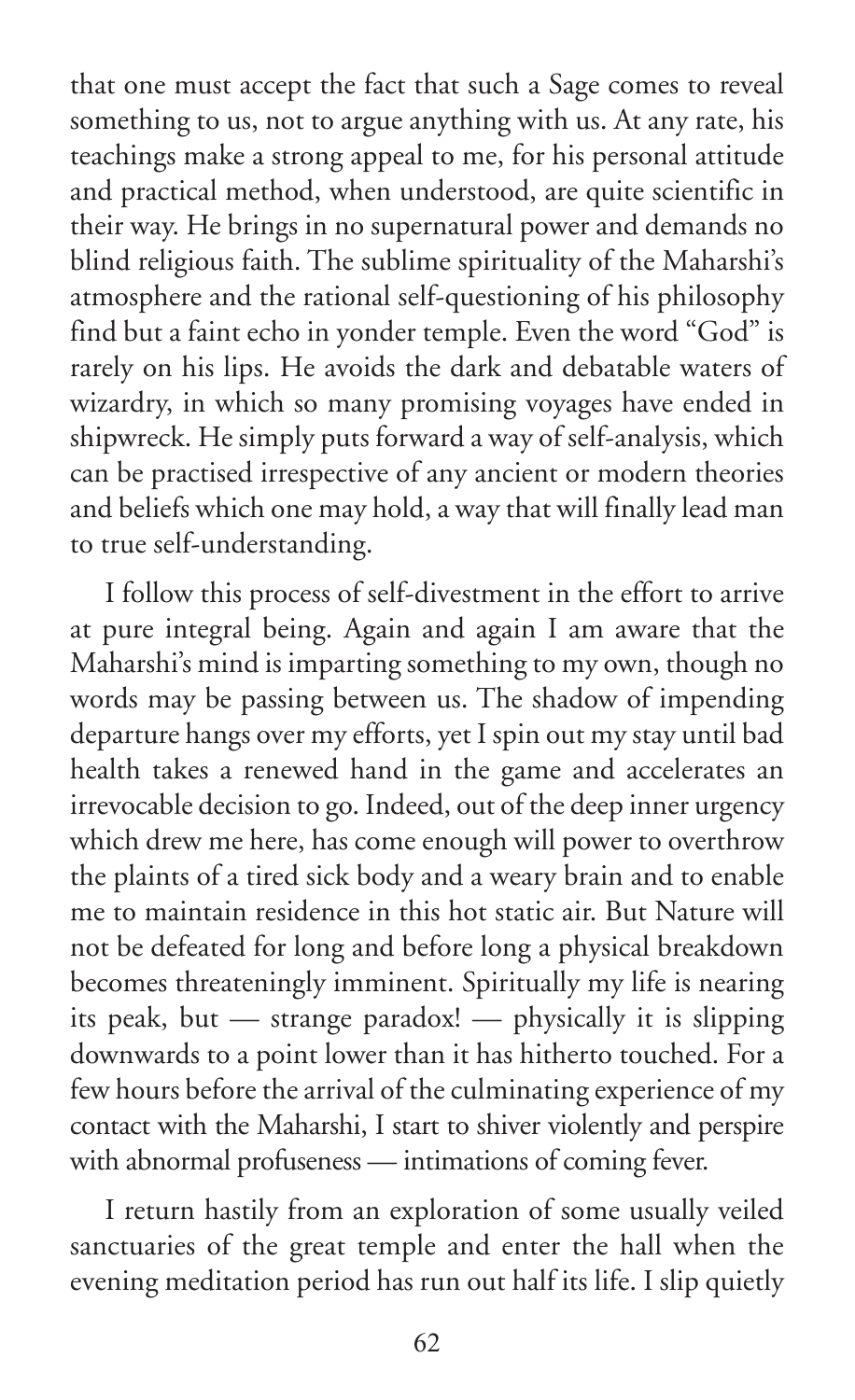that one must accept the fact that such a Sage comes to reveal something to us, not to argue anything with us. At any rate, his teachings make a strong appeal to me, for his personal attitude and practical method, when understood, are quite scientific in their way. He brings in no supernatural power and demands no blind religious faith. The sublime spirituality of the Maharshi's atmosphere and the rational self-questioning of his philosophy find but a faint echo in yonder temple. Even the word "God" is rarely on his lips. He avoids the dark and debatable waters of wizardry, in which so many promising voyages have ended in shipwreck. He simply puts forward a way of self-analysis, which can be practised irrespective of any ancient or modern theories and beliefs which one may hold, a way that will finally lead man to true self-understanding.

I follow this process of self-divestment in the effort to arrive at pure integral being. Again and again I am aware that the Maharshi's mind is imparting something to my own, though no words may be passing between us. The shadow of impending departure hangs over my efforts, yet I spin out my stay until bad health takes a renewed hand in the game and accelerates an irrevocable decision to go. Indeed, out of the deep inner urgency which drew me here, has come enough will power to overthrow the plaints of a tired sick body and a weary brain and to enable me to maintain residence in this hot static air. But Nature will not be defeated for long and before long a physical breakdown becomes threateningly imminent. Spiritually my life is nearing its peak, but — strange paradox! — physically it is slipping downwards to a point lower than it has hitherto touched. For a few hours before the arrival of the culminating experience of my contact with the Maharshi, I start to shiver violently and perspire with abnormal profuseness — intimations of coming fever.

I return hastily from an exploration of some usually veiled sanctuaries of the great temple and enter the hall when the evening meditation period has run out half its life. I slip quietly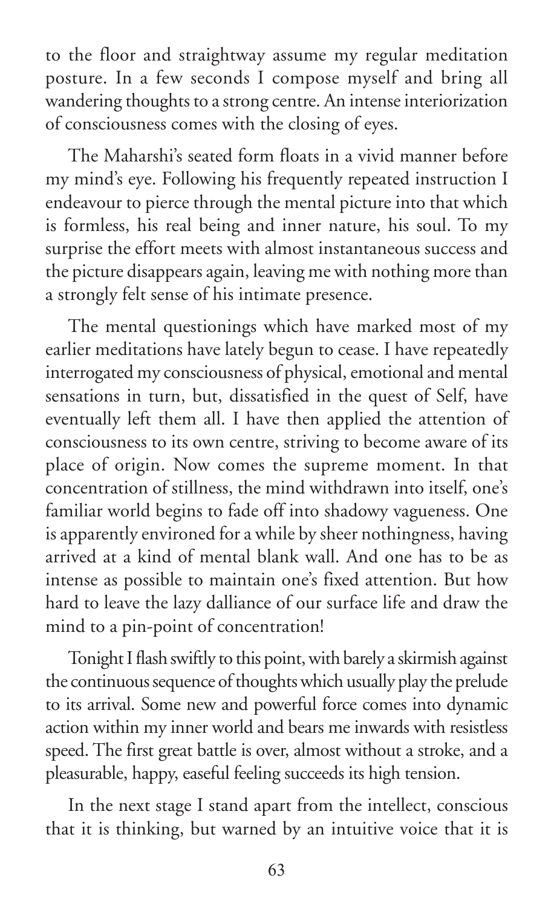to the floor and straightway assume my regular meditation posture. In a few seconds I compose myself and bring all wandering thoughts to a strong centre. An intense interiorization of consciousness comes with the closing of eyes.

The Maharshi's seated form floats in a vivid manner before my mind's eye. Following his frequently repeated instruction I endeavour to pierce through the mental picture into that which is formless, his real being and inner nature, his soul. To my surprise the effort meets with almost instantaneous success and the picture disappears again, leaving me with nothing more than a strongly felt sense of his intimate presence.

The mental questionings which have marked most of my earlier meditations have lately begun to cease. I have repeatedly interrogated my consciousness of physical, emotional and mental sensations in turn, but, dissatisfied in the quest of Self, have eventually left them all. I have then applied the attention of consciousness to its own centre, striving to become aware of its place of origin. Now comes the supreme moment. In that concentration of stillness, the mind withdrawn into itself, one's familiar world begins to fade off into shadowy vagueness. One is apparently environed for a while by sheer nothingness, having arrived at a kind of mental blank wall. And one has to be as intense as possible to maintain one's fixed attention. But how hard to leave the lazy dalliance of our surface life and draw the mind to a pin-point of concentration!

Tonight I flash swiftly to this point, with barely a skirmish against the continuous sequence of thoughts which usually play the prelude to its arrival. Some new and powerful force comes into dynamic action within my inner world and bears me inwards with resistless speed. The first great battle is over, almost without a stroke, and a pleasurable, happy, easeful feeling succeeds its high tension.

In the next stage I stand apart from the intellect, conscious that it is thinking, but warned by an intuitive voice that it is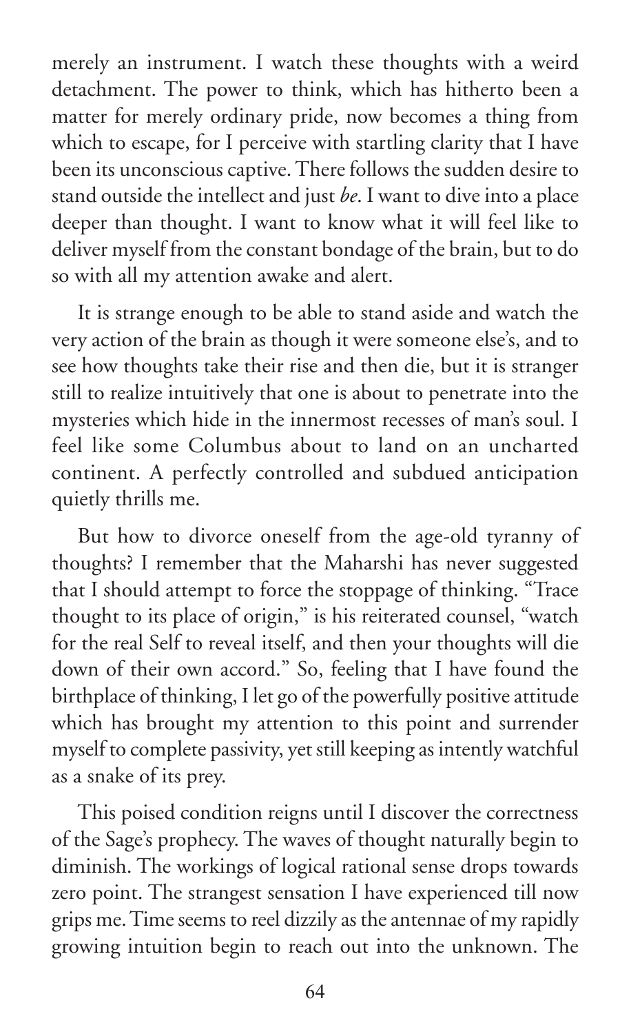merely an instrument. I watch these thoughts with a weird detachment. The power to think, which has hitherto been a matter for merely ordinary pride, now becomes a thing from which to escape, for I perceive with startling clarity that I have been its unconscious captive. There follows the sudden desire to stand outside the intellect and just *be*. I want to dive into a place deeper than thought. I want to know what it will feel like to deliver myself from the constant bondage of the brain, but to do so with all my attention awake and alert.

It is strange enough to be able to stand aside and watch the very action of the brain as though it were someone else's, and to see how thoughts take their rise and then die, but it is stranger still to realize intuitively that one is about to penetrate into the mysteries which hide in the innermost recesses of man's soul. I feel like some Columbus about to land on an uncharted continent. A perfectly controlled and subdued anticipation quietly thrills me.

But how to divorce oneself from the age-old tyranny of thoughts? I remember that the Maharshi has never suggested that I should attempt to force the stoppage of thinking. "Trace thought to its place of origin," is his reiterated counsel, "watch for the real Self to reveal itself, and then your thoughts will die down of their own accord." So, feeling that I have found the birthplace of thinking, I let go of the powerfully positive attitude which has brought my attention to this point and surrender myself to complete passivity, yet still keeping as intently watchful as a snake of its prey.

This poised condition reigns until I discover the correctness of the Sage's prophecy. The waves of thought naturally begin to diminish. The workings of logical rational sense drops towards zero point. The strangest sensation I have experienced till now grips me. Time seems to reel dizzily as the antennae of my rapidly growing intuition begin to reach out into the unknown. The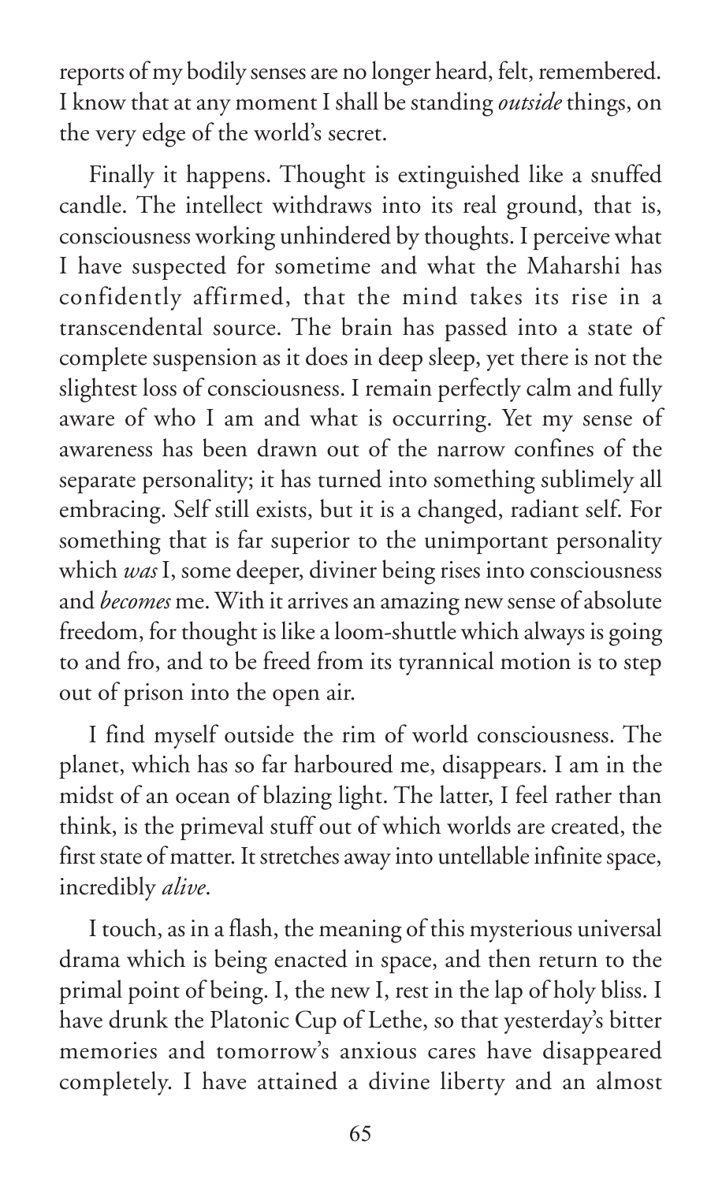reports of my bodily senses are no longer heard, felt, remembered. I know that at any moment I shall be standing *outside* things, on the very edge of the world's secret.

Finally it happens. Thought is extinguished like a snuffed candle. The intellect withdraws into its real ground, that is, consciousness working unhindered by thoughts. I perceive what I have suspected for sometime and what the Maharshi has confidently affirmed, that the mind takes its rise in a transcendental source. The brain has passed into a state of complete suspension as it does in deep sleep, yet there is not the slightest loss of consciousness. I remain perfectly calm and fully aware of who I am and what is occurring. Yet my sense of awareness has been drawn out of the narrow confines of the separate personality; it has turned into something sublimely all embracing. Self still exists, but it is a changed, radiant self. For something that is far superior to the unimportant personality which *was* I, some deeper, diviner being rises into consciousness and *becomes* me. With it arrives an amazing new sense of absolute freedom, for thought is like a loom-shuttle which always is going to and fro, and to be freed from its tyrannical motion is to step out of prison into the open air.

I find myself outside the rim of world consciousness. The planet, which has so far harboured me, disappears. I am in the midst of an ocean of blazing light. The latter, I feel rather than think, is the primeval stuff out of which worlds are created, the first state of matter. It stretches away into untellable infinite space, incredibly *alive*.

I touch, as in a flash, the meaning of this mysterious universal drama which is being enacted in space, and then return to the primal point of being. I, the new I, rest in the lap of holy bliss. I have drunk the Platonic Cup of Lethe, so that yesterday's bitter memories and tomorrow's anxious cares have disappeared completely. I have attained a divine liberty and an almost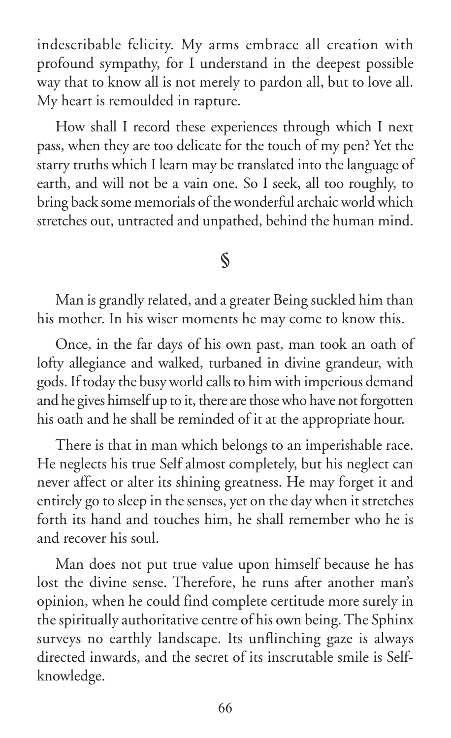indescribable felicity. My arms embrace all creation with profound sympathy, for I understand in the deepest possible way that to know all is not merely to pardon all, but to love all. My heart is remoulded in rapture.

How shall I record these experiences through which I next pass, when they are too delicate for the touch of my pen? Yet the starry truths which I learn may be translated into the language of earth, and will not be a vain one. So I seek, all too roughly, to bring back some memorials of the wonderful archaic world which stretches out, untracted and unpathed, behind the human mind.

§

Man is grandly related, and a greater Being suckled him than his mother. In his wiser moments he may come to know this.

Once, in the far days of his own past, man took an oath of lofty allegiance and walked, turbaned in divine grandeur, with gods. If today the busy world calls to him with imperious demand and he gives himself up to it, there are those who have not forgotten his oath and he shall be reminded of it at the appropriate hour.

There is that in man which belongs to an imperishable race. He neglects his true Self almost completely, but his neglect can never affect or alter its shining greatness. He may forget it and entirely go to sleep in the senses, yet on the day when it stretches forth its hand and touches him, he shall remember who he is and recover his soul.

Man does not put true value upon himself because he has lost the divine sense. Therefore, he runs after another man's opinion, when he could find complete certitude more surely in the spiritually authoritative centre of his own being. The Sphinx surveys no earthly landscape. Its unflinching gaze is always directed inwards, and the secret of its inscrutable smile is Self-knowledge.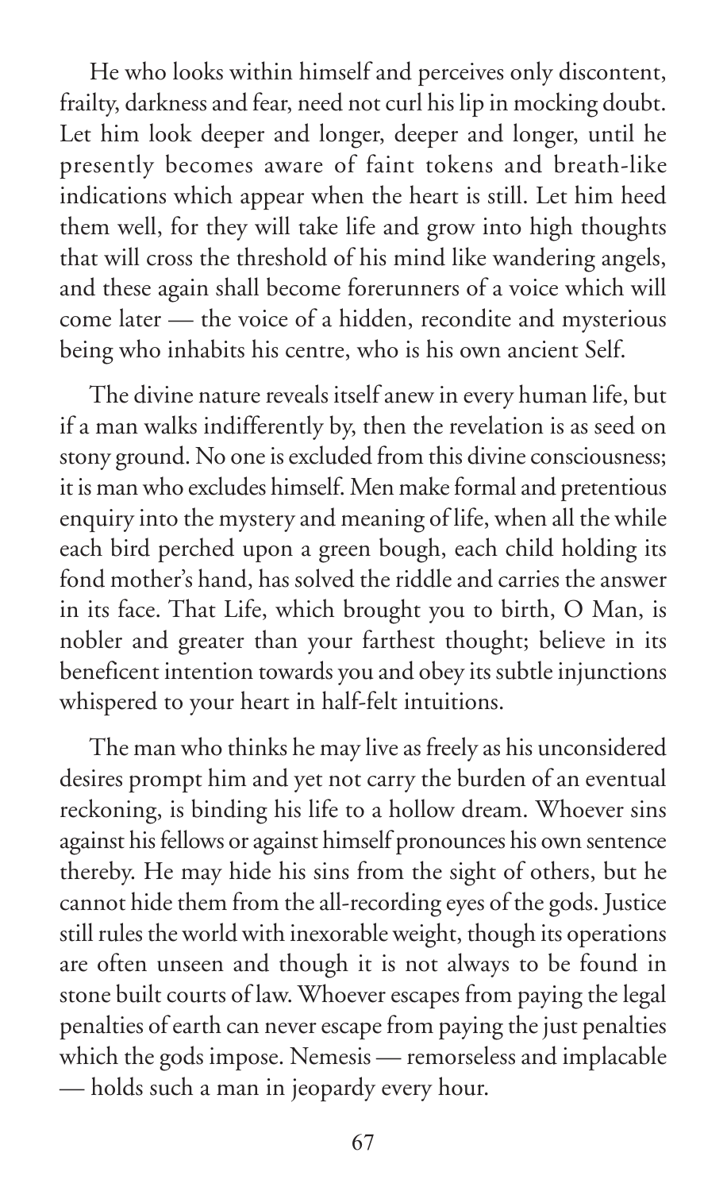He who looks within himself and perceives only discontent, frailty, darkness and fear, need not curl his lip in mocking doubt. Let him look deeper and longer, deeper and longer, until he presently becomes aware of faint tokens and breath-like indications which appear when the heart is still. Let him heed them well, for they will take life and grow into high thoughts that will cross the threshold of his mind like wandering angels, and these again shall become forerunners of a voice which will come later — the voice of a hidden, recondite and mysterious being who inhabits his centre, who is his own ancient Self.

The divine nature reveals itself anew in every human life, but if a man walks indifferently by, then the revelation is as seed on stony ground. No one is excluded from this divine consciousness; it is man who excludes himself. Men make formal and pretentious enquiry into the mystery and meaning of life, when all the while each bird perched upon a green bough, each child holding its fond mother's hand, has solved the riddle and carries the answer in its face. That Life, which brought you to birth, O Man, is nobler and greater than your farthest thought; believe in its beneficent intention towards you and obey its subtle injunctions whispered to your heart in half-felt intuitions.

The man who thinks he may live as freely as his unconsidered desires prompt him and yet not carry the burden of an eventual reckoning, is binding his life to a hollow dream. Whoever sins against his fellows or against himself pronounces his own sentence thereby. He may hide his sins from the sight of others, but he cannot hide them from the all-recording eyes of the gods. Justice still rules the world with inexorable weight, though its operations are often unseen and though it is not always to be found in stone built courts of law. Whoever escapes from paying the legal penalties of earth can never escape from paying the just penalties which the gods impose. Nemesis — remorseless and implacable — holds such a man in jeopardy every hour.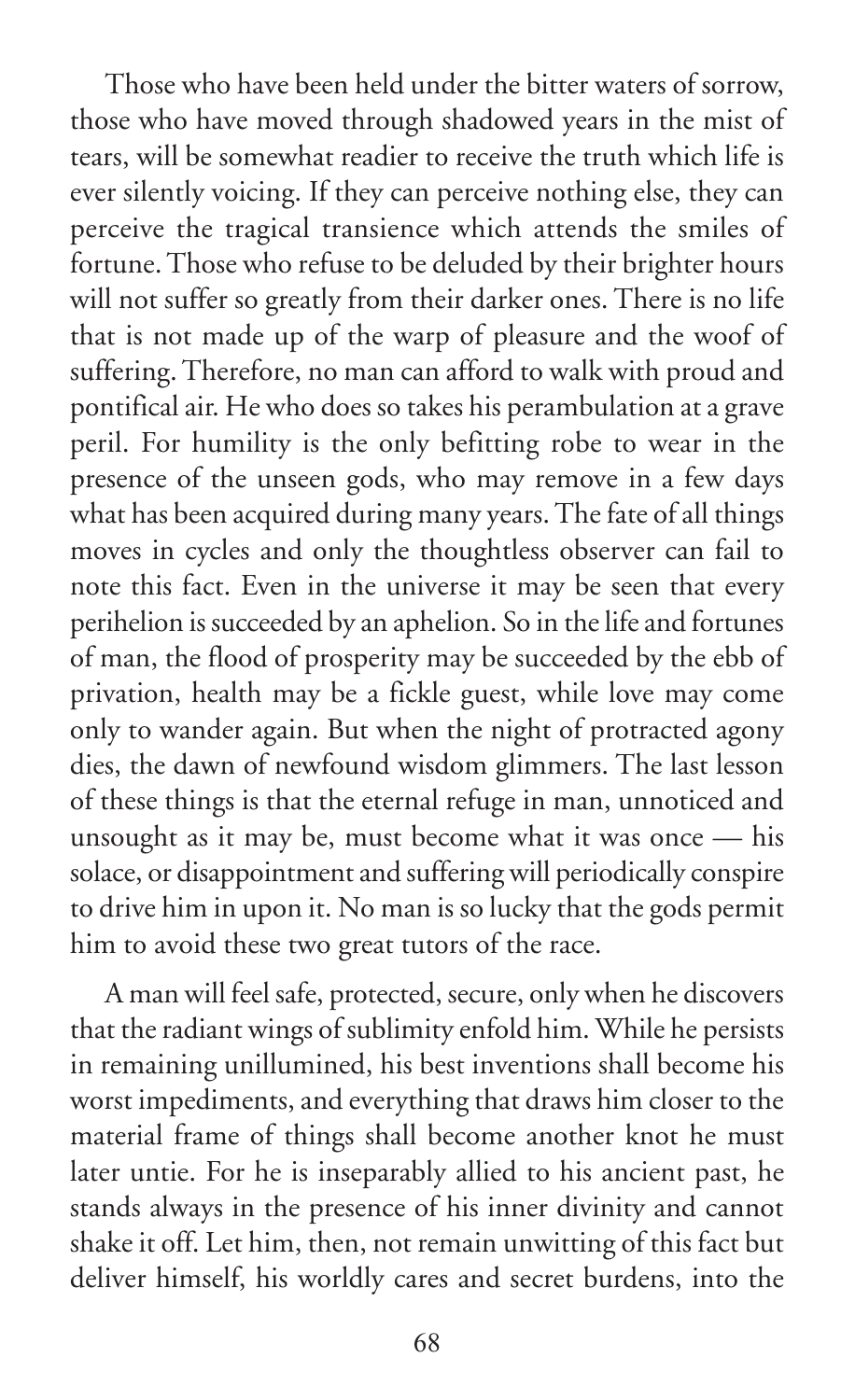Those who have been held under the bitter waters of sorrow, those who have moved through shadowed years in the mist of tears, will be somewhat readier to receive the truth which life is ever silently voicing. If they can perceive nothing else, they can perceive the tragical transience which attends the smiles of fortune. Those who refuse to be deluded by their brighter hours will not suffer so greatly from their darker ones. There is no life that is not made up of the warp of pleasure and the woof of suffering. Therefore, no man can afford to walk with proud and pontifical air. He who does so takes his perambulation at a grave peril. For humility is the only befitting robe to wear in the presence of the unseen gods, who may remove in a few days what has been acquired during many years. The fate of all things moves in cycles and only the thoughtless observer can fail to note this fact. Even in the universe it may be seen that every perihelion is succeeded by an aphelion. So in the life and fortunes of man, the flood of prosperity may be succeeded by the ebb of privation, health may be a fickle guest, while love may come only to wander again. But when the night of protracted agony dies, the dawn of newfound wisdom glimmers. The last lesson of these things is that the eternal refuge in man, unnoticed and unsought as it may be, must become what it was once — his solace, or disappointment and suffering will periodically conspire to drive him in upon it. No man is so lucky that the gods permit him to avoid these two great tutors of the race.

A man will feel safe, protected, secure, only when he discovers that the radiant wings of sublimity enfold him. While he persists in remaining unillumined, his best inventions shall become his worst impediments, and everything that draws him closer to the material frame of things shall become another knot he must later untie. For he is inseparably allied to his ancient past, he stands always in the presence of his inner divinity and cannot shake it off. Let him, then, not remain unwitting of this fact but deliver himself, his worldly cares and secret burdens, into the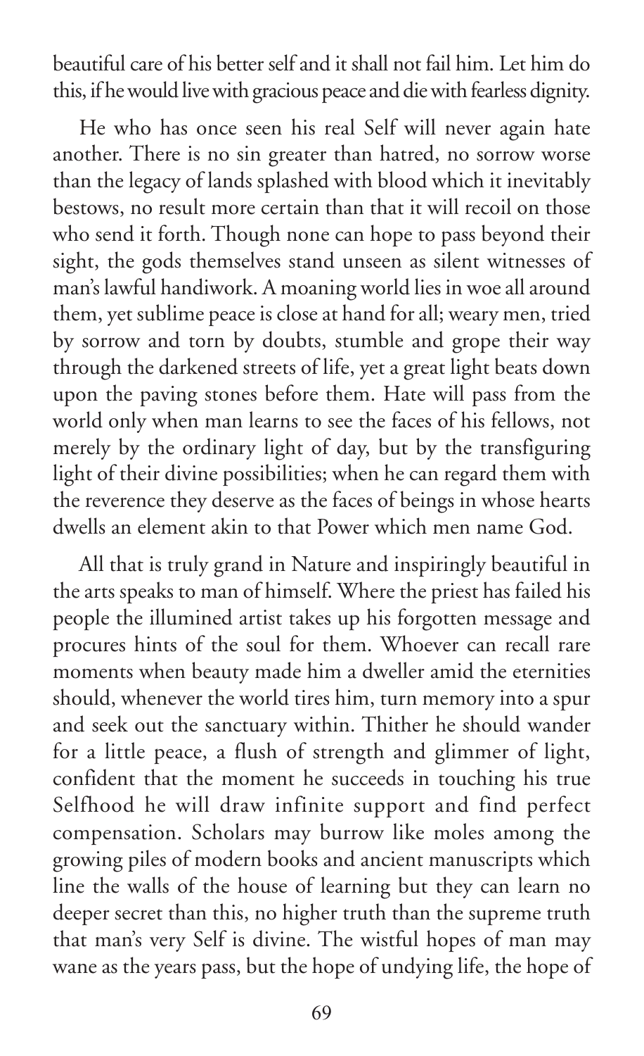beautiful care of his better self and it shall not fail him. Let him do this, if he would live with gracious peace and die with fearless dignity.

He who has once seen his real Self will never again hate another. There is no sin greater than hatred, no sorrow worse than the legacy of lands splashed with blood which it inevitably bestows, no result more certain than that it will recoil on those who send it forth. Though none can hope to pass beyond their sight, the gods themselves stand unseen as silent witnesses of man's lawful handiwork. A moaning world lies in woe all around them, yet sublime peace is close at hand for all; weary men, tried by sorrow and torn by doubts, stumble and grope their way through the darkened streets of life, yet a great light beats down upon the paving stones before them. Hate will pass from the world only when man learns to see the faces of his fellows, not merely by the ordinary light of day, but by the transfiguring light of their divine possibilities; when he can regard them with the reverence they deserve as the faces of beings in whose hearts dwells an element akin to that Power which men name God.

All that is truly grand in Nature and inspiringly beautiful in the arts speaks to man of himself. Where the priest has failed his people the illumined artist takes up his forgotten message and procures hints of the soul for them. Whoever can recall rare moments when beauty made him a dweller amid the eternities should, whenever the world tires him, turn memory into a spur and seek out the sanctuary within. Thither he should wander for a little peace, a flush of strength and glimmer of light, confident that the moment he succeeds in touching his true Selfhood he will draw infinite support and find perfect compensation. Scholars may burrow like moles among the growing piles of modern books and ancient manuscripts which line the walls of the house of learning but they can learn no deeper secret than this, no higher truth than the supreme truth that man's very Self is divine. The wistful hopes of man may wane as the years pass, but the hope of undying life, the hope of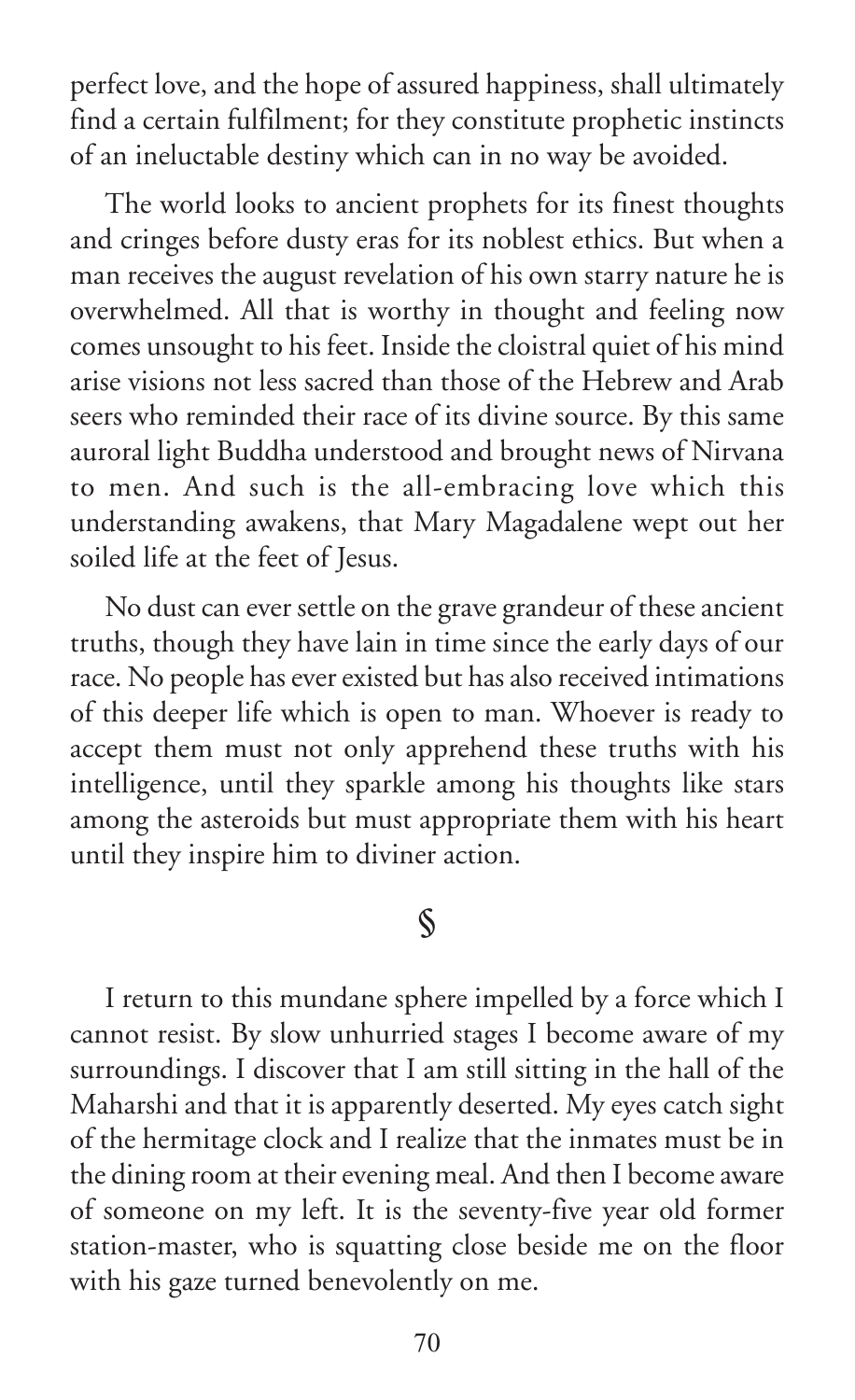perfect love, and the hope of assured happiness, shall ultimately find a certain fulfilment; for they constitute prophetic instincts of an ineluctable destiny which can in no way be avoided.

The world looks to ancient prophets for its finest thoughts and cringes before dusty eras for its noblest ethics. But when a man receives the august revelation of his own starry nature he is overwhelmed. All that is worthy in thought and feeling now comes unsought to his feet. Inside the cloistral quiet of his mind arise visions not less sacred than those of the Hebrew and Arab seers who reminded their race of its divine source. By this same auroral light Buddha understood and brought news of Nirvana to men. And such is the all-embracing love which this understanding awakens, that Mary Magadalene wept out her soiled life at the feet of Jesus.

No dust can ever settle on the grave grandeur of these ancient truths, though they have lain in time since the early days of our race. No people has ever existed but has also received intimations of this deeper life which is open to man. Whoever is ready to accept them must not only apprehend these truths with his intelligence, until they sparkle among his thoughts like stars among the asteroids but must appropriate them with his heart until they inspire him to diviner action.

§

I return to this mundane sphere impelled by a force which I cannot resist. By slow unhurried stages I become aware of my surroundings. I discover that I am still sitting in the hall of the Maharshi and that it is apparently deserted. My eyes catch sight of the hermitage clock and I realize that the inmates must be in the dining room at their evening meal. And then I become aware of someone on my left. It is the seventy-five year old former station-master, who is squatting close beside me on the floor with his gaze turned benevolently on me.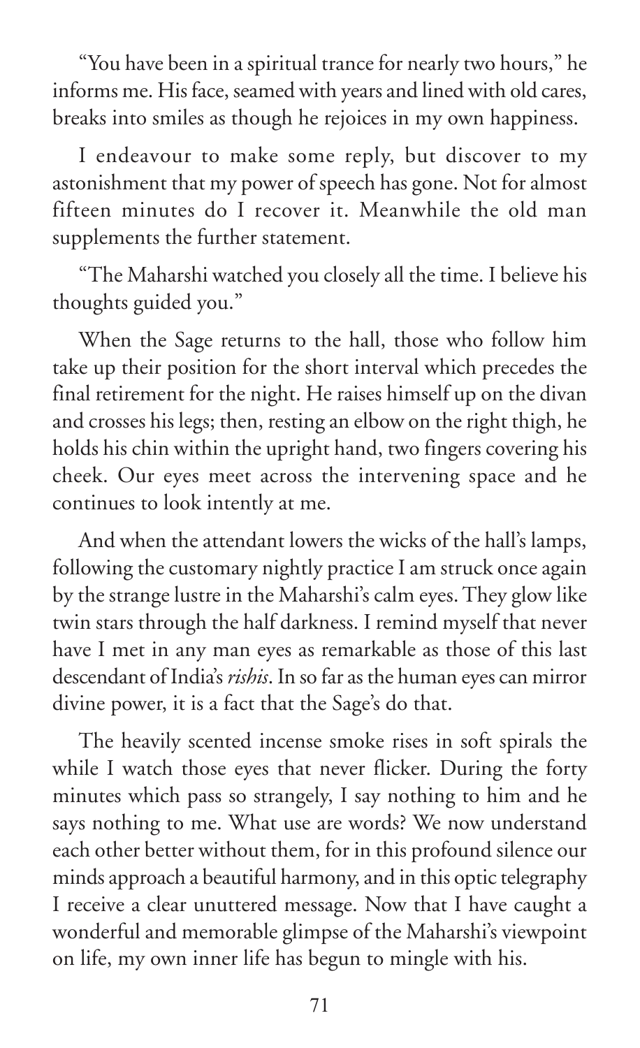"You have been in a spiritual trance for nearly two hours," he informs me. His face, seamed with years and lined with old cares, breaks into smiles as though he rejoices in my own happiness.

I endeavour to make some reply, but discover to my astonishment that my power of speech has gone. Not for almost fifteen minutes do I recover it. Meanwhile the old man supplements the further statement.

"The Maharshi watched you closely all the time. I believe his thoughts guided you."

When the Sage returns to the hall, those who follow him take up their position for the short interval which precedes the final retirement for the night. He raises himself up on the divan and crosses his legs; then, resting an elbow on the right thigh, he holds his chin within the upright hand, two fingers covering his cheek. Our eyes meet across the intervening space and he continues to look intently at me.

And when the attendant lowers the wicks of the hall's lamps, following the customary nightly practice I am struck once again by the strange lustre in the Maharshi's calm eyes. They glow like twin stars through the half darkness. I remind myself that never have I met in any man eyes as remarkable as those of this last descendant of India's *rishis*. In so far as the human eyes can mirror divine power, it is a fact that the Sage's do that.

The heavily scented incense smoke rises in soft spirals the while I watch those eyes that never flicker. During the forty minutes which pass so strangely, I say nothing to him and he says nothing to me. What use are words? We now understand each other better without them, for in this profound silence our minds approach a beautiful harmony, and in this optic telegraphy I receive a clear unuttered message. Now that I have caught a wonderful and memorable glimpse of the Maharshi's viewpoint on life, my own inner life has begun to mingle with his.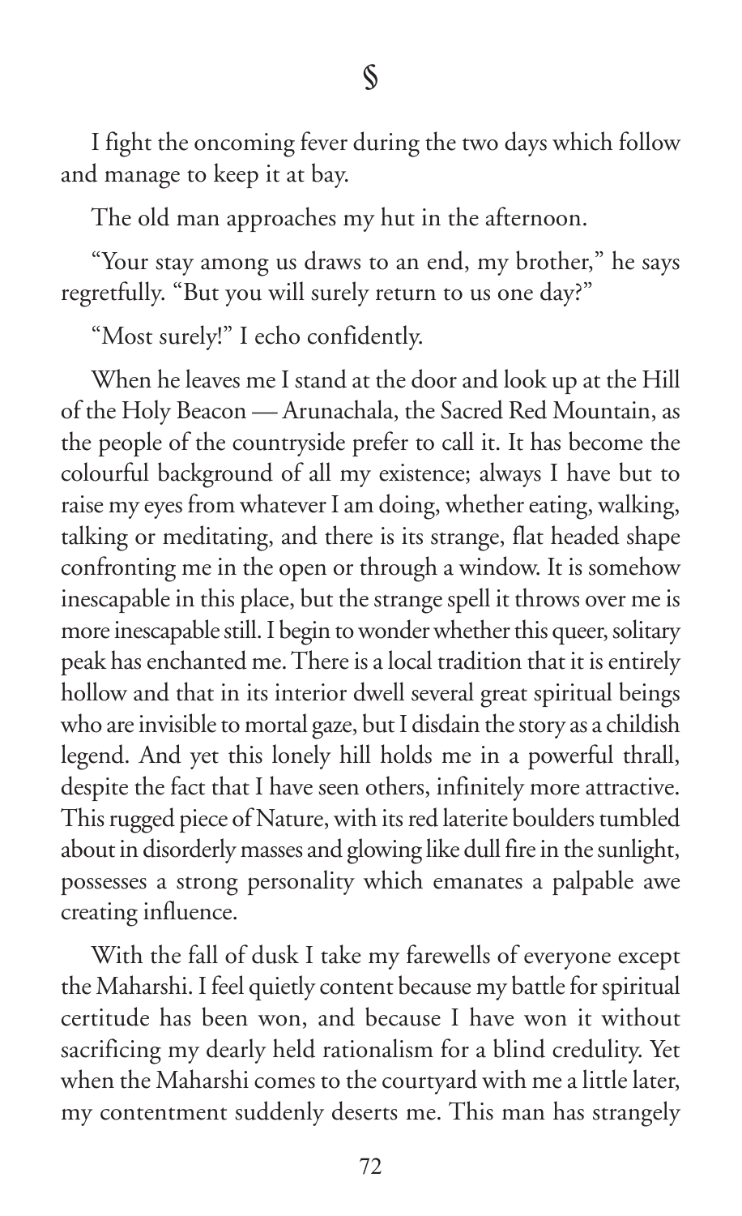§

I fight the oncoming fever during the two days which follow and manage to keep it at bay.

The old man approaches my hut in the afternoon.

"Your stay among us draws to an end, my brother," he says regretfully. "But you will surely return to us one day?"

"Most surely!" I echo confidently.

When he leaves me I stand at the door and look up at the Hill of the Holy Beacon — Arunachala, the Sacred Red Mountain, as the people of the countryside prefer to call it. It has become the colourful background of all my existence; always I have but to raise my eyes from whatever I am doing, whether eating, walking, talking or meditating, and there is its strange, flat headed shape confronting me in the open or through a window. It is somehow inescapable in this place, but the strange spell it throws over me is more inescapable still. I begin to wonder whether this queer, solitary peak has enchanted me. There is a local tradition that it is entirely hollow and that in its interior dwell several great spiritual beings who are invisible to mortal gaze, but I disdain the story as a childish legend. And yet this lonely hill holds me in a powerful thrall, despite the fact that I have seen others, infinitely more attractive. This rugged piece of Nature, with its red laterite boulders tumbled about in disorderly masses and glowing like dull fire in the sunlight, possesses a strong personality which emanates a palpable awe creating influence.

With the fall of dusk I take my farewells of everyone except the Maharshi. I feel quietly content because my battle for spiritual certitude has been won, and because I have won it without sacrificing my dearly held rationalism for a blind credulity. Yet when the Maharshi comes to the courtyard with me a little later, my contentment suddenly deserts me. This man has strangely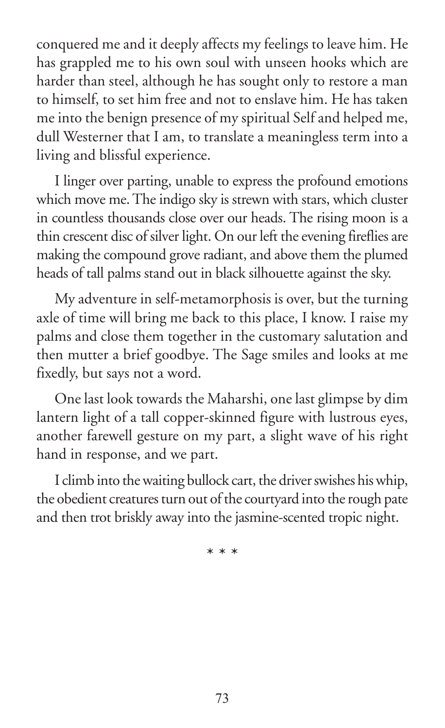conquered me and it deeply affects my feelings to leave him. He has grappled me to his own soul with unseen hooks which are harder than steel, although he has sought only to restore a man to himself, to set him free and not to enslave him. He has taken me into the benign presence of my spiritual Self and helped me, dull Westerner that I am, to translate a meaningless term into a living and blissful experience.

I linger over parting, unable to express the profound emotions which move me. The indigo sky is strewn with stars, which cluster in countless thousands close over our heads. The rising moon is a thin crescent disc of silver light. On our left the evening fireflies are making the compound grove radiant, and above them the plumed heads of tall palms stand out in black silhouette against the sky.

My adventure in self-metamorphosis is over, but the turning axle of time will bring me back to this place, I know. I raise my palms and close them together in the customary salutation and then mutter a brief goodbye. The Sage smiles and looks at me fixedly, but says not a word.

One last look towards the Maharshi, one last glimpse by dim lantern light of a tall copper-skinned figure with lustrous eyes, another farewell gesture on my part, a slight wave of his right hand in response, and we part.

I climb into the waiting bullock cart, the driver swishes his whip, the obedient creatures turn out of the courtyard into the rough pate and then trot briskly away into the jasmine-scented tropic night.

* * *